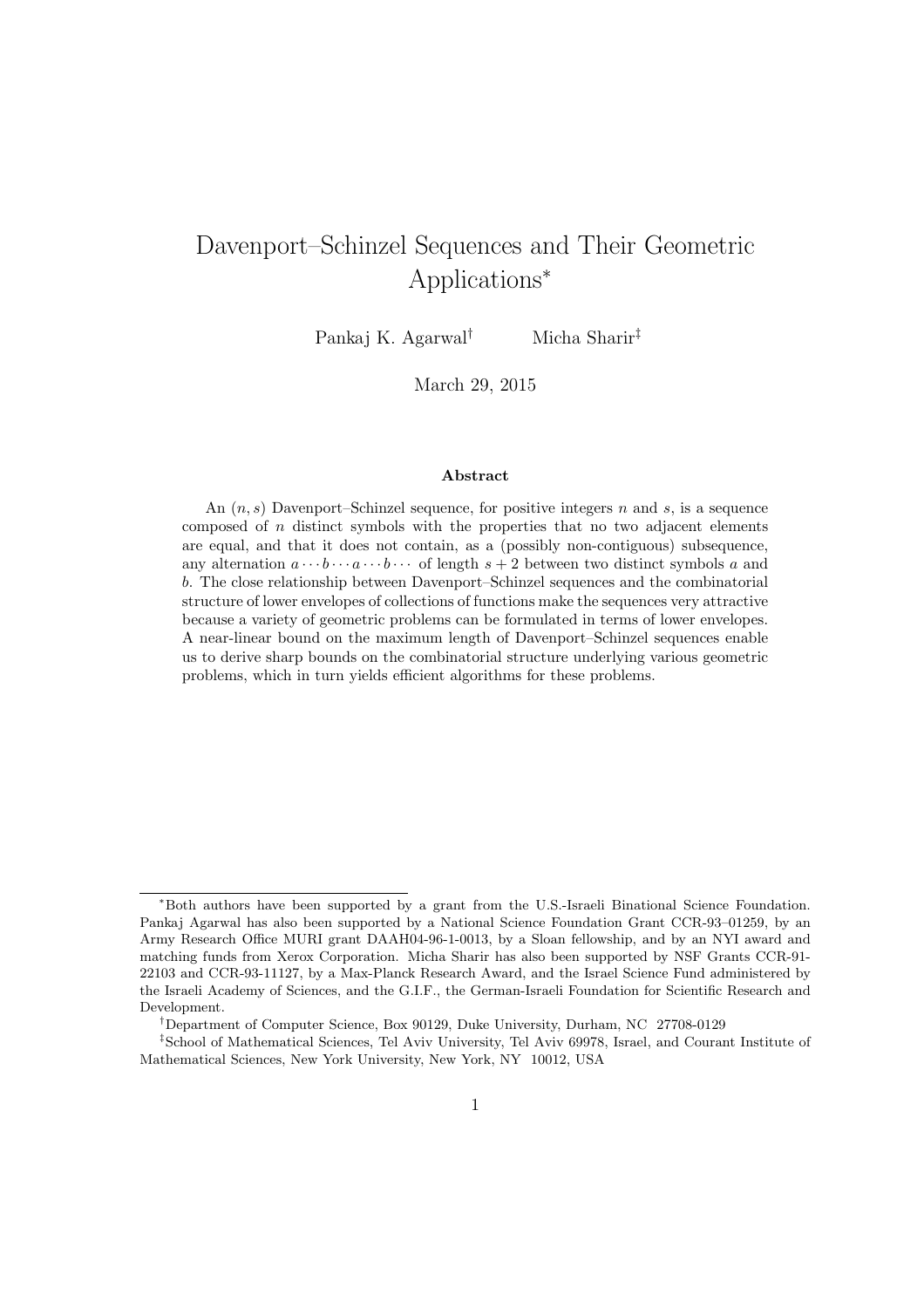# Davenport–Schinzel Sequences and Their Geometric Applications*

Pankaj K. Agarwal[†] Micha Sharir[‡]

March 29, 2015

## Abstract

An $(n, s)$ Davenport–Schinzel sequence, for positive integers $n$ and $s$, is a sequence composed of $n$ distinct symbols with the properties that no two adjacent elements are equal, and that it does not contain, as a (possibly non-contiguous) subsequence, any alternation $a \cdots b \cdots a \cdots b \cdots$ of length $s + 2$ between two distinct symbols $a$ and $b$. The close relationship between Davenport–Schinzel sequences and the combinatorial structure of lower envelopes of collections of functions make the sequences very attractive because a variety of geometric problems can be formulated in terms of lower envelopes. A near-linear bound on the maximum length of Davenport–Schinzel sequences enable us to derive sharp bounds on the combinatorial structure underlying various geometric problems, which in turn yields efficient algorithms for these problems.

---

*Both authors have been supported by a grant from the U.S.-Israeli Binational Science Foundation. Pankaj Agarwal has also been supported by a National Science Foundation Grant CCR-93–01259, by an Army Research Office MURI grant DAAH04-96-1-0013, by a Sloan fellowship, and by an NYI award and matching funds from Xerox Corporation. Micha Sharir has also been supported by NSF Grants CCR-91-22103 and CCR-93-11127, by a Max-Planck Research Award, and the Israel Science Fund administered by the Israeli Academy of Sciences, and the G.I.F., the German-Israeli Foundation for Scientific Research and Development.

[†]Department of Computer Science, Box 90129, Duke University, Durham, NC 27708-0129

[‡]School of Mathematical Sciences, Tel Aviv University, Tel Aviv 69978, Israel, and Courant Institute of Mathematical Sciences, New York University, New York, NY 10012, USA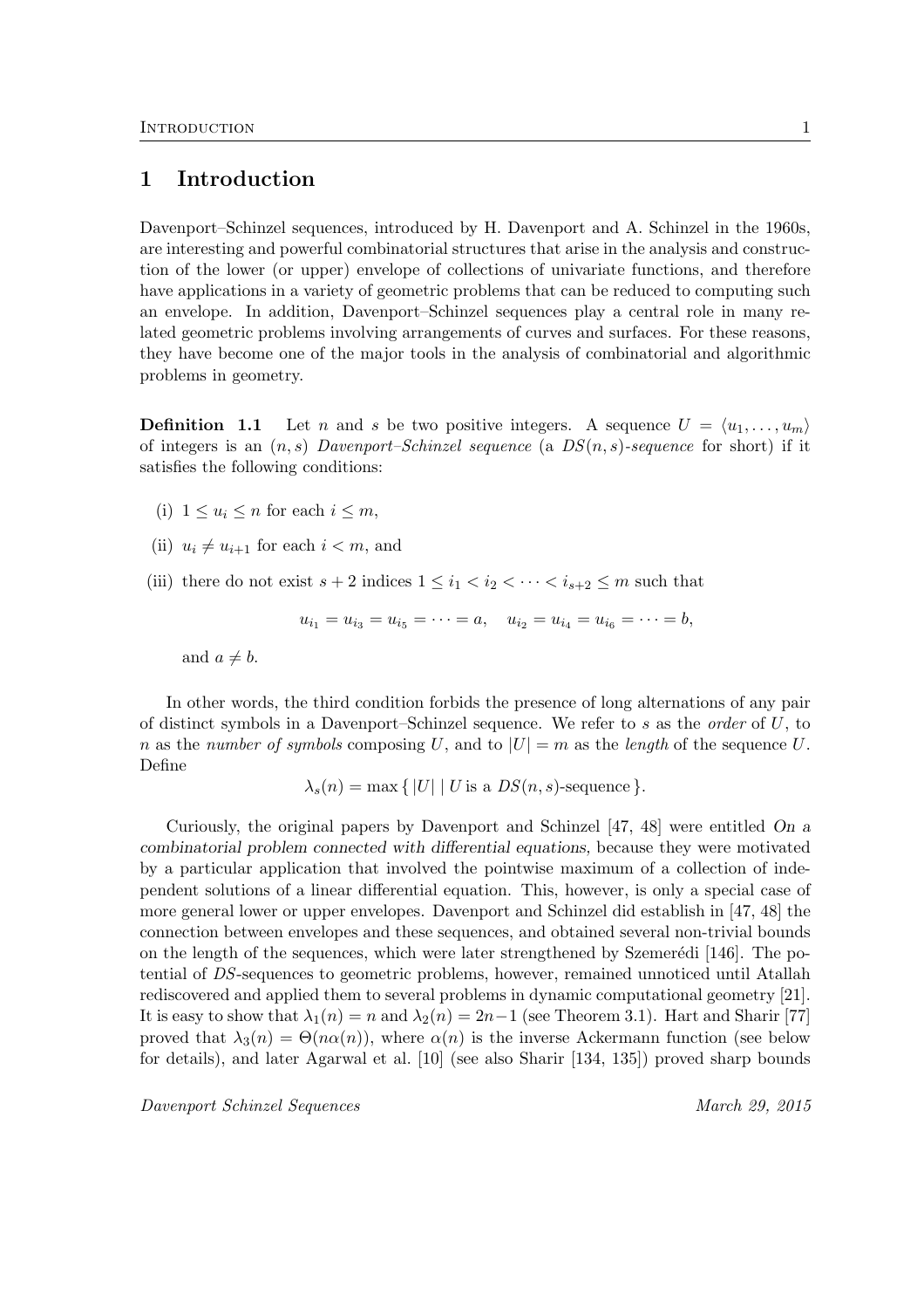# 1 Introduction

Davenport–Schinzel sequences, introduced by H. Davenport and A. Schinzel in the 1960s, are interesting and powerful combinatorial structures that arise in the analysis and construction of the lower (or upper) envelope of collections of univariate functions, and therefore have applications in a variety of geometric problems that can be reduced to computing such an envelope. In addition, Davenport–Schinzel sequences play a central role in many related geometric problems involving arrangements of curves and surfaces. For these reasons, they have become one of the major tools in the analysis of combinatorial and algorithmic problems in geometry.

**Definition 1.1** Let $n$ and $s$ be two positive integers. A sequence $U = \langle u_1, \ldots, u_m \rangle$ of integers is an $(n, s)$ *Davenport–Schinzel sequence* (a *$DS(n, s)$-sequence* for short) if it satisfies the following conditions:

(i) $1 \le u_i \le n$ for each $i \le m$,

(ii) $u_i \ne u_{i+1}$ for each $i < m$, and

(iii) there do not exist $s + 2$ indices $1 \le i_1 < i_2 < \cdots < i_{s+2} \le m$ such that

$$u_{i_1} = u_{i_3} = u_{i_5} = \cdots = a, \quad u_{i_2} = u_{i_4} = u_{i_6} = \cdots = b,$$

and $a \ne b$.

In other words, the third condition forbids the presence of long alternations of any pair of distinct symbols in a Davenport–Schinzel sequence. We refer to $s$ as the *order* of $U$, to $n$ as the *number of symbols* composing $U$, and to $|U| = m$ as the *length* of the sequence $U$. Define

$$\lambda_s(n) = \max \{\, |U| \mid U \text{ is a } DS(n, s)\text{-sequence} \,\}.$$

Curiously, the original papers by Davenport and Schinzel [47, 48] were entitled *On a combinatorial problem connected with differential equations,* because they were motivated by a particular application that involved the pointwise maximum of a collection of independent solutions of a linear differential equation. This, however, is only a special case of more general lower or upper envelopes. Davenport and Schinzel did establish in [47, 48] the connection between envelopes and these sequences, and obtained several non-trivial bounds on the length of the sequences, which were later strengthened by Szemerédi [146]. The potential of *DS*-sequences to geometric problems, however, remained unnoticed until Atallah rediscovered and applied them to several problems in dynamic computational geometry [21]. It is easy to show that $\lambda_1(n) = n$ and $\lambda_2(n) = 2n-1$ (see Theorem 3.1). Hart and Sharir [77] proved that $\lambda_3(n) = \Theta(n\alpha(n))$, where $\alpha(n)$ is the inverse Ackermann function (see below for details), and later Agarwal et al. [10] (see also Sharir [134, 135]) proved sharp bounds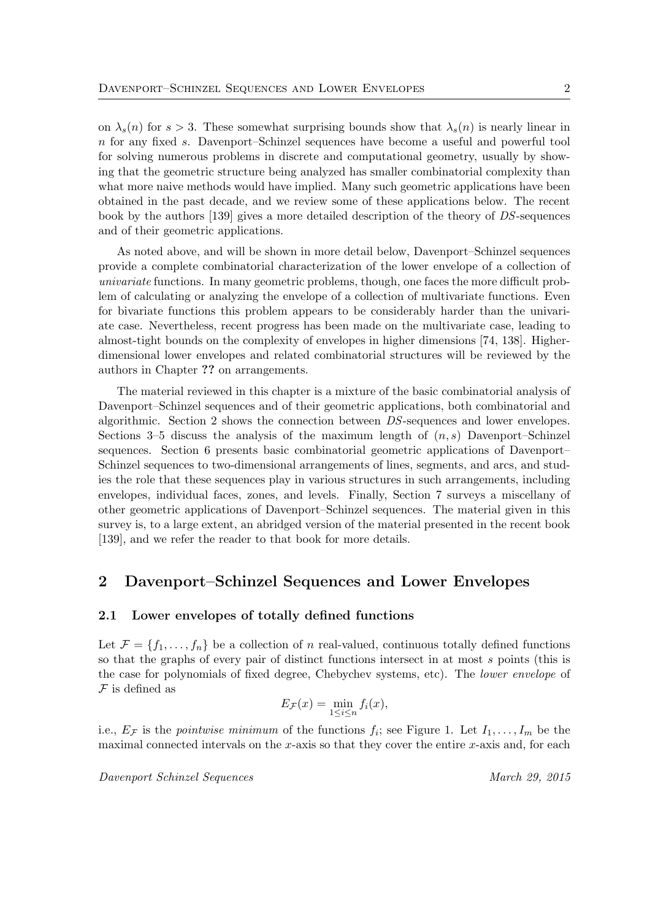on $\lambda_s(n)$ for $s > 3$. These somewhat surprising bounds show that $\lambda_s(n)$ is nearly linear in $n$ for any fixed $s$. Davenport–Schinzel sequences have become a useful and powerful tool for solving numerous problems in discrete and computational geometry, usually by showing that the geometric structure being analyzed has smaller combinatorial complexity than what more naive methods would have implied. Many such geometric applications have been obtained in the past decade, and we review some of these applications below. The recent book by the authors [139] gives a more detailed description of the theory of *DS*-sequences and of their geometric applications.

As noted above, and will be shown in more detail below, Davenport–Schinzel sequences provide a complete combinatorial characterization of the lower envelope of a collection of *univariate* functions. In many geometric problems, though, one faces the more difficult problem of calculating or analyzing the envelope of a collection of multivariate functions. Even for bivariate functions this problem appears to be considerably harder than the univariate case. Nevertheless, recent progress has been made on the multivariate case, leading to almost-tight bounds on the complexity of envelopes in higher dimensions [74, 138]. Higher-dimensional lower envelopes and related combinatorial structures will be reviewed by the authors in Chapter **??** on arrangements.

The material reviewed in this chapter is a mixture of the basic combinatorial analysis of Davenport–Schinzel sequences and of their geometric applications, both combinatorial and algorithmic. Section 2 shows the connection between *DS*-sequences and lower envelopes. Sections 3–5 discuss the analysis of the maximum length of $(n, s)$ Davenport–Schinzel sequences. Section 6 presents basic combinatorial geometric applications of Davenport–Schinzel sequences to two-dimensional arrangements of lines, segments, and arcs, and studies the role that these sequences play in various structures in such arrangements, including envelopes, individual faces, zones, and levels. Finally, Section 7 surveys a miscellany of other geometric applications of Davenport–Schinzel sequences. The material given in this survey is, to a large extent, an abridged version of the material presented in the recent book [139], and we refer the reader to that book for more details.

## 2 Davenport–Schinzel Sequences and Lower Envelopes

### 2.1 Lower envelopes of totally defined functions

Let $\mathcal{F} = \{f_1, \ldots, f_n\}$ be a collection of $n$ real-valued, continuous totally defined functions so that the graphs of every pair of distinct functions intersect in at most $s$ points (this is the case for polynomials of fixed degree, Chebychev systems, etc). The *lower envelope* of $\mathcal{F}$ is defined as

$$E_{\mathcal{F}}(x) = \min_{1 \le i \le n} f_i(x),$$

i.e., $E_{\mathcal{F}}$ is the *pointwise minimum* of the functions $f_i$; see Figure 1. Let $I_1, \ldots, I_m$ be the maximal connected intervals on the $x$-axis so that they cover the entire $x$-axis and, for each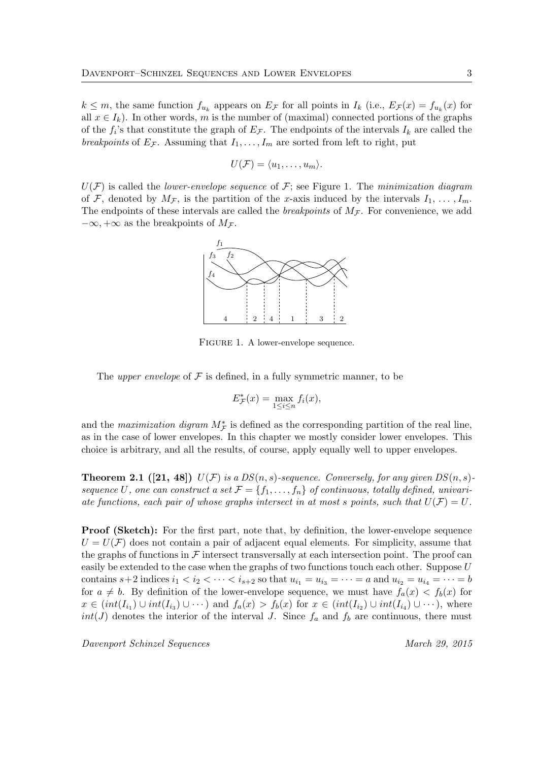$k \le m$, the same function $f_{u_k}$ appears on $E_\mathcal{F}$ for all points in $I_k$ (i.e., $E_\mathcal{F}(x) = f_{u_k}(x)$ for all $x \in I_k$). In other words, $m$ is the number of (maximal) connected portions of the graphs of the $f_i$'s that constitute the graph of $E_\mathcal{F}$. The endpoints of the intervals $I_k$ are called the *breakpoints* of $E_\mathcal{F}$. Assuming that $I_1, \ldots, I_m$ are sorted from left to right, put

$$U(\mathcal{F}) = \langle u_1, \ldots, u_m \rangle.$$

$U(\mathcal{F})$ is called the *lower-envelope sequence* of $\mathcal{F}$; see Figure 1. The *minimization diagram* of $\mathcal{F}$, denoted by $M_\mathcal{F}$, is the partition of the $x$-axis induced by the intervals $I_1, \ldots, I_m$. The endpoints of these intervals are called the *breakpoints* of $M_\mathcal{F}$. For convenience, we add $-\infty, +\infty$ as the breakpoints of $M_\mathcal{F}$.

Figure 1. A lower-envelope sequence.

The *upper envelope* of $\mathcal{F}$ is defined, in a fully symmetric manner, to be

$$E^*_\mathcal{F}(x) = \max_{1 \le i \le n} f_i(x),$$

and the *maximization digram* $M^*_\mathcal{F}$ is defined as the corresponding partition of the real line, as in the case of lower envelopes. In this chapter we mostly consider lower envelopes. This choice is arbitrary, and all the results, of course, apply equally well to upper envelopes.

**Theorem 2.1 ([21, 48])** *$U(\mathcal{F})$ is a $DS(n, s)$-sequence. Conversely, for any given $DS(n, s)$-sequence $U$, one can construct a set $\mathcal{F} = \{f_1, \ldots, f_n\}$ of continuous, totally defined, univariate functions, each pair of whose graphs intersect in at most $s$ points, such that $U(\mathcal{F}) = U$.*

**Proof (Sketch):** For the first part, note that, by definition, the lower-envelope sequence $U = U(\mathcal{F})$ does not contain a pair of adjacent equal elements. For simplicity, assume that the graphs of functions in $\mathcal{F}$ intersect transversally at each intersection point. The proof can easily be extended to the case when the graphs of two functions touch each other. Suppose $U$ contains $s+2$ indices $i_1 < i_2 < \cdots < i_{s+2}$ so that $u_{i_1} = u_{i_3} = \cdots = a$ and $u_{i_2} = u_{i_4} = \cdots = b$ for $a \neq b$. By definition of the lower-envelope sequence, we must have $f_a(x) < f_b(x)$ for $x \in (int(I_{i_1}) \cup int(I_{i_3}) \cup \cdots)$ and $f_a(x) > f_b(x)$ for $x \in (int(I_{i_2}) \cup int(I_{i_4}) \cup \cdots)$, where $int(J)$ denotes the interior of the interval $J$. Since $f_a$ and $f_b$ are continuous, there must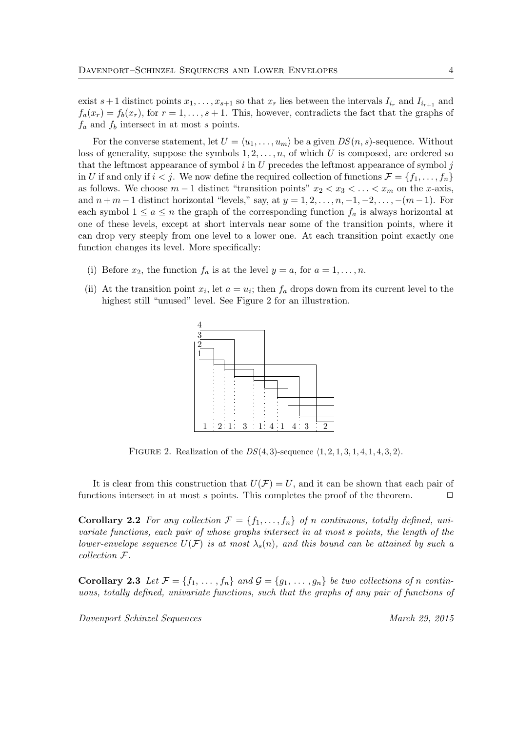exist $s+1$ distinct points $x_1, \ldots, x_{s+1}$ so that $x_r$ lies between the intervals $I_{i_r}$ and $I_{i_{r+1}}$ and $f_a(x_r) = f_b(x_r)$, for $r = 1, \ldots, s+1$. This, however, contradicts the fact that the graphs of $f_a$ and $f_b$ intersect in at most $s$ points.

For the converse statement, let $U = \langle u_1, \ldots, u_m \rangle$ be a given $DS(n,s)$-sequence. Without loss of generality, suppose the symbols $1, 2, \ldots, n$, of which $U$ is composed, are ordered so that the leftmost appearance of symbol $i$ in $U$ precedes the leftmost appearance of symbol $j$ in $U$ if and only if $i < j$. We now define the required collection of functions $\mathcal{F} = \{f_1, \ldots, f_n\}$ as follows. We choose $m-1$ distinct "transition points" $x_2 < x_3 < \ldots < x_m$ on the $x$-axis, and $n+m-1$ distinct horizontal "levels," say, at $y = 1, 2, \ldots, n, -1, -2, \ldots, -(m-1)$. For each symbol $1 \le a \le n$ the graph of the corresponding function $f_a$ is always horizontal at one of these levels, except at short intervals near some of the transition points, where it can drop very steeply from one level to a lower one. At each transition point exactly one function changes its level. More specifically:

(i) Before $x_2$, the function $f_a$ is at the level $y = a$, for $a = 1, \ldots, n$.

(ii) At the transition point $x_i$, let $a = u_i$; then $f_a$ drops down from its current level to the highest still "unused" level. See Figure 2 for an illustration.

FIGURE 2. Realization of the $DS(4,3)$-sequence $\langle 1, 2, 1, 3, 1, 4, 1, 4, 3, 2 \rangle$.

It is clear from this construction that $U(\mathcal{F}) = U$, and it can be shown that each pair of functions intersect in at most $s$ points. This completes the proof of the theorem. $\square$

**Corollary 2.2** *For any collection $\mathcal{F} = \{f_1, \ldots, f_n\}$ of $n$ continuous, totally defined, univariate functions, each pair of whose graphs intersect in at most $s$ points, the length of the lower-envelope sequence $U(\mathcal{F})$ is at most $\lambda_s(n)$, and this bound can be attained by such a collection $\mathcal{F}$.*

**Corollary 2.3** *Let $\mathcal{F} = \{f_1, \ldots, f_n\}$ and $\mathcal{G} = \{g_1, \ldots, g_n\}$ be two collections of $n$ continuous, totally defined, univariate functions, such that the graphs of any pair of functions of*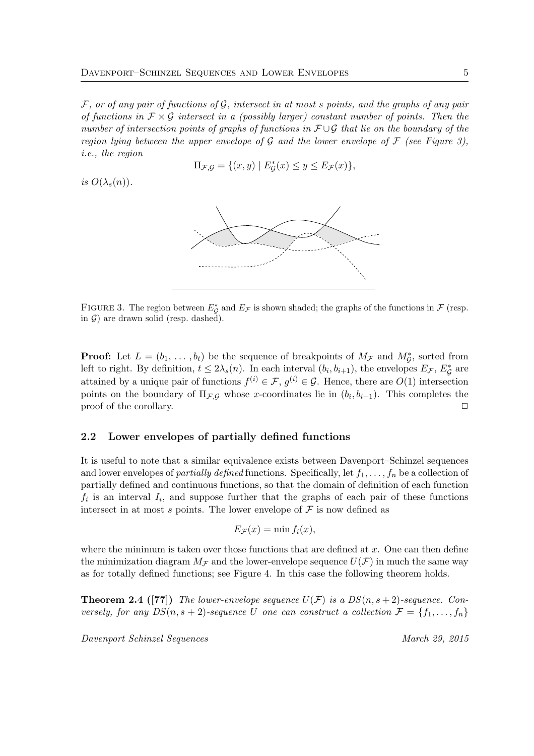$\mathcal{F}$, or of any pair of functions of $\mathcal{G}$, intersect in at most $s$ points, and the graphs of any pair of functions in $\mathcal{F} \times \mathcal{G}$ intersect in a (possibly larger) constant number of points. Then the number of intersection points of graphs of functions in $\mathcal{F} \cup \mathcal{G}$ that lie on the boundary of the region lying between the upper envelope of $\mathcal{G}$ and the lower envelope of $\mathcal{F}$ (see Figure 3), i.e., the region*

$$\Pi_{\mathcal{F},\mathcal{G}} = \{(x, y) \mid E^*_{\mathcal{G}}(x) \leq y \leq E_{\mathcal{F}}(x)\},$$

*is $O(\lambda_s(n))$.*

FIGURE 3. The region between $E^*_{\mathcal{G}}$ and $E_{\mathcal{F}}$ is shown shaded; the graphs of the functions in $\mathcal{F}$ (resp. in $\mathcal{G}$) are drawn solid (resp. dashed).

**Proof:** Let $L = (b_1, \ldots, b_t)$ be the sequence of breakpoints of $M_{\mathcal{F}}$ and $M^*_{\mathcal{G}}$, sorted from left to right. By definition, $t \leq 2\lambda_s(n)$. In each interval $(b_i, b_{i+1})$, the envelopes $E_{\mathcal{F}}$, $E^*_{\mathcal{G}}$ are attained by a unique pair of functions $f^{(i)} \in \mathcal{F}$, $g^{(i)} \in \mathcal{G}$. Hence, there are $O(1)$ intersection points on the boundary of $\Pi_{\mathcal{F},\mathcal{G}}$ whose $x$-coordinates lie in $(b_i, b_{i+1})$. This completes the proof of the corollary. □

## 2.2 Lower envelopes of partially defined functions

It is useful to note that a similar equivalence exists between Davenport–Schinzel sequences and lower envelopes of *partially defined* functions. Specifically, let $f_1, \ldots, f_n$ be a collection of partially defined and continuous functions, so that the domain of definition of each function $f_i$ is an interval $I_i$, and suppose further that the graphs of each pair of these functions intersect in at most $s$ points. The lower envelope of $\mathcal{F}$ is now defined as

$$E_{\mathcal{F}}(x) = \min f_i(x),$$

where the minimum is taken over those functions that are defined at $x$. One can then define the minimization diagram $M_{\mathcal{F}}$ and the lower-envelope sequence $U(\mathcal{F})$ in much the same way as for totally defined functions; see Figure 4. In this case the following theorem holds.

**Theorem 2.4 ([77])** *The lower-envelope sequence $U(\mathcal{F})$ is a $DS(n, s+2)$-sequence. Conversely, for any $DS(n, s+2)$-sequence $U$ one can construct a collection $\mathcal{F} = \{f_1, \ldots, f_n\}$*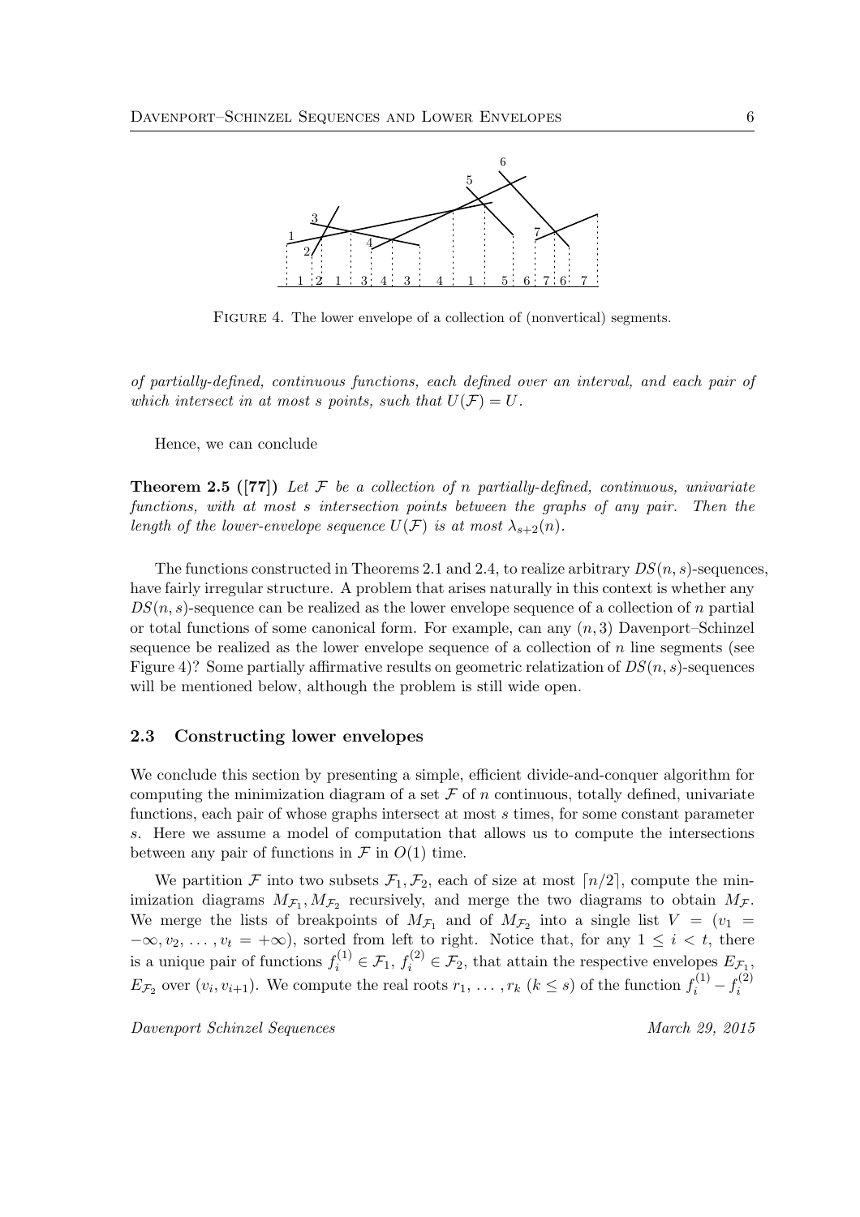FIGURE 4. The lower envelope of a collection of (nonvertical) segments.

*of partially-defined, continuous functions, each defined over an interval, and each pair of which intersect in at most $s$ points, such that $U(\mathcal{F}) = U$.*

Hence, we can conclude

**Theorem 2.5 ([77])** *Let $\mathcal{F}$ be a collection of $n$ partially-defined, continuous, univariate functions, with at most $s$ intersection points between the graphs of any pair. Then the length of the lower-envelope sequence $U(\mathcal{F})$ is at most $\lambda_{s+2}(n)$.*

The functions constructed in Theorems 2.1 and 2.4, to realize arbitrary $DS(n, s)$-sequences, have fairly irregular structure. A problem that arises naturally in this context is whether any $DS(n, s)$-sequence can be realized as the lower envelope sequence of a collection of $n$ partial or total functions of some canonical form. For example, can any $(n, 3)$ Davenport–Schinzel sequence be realized as the lower envelope sequence of a collection of $n$ line segments (see Figure 4)? Some partially affirmative results on geometric relatization of $DS(n, s)$-sequences will be mentioned below, although the problem is still wide open.

### 2.3 Constructing lower envelopes

We conclude this section by presenting a simple, efficient divide-and-conquer algorithm for computing the minimization diagram of a set $\mathcal{F}$ of $n$ continuous, totally defined, univariate functions, each pair of whose graphs intersect at most $s$ times, for some constant parameter $s$. Here we assume a model of computation that allows us to compute the intersections between any pair of functions in $\mathcal{F}$ in $O(1)$ time.

We partition $\mathcal{F}$ into two subsets $\mathcal{F}_1, \mathcal{F}_2$, each of size at most $\lceil n/2 \rceil$, compute the minimization diagrams $M_{\mathcal{F}_1}, M_{\mathcal{F}_2}$ recursively, and merge the two diagrams to obtain $M_{\mathcal{F}}$. We merge the lists of breakpoints of $M_{\mathcal{F}_1}$ and of $M_{\mathcal{F}_2}$ into a single list $V = (v_1 = -\infty, v_2, \ldots, v_t = +\infty)$, sorted from left to right. Notice that, for any $1 \le i < t$, there is a unique pair of functions $f_i^{(1)} \in \mathcal{F}_1$, $f_i^{(2)} \in \mathcal{F}_2$, that attain the respective envelopes $E_{\mathcal{F}_1}$, $E_{\mathcal{F}_2}$ over $(v_i, v_{i+1})$. We compute the real roots $r_1, \ldots, r_k$ ($k \le s$) of the function $f_i^{(1)} - f_i^{(2)}$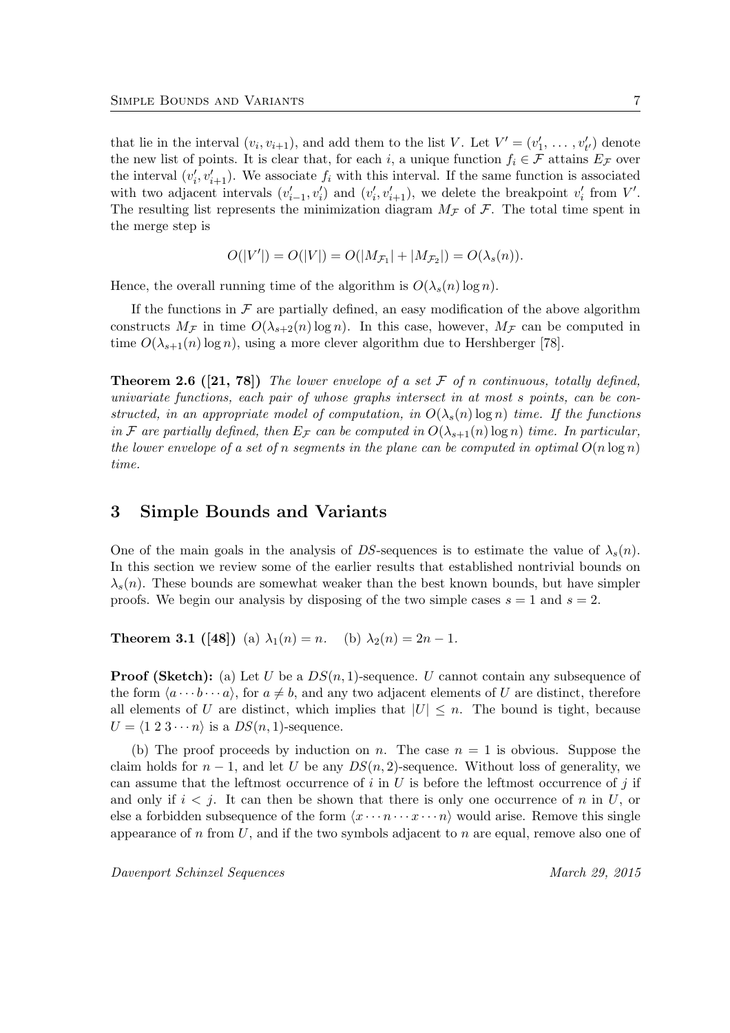that lie in the interval $(v_i, v_{i+1})$, and add them to the list $V$. Let $V' = (v'_1, \ldots, v'_{t'})$ denote the new list of points. It is clear that, for each $i$, a unique function $f_i \in \mathcal{F}$ attains $E_{\mathcal{F}}$ over the interval $(v'_i, v'_{i+1})$. We associate $f_i$ with this interval. If the same function is associated with two adjacent intervals $(v'_{i-1}, v'_i)$ and $(v'_i, v'_{i+1})$, we delete the breakpoint $v'_i$ from $V'$. The resulting list represents the minimization diagram $M_{\mathcal{F}}$ of $\mathcal{F}$. The total time spent in the merge step is

$$O(|V'|) = O(|V|) = O(|M_{\mathcal{F}_1}| + |M_{\mathcal{F}_2}|) = O(\lambda_s(n)).$$

Hence, the overall running time of the algorithm is $O(\lambda_s(n) \log n)$.

If the functions in $\mathcal{F}$ are partially defined, an easy modification of the above algorithm constructs $M_{\mathcal{F}}$ in time $O(\lambda_{s+2}(n) \log n)$. In this case, however, $M_{\mathcal{F}}$ can be computed in time $O(\lambda_{s+1}(n) \log n)$, using a more clever algorithm due to Hershberger [78].

**Theorem 2.6 ([21, 78])** *The lower envelope of a set $\mathcal{F}$ of $n$ continuous, totally defined, univariate functions, each pair of whose graphs intersect in at most $s$ points, can be constructed, in an appropriate model of computation, in $O(\lambda_s(n) \log n)$ time. If the functions in $\mathcal{F}$ are partially defined, then $E_{\mathcal{F}}$ can be computed in $O(\lambda_{s+1}(n) \log n)$ time. In particular, the lower envelope of a set of $n$ segments in the plane can be computed in optimal $O(n \log n)$ time.*

# 3 Simple Bounds and Variants

One of the main goals in the analysis of *DS*-sequences is to estimate the value of $\lambda_s(n)$. In this section we review some of the earlier results that established nontrivial bounds on $\lambda_s(n)$. These bounds are somewhat weaker than the best known bounds, but have simpler proofs. We begin our analysis by disposing of the two simple cases $s = 1$ and $s = 2$.

**Theorem 3.1 ([48])** (a) $\lambda_1(n) = n$. (b) $\lambda_2(n) = 2n - 1$.

**Proof (Sketch):** (a) Let $U$ be a $DS(n, 1)$-sequence. $U$ cannot contain any subsequence of the form $\langle a \cdots b \cdots a \rangle$, for $a \neq b$, and any two adjacent elements of $U$ are distinct, therefore all elements of $U$ are distinct, which implies that $|U| \leq n$. The bound is tight, because $U = \langle 1\ 2\ 3 \cdots n \rangle$ is a $DS(n, 1)$-sequence.

(b) The proof proceeds by induction on $n$. The case $n = 1$ is obvious. Suppose the claim holds for $n - 1$, and let $U$ be any $DS(n, 2)$-sequence. Without loss of generality, we can assume that the leftmost occurrence of $i$ in $U$ is before the leftmost occurrence of $j$ if and only if $i < j$. It can then be shown that there is only one occurrence of $n$ in $U$, or else a forbidden subsequence of the form $\langle x \cdots n \cdots x \cdots n \rangle$ would arise. Remove this single appearance of $n$ from $U$, and if the two symbols adjacent to $n$ are equal, remove also one of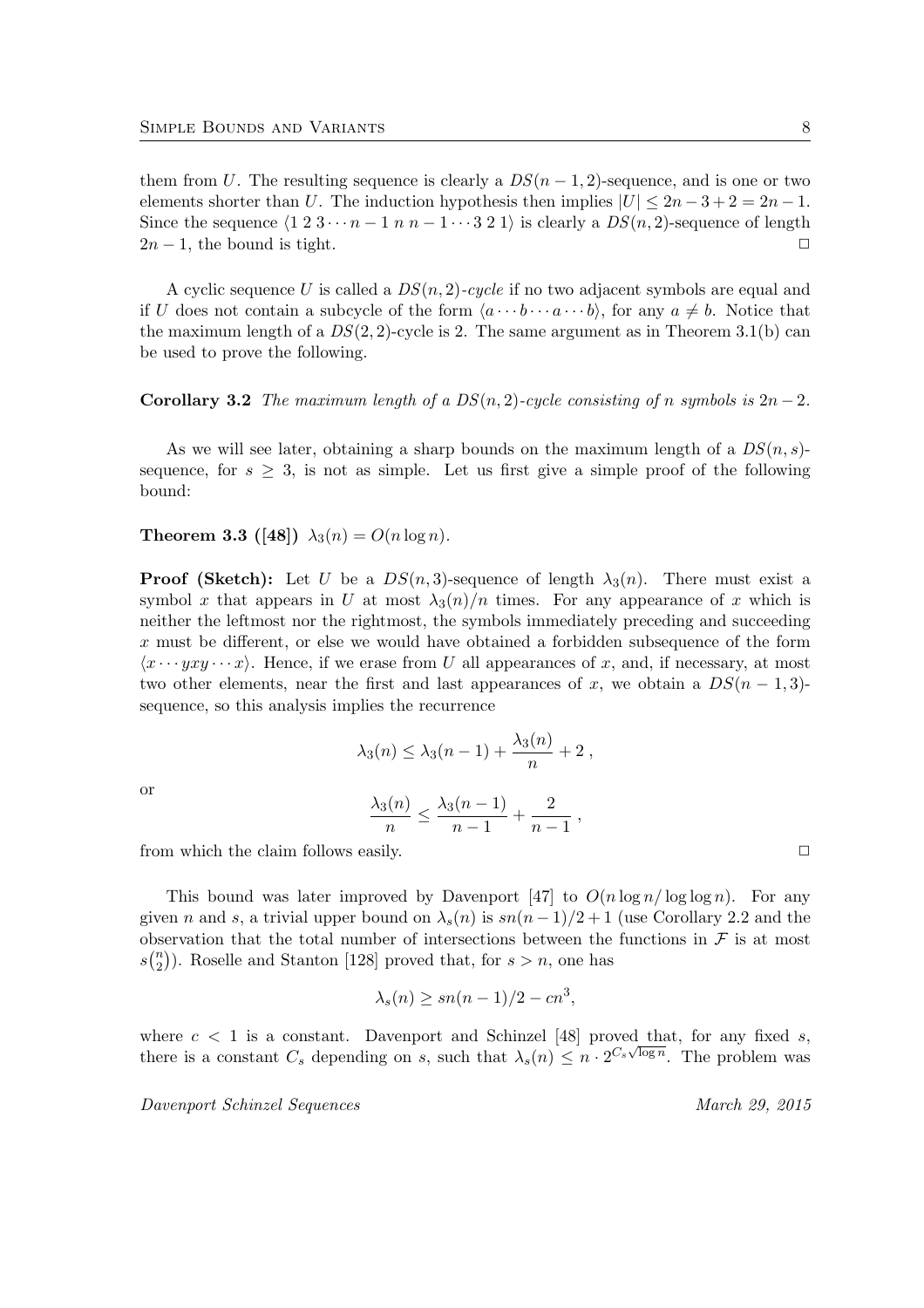them from $U$. The resulting sequence is clearly a $DS(n-1,2)$-sequence, and is one or two elements shorter than $U$. The induction hypothesis then implies $|U| \leq 2n-3+2 = 2n-1$. Since the sequence $\langle 1\ 2\ 3 \cdots n-1\ n\ n-1 \cdots 3\ 2\ 1 \rangle$ is clearly a $DS(n,2)$-sequence of length $2n-1$, the bound is tight. $\Box$

A cyclic sequence $U$ is called a *$DS(n,2)$-cycle* if no two adjacent symbols are equal and if $U$ does not contain a subcycle of the form $\langle a \cdots b \cdots a \cdots b \rangle$, for any $a \neq b$. Notice that the maximum length of a $DS(2,2)$-cycle is 2. The same argument as in Theorem 3.1(b) can be used to prove the following.

**Corollary 3.2** *The maximum length of a $DS(n,2)$-cycle consisting of $n$ symbols is $2n-2$.*

As we will see later, obtaining a sharp bounds on the maximum length of a $DS(n,s)$-sequence, for $s \geq 3$, is not as simple. Let us first give a simple proof of the following bound:

**Theorem 3.3 ([48])** $\lambda_3(n) = O(n \log n)$.

**Proof (Sketch):** Let $U$ be a $DS(n,3)$-sequence of length $\lambda_3(n)$. There must exist a symbol $x$ that appears in $U$ at most $\lambda_3(n)/n$ times. For any appearance of $x$ which is neither the leftmost nor the rightmost, the symbols immediately preceding and succeeding $x$ must be different, or else we would have obtained a forbidden subsequence of the form $\langle x \cdots yxy \cdots x \rangle$. Hence, if we erase from $U$ all appearances of $x$, and, if necessary, at most two other elements, near the first and last appearances of $x$, we obtain a $DS(n-1,3)$-sequence, so this analysis implies the recurrence

$$\lambda_3(n) \leq \lambda_3(n-1) + \frac{\lambda_3(n)}{n} + 2 ,$$

or

$$\frac{\lambda_3(n)}{n} \leq \frac{\lambda_3(n-1)}{n-1} + \frac{2}{n-1} ,$$

from which the claim follows easily. $\Box$

This bound was later improved by Davenport [47] to $O(n \log n / \log \log n)$. For any given $n$ and $s$, a trivial upper bound on $\lambda_s(n)$ is $sn(n-1)/2+1$ (use Corollary 2.2 and the observation that the total number of intersections between the functions in $\mathcal{F}$ is at most $s\binom{n}{2}$). Roselle and Stanton [128] proved that, for $s > n$, one has

$$\lambda_s(n) \geq sn(n-1)/2 - cn^3,$$

where $c < 1$ is a constant. Davenport and Schinzel [48] proved that, for any fixed $s$, there is a constant $C_s$ depending on $s$, such that $\lambda_s(n) \leq n \cdot 2^{C_s \sqrt{\log n}}$. The problem was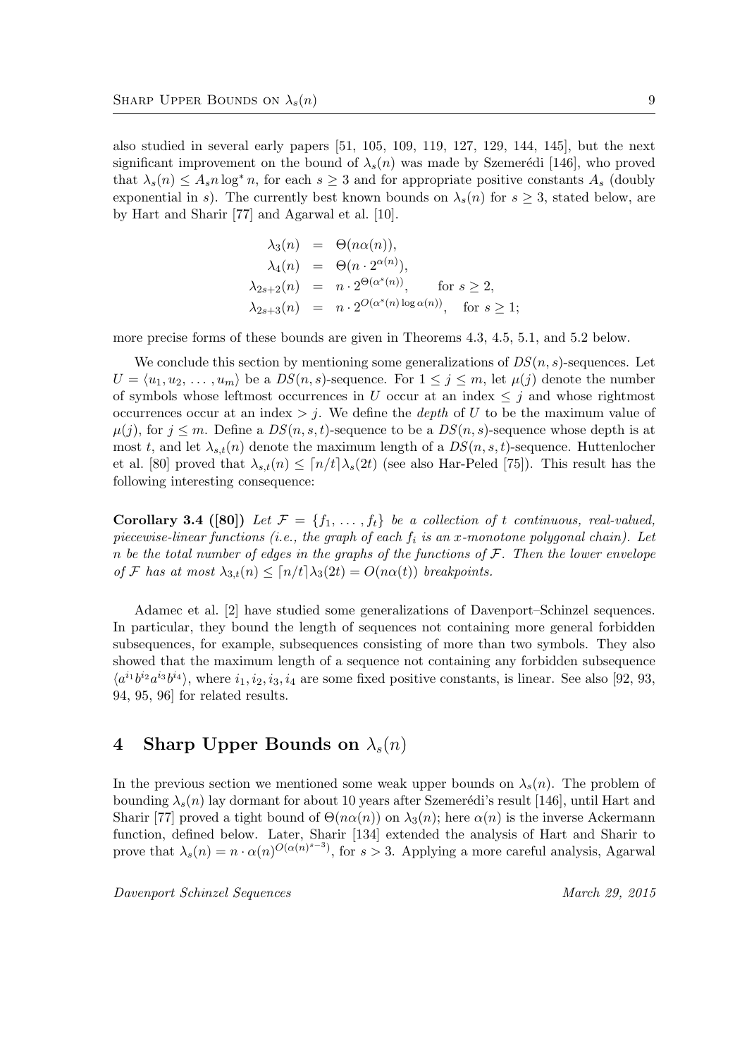also studied in several early papers [51, 105, 109, 119, 127, 129, 144, 145], but the next significant improvement on the bound of $\lambda_s(n)$ was made by Szemerédi [146], who proved that $\lambda_s(n) \le A_s n \log^* n$, for each $s \ge 3$ and for appropriate positive constants $A_s$ (doubly exponential in $s$). The currently best known bounds on $\lambda_s(n)$ for $s \ge 3$, stated below, are by Hart and Sharir [77] and Agarwal et al. [10].

$$
\begin{aligned}
\lambda_3(n) &= \Theta(n\alpha(n)), \\
\lambda_4(n) &= \Theta(n \cdot 2^{\alpha(n)}), \\
\lambda_{2s+2}(n) &= n \cdot 2^{\Theta(\alpha^s(n))}, \qquad \text{for } s \ge 2, \\
\lambda_{2s+3}(n) &= n \cdot 2^{O(\alpha^s(n)\log \alpha(n))}, \quad \text{for } s \ge 1;
\end{aligned}
$$

more precise forms of these bounds are given in Theorems 4.3, 4.5, 5.1, and 5.2 below.

We conclude this section by mentioning some generalizations of $DS(n,s)$-sequences. Let $U = \langle u_1, u_2, \ldots, u_m \rangle$ be a $DS(n,s)$-sequence. For $1 \le j \le m$, let $\mu(j)$ denote the number of symbols whose leftmost occurrences in $U$ occur at an index $\le j$ and whose rightmost occurrences occur at an index $> j$. We define the *depth* of $U$ to be the maximum value of $\mu(j)$, for $j \le m$. Define a $DS(n,s,t)$-sequence to be a $DS(n,s)$-sequence whose depth is at most $t$, and let $\lambda_{s,t}(n)$ denote the maximum length of a $DS(n,s,t)$-sequence. Huttenlocher et al. [80] proved that $\lambda_{s,t}(n) \le \lceil n/t \rceil \lambda_s(2t)$ (see also Har-Peled [75]). This result has the following interesting consequence:

**Corollary 3.4 ([80])** *Let $\mathcal{F} = \{f_1, \ldots, f_t\}$ be a collection of $t$ continuous, real-valued, piecewise-linear functions (i.e., the graph of each $f_i$ is an $x$-monotone polygonal chain). Let $n$ be the total number of edges in the graphs of the functions of $\mathcal{F}$. Then the lower envelope of $\mathcal{F}$ has at most $\lambda_{3,t}(n) \le \lceil n/t \rceil \lambda_3(2t) = O(n\alpha(t))$ breakpoints.*

Adamec et al. [2] have studied some generalizations of Davenport–Schinzel sequences. In particular, they bound the length of sequences not containing more general forbidden subsequences, for example, subsequences consisting of more than two symbols. They also showed that the maximum length of a sequence not containing any forbidden subsequence $\langle a^{i_1} b^{i_2} a^{i_3} b^{i_4} \rangle$, where $i_1, i_2, i_3, i_4$ are some fixed positive constants, is linear. See also [92, 93, 94, 95, 96] for related results.

# 4 Sharp Upper Bounds on $\lambda_s(n)$

In the previous section we mentioned some weak upper bounds on $\lambda_s(n)$. The problem of bounding $\lambda_s(n)$ lay dormant for about 10 years after Szemerédi's result [146], until Hart and Sharir [77] proved a tight bound of $\Theta(n\alpha(n))$ on $\lambda_3(n)$; here $\alpha(n)$ is the inverse Ackermann function, defined below. Later, Sharir [134] extended the analysis of Hart and Sharir to prove that $\lambda_s(n) = n \cdot \alpha(n)^{O(\alpha(n)^{s-3})}$, for $s > 3$. Applying a more careful analysis, Agarwal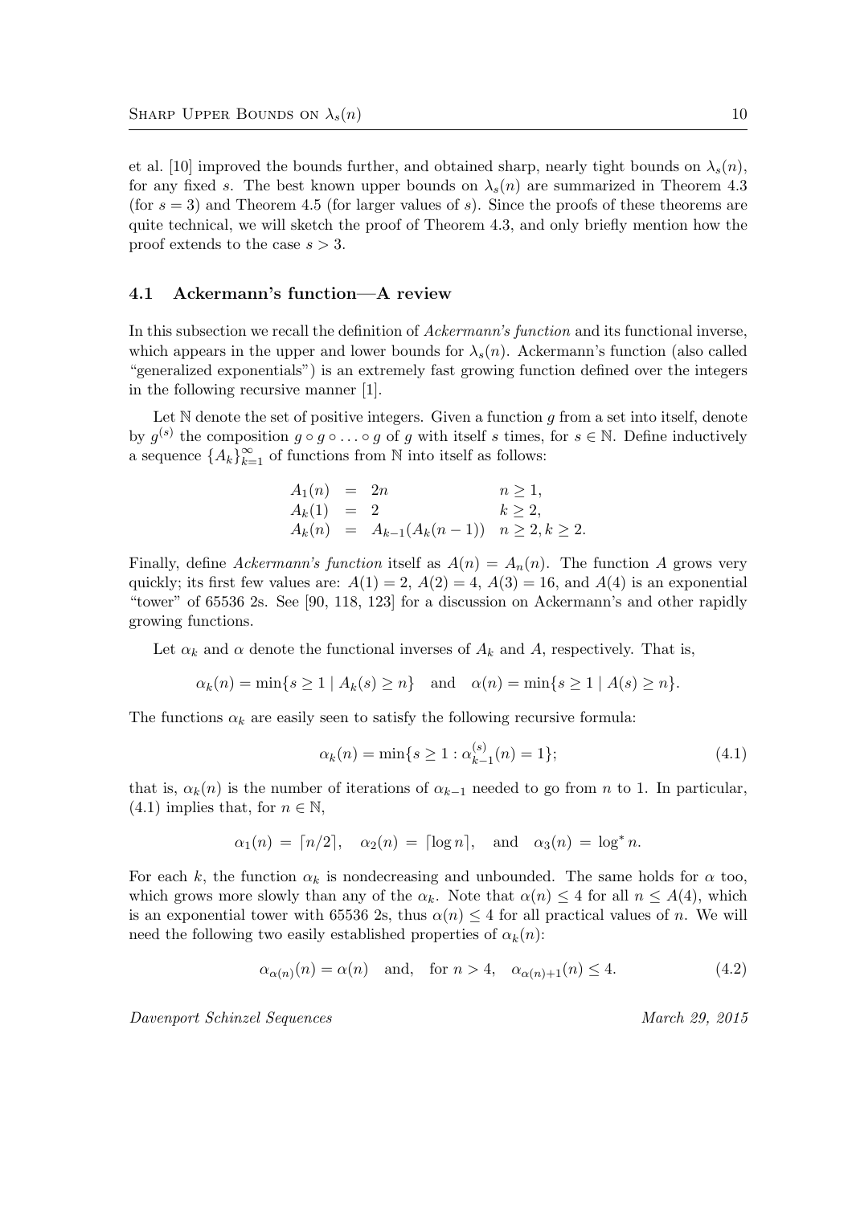et al. [10] improved the bounds further, and obtained sharp, nearly tight bounds on $\lambda_s(n)$, for any fixed $s$. The best known upper bounds on $\lambda_s(n)$ are summarized in Theorem 4.3 (for $s = 3$) and Theorem 4.5 (for larger values of $s$). Since the proofs of these theorems are quite technical, we will sketch the proof of Theorem 4.3, and only briefly mention how the proof extends to the case $s > 3$.

### 4.1 Ackermann's function—A review

In this subsection we recall the definition of *Ackermann's function* and its functional inverse, which appears in the upper and lower bounds for $\lambda_s(n)$. Ackermann's function (also called "generalized exponentials") is an extremely fast growing function defined over the integers in the following recursive manner [1].

Let $\mathbb{N}$ denote the set of positive integers. Given a function $g$ from a set into itself, denote by $g^{(s)}$ the composition $g \circ g \circ \ldots \circ g$ of $g$ with itself $s$ times, for $s \in \mathbb{N}$. Define inductively a sequence $\{A_k\}_{k=1}^{\infty}$ of functions from $\mathbb{N}$ into itself as follows:

$$
\begin{array}{lcll}
A_1(n) & = & 2n & n \geq 1, \\
A_k(1) & = & 2 & k \geq 2, \\
A_k(n) & = & A_{k-1}(A_k(n-1)) & n \geq 2, k \geq 2.
\end{array}
$$

Finally, define *Ackermann's function* itself as $A(n) = A_n(n)$. The function $A$ grows very quickly; its first few values are: $A(1) = 2$, $A(2) = 4$, $A(3) = 16$, and $A(4)$ is an exponential "tower" of 65536 2s. See [90, 118, 123] for a discussion on Ackermann's and other rapidly growing functions.

Let $\alpha_k$ and $\alpha$ denote the functional inverses of $A_k$ and $A$, respectively. That is,

$$
\alpha_k(n) = \min\{s \geq 1 \mid A_k(s) \geq n\} \quad \text{and} \quad \alpha(n) = \min\{s \geq 1 \mid A(s) \geq n\}.
$$

The functions $\alpha_k$ are easily seen to satisfy the following recursive formula:

$$
\alpha_k(n) = \min\{s \geq 1 : \alpha_{k-1}^{(s)}(n) = 1\}; \tag{4.1}
$$

that is, $\alpha_k(n)$ is the number of iterations of $\alpha_{k-1}$ needed to go from $n$ to 1. In particular, (4.1) implies that, for $n \in \mathbb{N}$,

$$
\alpha_1(n) = \lceil n/2 \rceil, \quad \alpha_2(n) = \lceil \log n \rceil, \quad \text{and} \quad \alpha_3(n) = \log^* n.
$$

For each $k$, the function $\alpha_k$ is nondecreasing and unbounded. The same holds for $\alpha$ too, which grows more slowly than any of the $\alpha_k$. Note that $\alpha(n) \leq 4$ for all $n \leq A(4)$, which is an exponential tower with 65536 2s, thus $\alpha(n) \leq 4$ for all practical values of $n$. We will need the following two easily established properties of $\alpha_k(n)$:

$$
\alpha_{\alpha(n)}(n) = \alpha(n) \quad \text{and,} \quad \text{for } n > 4, \quad \alpha_{\alpha(n)+1}(n) \leq 4. \tag{4.2}
$$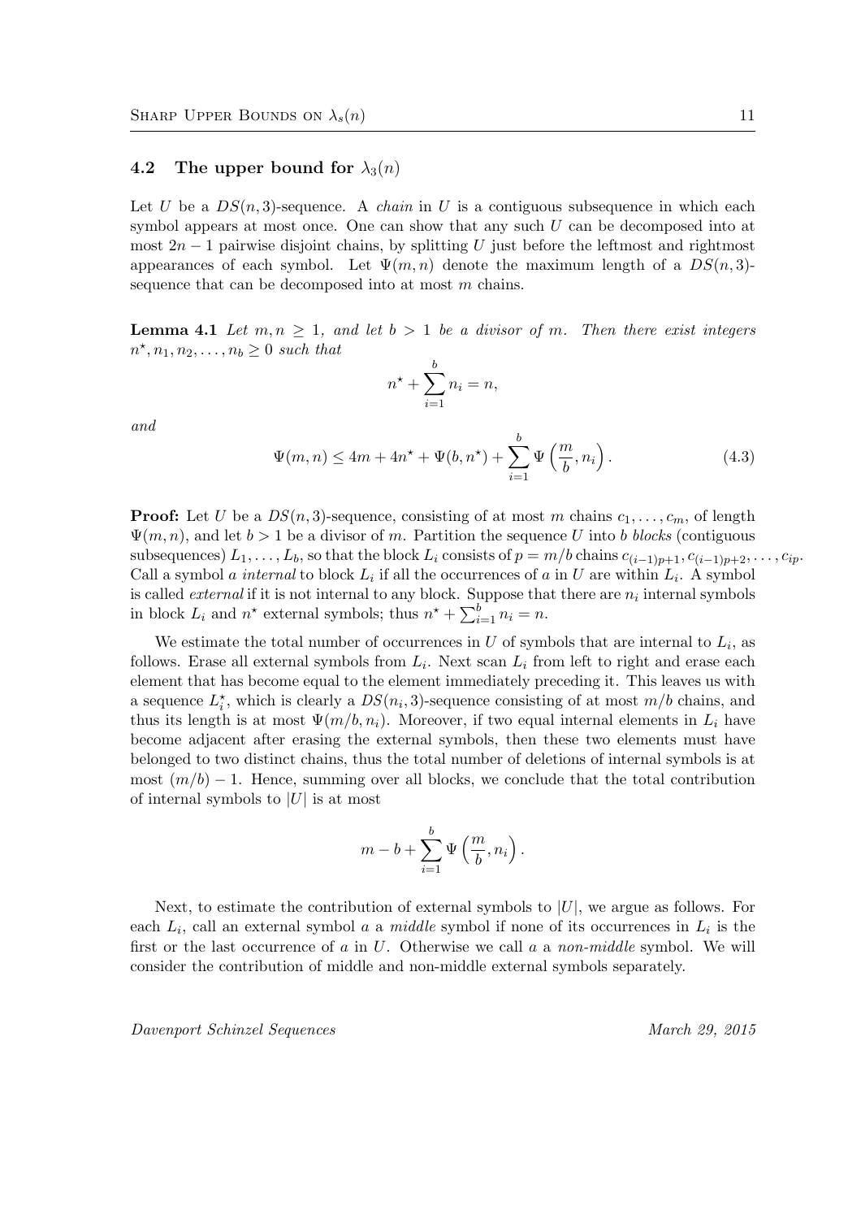### 4.2 The upper bound for $\lambda_3(n)$

Let $U$ be a $DS(n,3)$-sequence. A *chain* in $U$ is a contiguous subsequence in which each symbol appears at most once. One can show that any such $U$ can be decomposed into at most $2n-1$ pairwise disjoint chains, by splitting $U$ just before the leftmost and rightmost appearances of each symbol. Let $\Psi(m,n)$ denote the maximum length of a $DS(n,3)$-sequence that can be decomposed into at most $m$ chains.

**Lemma 4.1** *Let $m, n \geq 1$, and let $b > 1$ be a divisor of $m$. Then there exist integers $n^\star, n_1, n_2, \ldots, n_b \geq 0$ such that*

$$n^\star + \sum_{i=1}^{b} n_i = n,$$

*and*

$$\Psi(m,n) \leq 4m + 4n^\star + \Psi(b, n^\star) + \sum_{i=1}^{b} \Psi\left(\frac{m}{b}, n_i\right). \tag{4.3}$$

**Proof:** Let $U$ be a $DS(n,3)$-sequence, consisting of at most $m$ chains $c_1, \ldots, c_m$, of length $\Psi(m,n)$, and let $b > 1$ be a divisor of $m$. Partition the sequence $U$ into $b$ *blocks* (contiguous subsequences) $L_1, \ldots, L_b$, so that the block $L_i$ consists of $p = m/b$ chains $c_{(i-1)p+1}, c_{(i-1)p+2}, \ldots, c_{ip}$. Call a symbol $a$ *internal* to block $L_i$ if all the occurrences of $a$ in $U$ are within $L_i$. A symbol is called *external* if it is not internal to any block. Suppose that there are $n_i$ internal symbols in block $L_i$ and $n^\star$ external symbols; thus $n^\star + \sum_{i=1}^{b} n_i = n$.

We estimate the total number of occurrences in $U$ of symbols that are internal to $L_i$, as follows. Erase all external symbols from $L_i$. Next scan $L_i$ from left to right and erase each element that has become equal to the element immediately preceding it. This leaves us with a sequence $L_i^\star$, which is clearly a $DS(n_i,3)$-sequence consisting of at most $m/b$ chains, and thus its length is at most $\Psi(m/b, n_i)$. Moreover, if two equal internal elements in $L_i$ have become adjacent after erasing the external symbols, then these two elements must have belonged to two distinct chains, thus the total number of deletions of internal symbols is at most $(m/b) - 1$. Hence, summing over all blocks, we conclude that the total contribution of internal symbols to $|U|$ is at most

$$m - b + \sum_{i=1}^{b} \Psi\left(\frac{m}{b}, n_i\right).$$

Next, to estimate the contribution of external symbols to $|U|$, we argue as follows. For each $L_i$, call an external symbol $a$ a *middle* symbol if none of its occurrences in $L_i$ is the first or the last occurrence of $a$ in $U$. Otherwise we call $a$ a *non-middle* symbol. We will consider the contribution of middle and non-middle external symbols separately.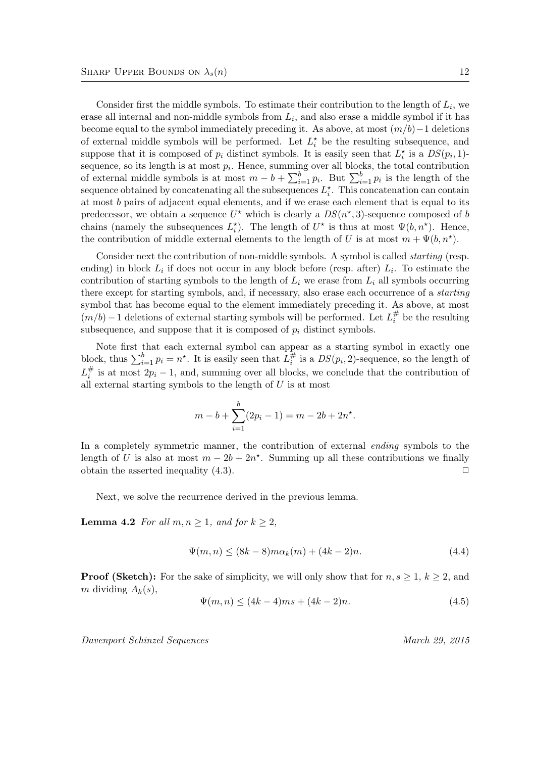Consider first the middle symbols. To estimate their contribution to the length of $L_i$, we erase all internal and non-middle symbols from $L_i$, and also erase a middle symbol if it has become equal to the symbol immediately preceding it. As above, at most $(m/b)-1$ deletions of external middle symbols will be performed. Let $L_i^\star$ be the resulting subsequence, and suppose that it is composed of $p_i$ distinct symbols. It is easily seen that $L_i^\star$ is a $DS(p_i, 1)$-sequence, so its length is at most $p_i$. Hence, summing over all blocks, the total contribution of external middle symbols is at most $m - b + \sum_{i=1}^{b} p_i$. But $\sum_{i=1}^{b} p_i$ is the length of the sequence obtained by concatenating all the subsequences $L_i^\star$. This concatenation can contain at most $b$ pairs of adjacent equal elements, and if we erase each element that is equal to its predecessor, we obtain a sequence $U^\star$ which is clearly a $DS(n^\star, 3)$-sequence composed of $b$ chains (namely the subsequences $L_i^\star$). The length of $U^\star$ is thus at most $\Psi(b, n^\star)$. Hence, the contribution of middle external elements to the length of $U$ is at most $m + \Psi(b, n^\star)$.

Consider next the contribution of non-middle symbols. A symbol is called *starting* (resp. ending) in block $L_i$ if does not occur in any block before (resp. after) $L_i$. To estimate the contribution of starting symbols to the length of $L_i$ we erase from $L_i$ all symbols occurring there except for starting symbols, and, if necessary, also erase each occurrence of a *starting* symbol that has become equal to the element immediately preceding it. As above, at most $(m/b) - 1$ deletions of external starting symbols will be performed. Let $L_i^\#$ be the resulting subsequence, and suppose that it is composed of $p_i$ distinct symbols.

Note first that each external symbol can appear as a starting symbol in exactly one block, thus $\sum_{i=1}^{b} p_i = n^\star$. It is easily seen that $L_i^\#$ is a $DS(p_i, 2)$-sequence, so the length of $L_i^\#$ is at most $2p_i - 1$, and, summing over all blocks, we conclude that the contribution of all external starting symbols to the length of $U$ is at most

$$m - b + \sum_{i=1}^{b}(2p_i - 1) = m - 2b + 2n^\star.$$

In a completely symmetric manner, the contribution of external *ending* symbols to the length of $U$ is also at most $m - 2b + 2n^\star$. Summing up all these contributions we finally obtain the asserted inequality (4.3). □

Next, we solve the recurrence derived in the previous lemma.

**Lemma 4.2** *For all $m, n \geq 1$, and for $k \geq 2$,*

$$\Psi(m, n) \leq (8k - 8)m\alpha_k(m) + (4k - 2)n. \tag{4.4}$$

**Proof (Sketch):** For the sake of simplicity, we will only show that for $n, s \geq 1$, $k \geq 2$, and $m$ dividing $A_k(s)$,

$$\Psi(m, n) \leq (4k - 4)ms + (4k - 2)n. \tag{4.5}$$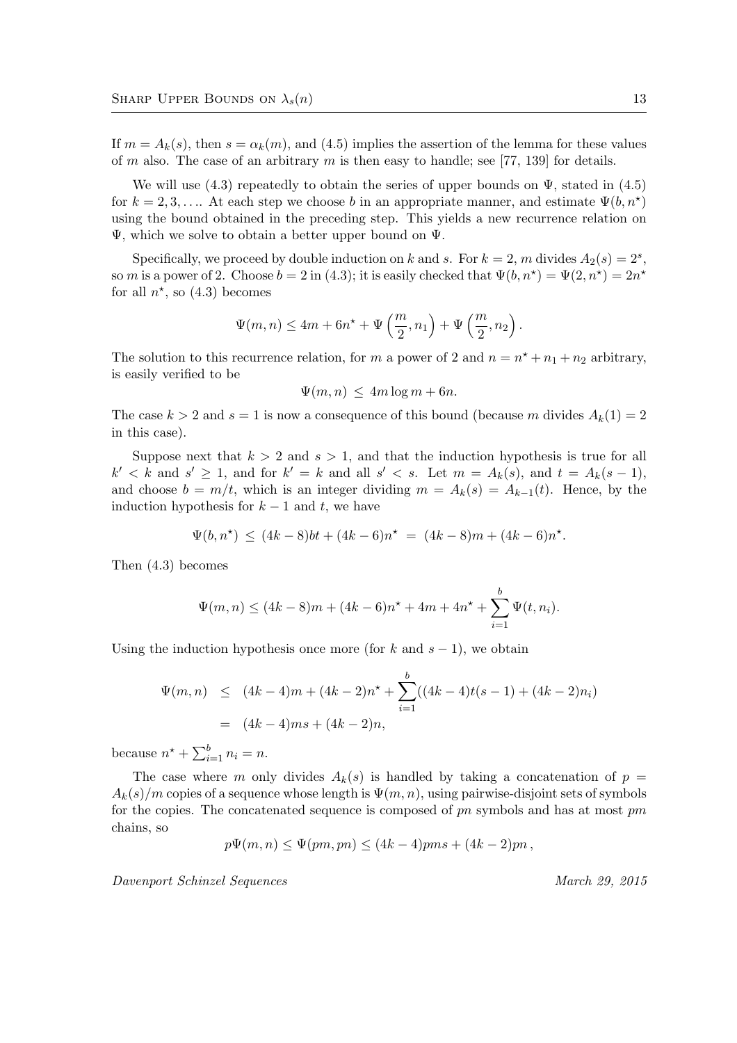If $m = A_k(s)$, then $s = \alpha_k(m)$, and (4.5) implies the assertion of the lemma for these values of $m$ also. The case of an arbitrary $m$ is then easy to handle; see [77, 139] for details.

We will use (4.3) repeatedly to obtain the series of upper bounds on $\Psi$, stated in (4.5) for $k = 2, 3, \ldots$. At each step we choose $b$ in an appropriate manner, and estimate $\Psi(b, n^\star)$ using the bound obtained in the preceding step. This yields a new recurrence relation on $\Psi$, which we solve to obtain a better upper bound on $\Psi$.

Specifically, we proceed by double induction on $k$ and $s$. For $k = 2$, $m$ divides $A_2(s) = 2^s$, so $m$ is a power of 2. Choose $b = 2$ in (4.3); it is easily checked that $\Psi(b, n^\star) = \Psi(2, n^\star) = 2n^\star$ for all $n^\star$, so (4.3) becomes

$$\Psi(m, n) \leq 4m + 6n^\star + \Psi\left(\frac{m}{2}, n_1\right) + \Psi\left(\frac{m}{2}, n_2\right).$$

The solution to this recurrence relation, for $m$ a power of 2 and $n = n^\star + n_1 + n_2$ arbitrary, is easily verified to be

$$\Psi(m, n) \leq 4m \log m + 6n.$$

The case $k > 2$ and $s = 1$ is now a consequence of this bound (because $m$ divides $A_k(1) = 2$ in this case).

Suppose next that $k > 2$ and $s > 1$, and that the induction hypothesis is true for all $k' < k$ and $s' \geq 1$, and for $k' = k$ and all $s' < s$. Let $m = A_k(s)$, and $t = A_k(s-1)$, and choose $b = m/t$, which is an integer dividing $m = A_k(s) = A_{k-1}(t)$. Hence, by the induction hypothesis for $k - 1$ and $t$, we have

$$\Psi(b, n^\star) \leq (4k-8)bt + (4k-6)n^\star = (4k-8)m + (4k-6)n^\star.$$

Then (4.3) becomes

$$\Psi(m, n) \leq (4k-8)m + (4k-6)n^\star + 4m + 4n^\star + \sum_{i=1}^{b} \Psi(t, n_i).$$

Using the induction hypothesis once more (for $k$ and $s - 1$), we obtain

$$\begin{aligned}
\Psi(m, n) &\leq (4k-4)m + (4k-2)n^\star + \sum_{i=1}^{b}((4k-4)t(s-1) + (4k-2)n_i) \\
&= (4k-4)ms + (4k-2)n,
\end{aligned}$$

because $n^\star + \sum_{i=1}^{b} n_i = n$.

The case where $m$ only divides $A_k(s)$ is handled by taking a concatenation of $p = A_k(s)/m$ copies of a sequence whose length is $\Psi(m, n)$, using pairwise-disjoint sets of symbols for the copies. The concatenated sequence is composed of $pn$ symbols and has at most $pm$ chains, so

$$p\Psi(m, n) \leq \Psi(pm, pn) \leq (4k-4)pms + (4k-2)pn,$$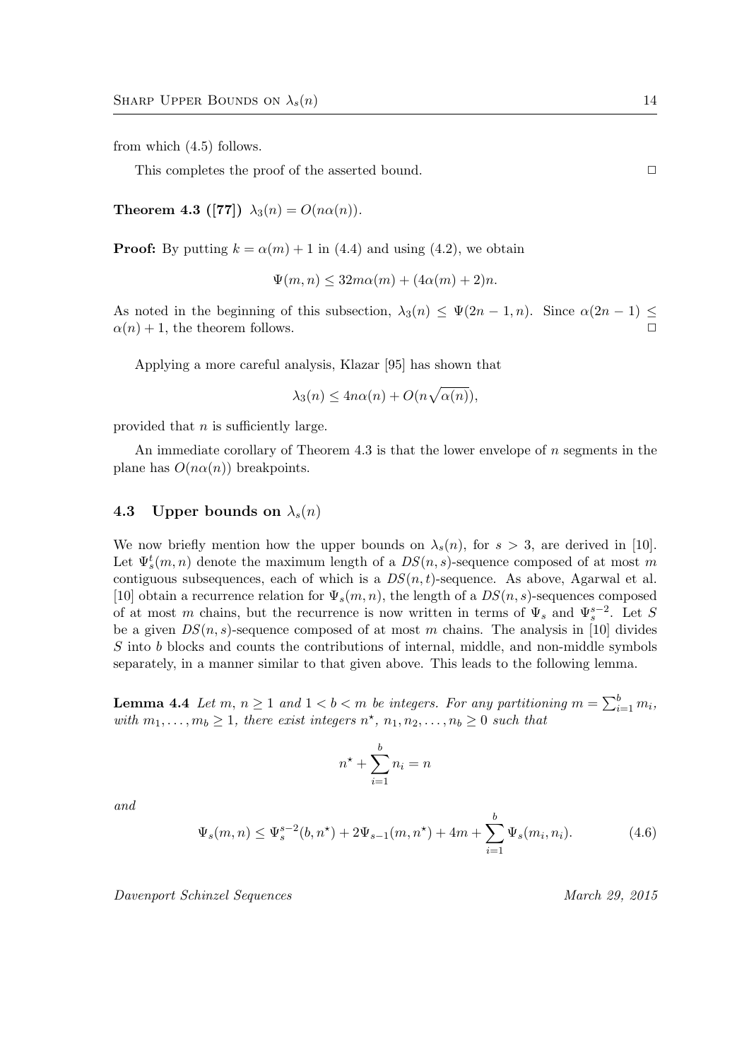from which (4.5) follows.

This completes the proof of the asserted bound. □

**Theorem 4.3 ([77])** $\lambda_3(n) = O(n\alpha(n))$.

**Proof:** By putting $k = \alpha(m) + 1$ in (4.4) and using (4.2), we obtain

$$\Psi(m, n) \leq 32m\alpha(m) + (4\alpha(m) + 2)n.$$

As noted in the beginning of this subsection, $\lambda_3(n) \leq \Psi(2n-1, n)$. Since $\alpha(2n-1) \leq \alpha(n) + 1$, the theorem follows. □

Applying a more careful analysis, Klazar [95] has shown that

$$\lambda_3(n) \leq 4n\alpha(n) + O(n\sqrt{\alpha(n)}),$$

provided that $n$ is sufficiently large.

An immediate corollary of Theorem 4.3 is that the lower envelope of $n$ segments in the plane has $O(n\alpha(n))$ breakpoints.

### 4.3 Upper bounds on $\lambda_s(n)$

We now briefly mention how the upper bounds on $\lambda_s(n)$, for $s > 3$, are derived in [10]. Let $\Psi_s^t(m, n)$ denote the maximum length of a $DS(n, s)$-sequence composed of at most $m$ contiguous subsequences, each of which is a $DS(n, t)$-sequence. As above, Agarwal et al. [10] obtain a recurrence relation for $\Psi_s(m, n)$, the length of a $DS(n, s)$-sequences composed of at most $m$ chains, but the recurrence is now written in terms of $\Psi_s$ and $\Psi_s^{s-2}$. Let $S$ be a given $DS(n, s)$-sequence composed of at most $m$ chains. The analysis in [10] divides $S$ into $b$ blocks and counts the contributions of internal, middle, and non-middle symbols separately, in a manner similar to that given above. This leads to the following lemma.

**Lemma 4.4** *Let $m$, $n \geq 1$ and $1 < b < m$ be integers. For any partitioning $m = \sum_{i=1}^{b} m_i$, with $m_1, \ldots, m_b \geq 1$, there exist integers $n^\star$, $n_1, n_2, \ldots, n_b \geq 0$ such that*

$$n^\star + \sum_{i=1}^{b} n_i = n$$

*and*

$$\Psi_s(m, n) \leq \Psi_s^{s-2}(b, n^\star) + 2\Psi_{s-1}(m, n^\star) + 4m + \sum_{i=1}^{b} \Psi_s(m_i, n_i). \tag{4.6}$$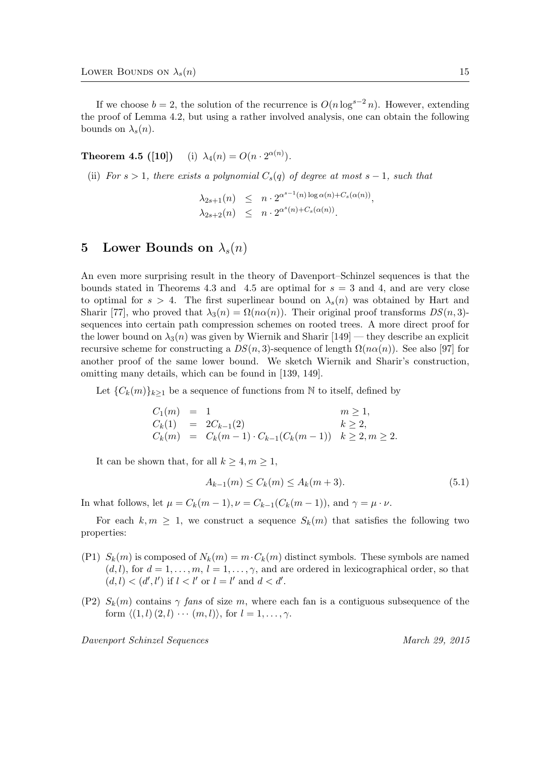If we choose $b = 2$, the solution of the recurrence is $O(n \log^{s-2} n)$. However, extending the proof of Lemma 4.2, but using a rather involved analysis, one can obtain the following bounds on $\lambda_s(n)$.

**Theorem 4.5 ([10])** (i) $\lambda_4(n) = O(n \cdot 2^{\alpha(n)})$.

(ii) *For $s > 1$, there exists a polynomial $C_s(q)$ of degree at most $s - 1$, such that*

$$
\begin{aligned}
\lambda_{2s+1}(n) &\leq n \cdot 2^{\alpha^{s-1}(n) \log \alpha(n) + C_s(\alpha(n))}, \\
\lambda_{2s+2}(n) &\leq n \cdot 2^{\alpha^{s}(n) + C_s(\alpha(n))}.
\end{aligned}
$$

# 5 Lower Bounds on $\lambda_s(n)$

An even more surprising result in the theory of Davenport–Schinzel sequences is that the bounds stated in Theorems 4.3 and 4.5 are optimal for $s = 3$ and 4, and are very close to optimal for $s > 4$. The first superlinear bound on $\lambda_s(n)$ was obtained by Hart and Sharir [77], who proved that $\lambda_3(n) = \Omega(n\alpha(n))$. Their original proof transforms $DS(n, 3)$-sequences into certain path compression schemes on rooted trees. A more direct proof for the lower bound on $\lambda_3(n)$ was given by Wiernik and Sharir [149] — they describe an explicit recursive scheme for constructing a $DS(n, 3)$-sequence of length $\Omega(n\alpha(n))$. See also [97] for another proof of the same lower bound. We sketch Wiernik and Sharir's construction, omitting many details, which can be found in [139, 149].

Let $\{C_k(m)\}_{k \geq 1}$ be a sequence of functions from $\mathbb{N}$ to itself, defined by

$$
\begin{array}{lllr}
C_1(m) & = & 1 & m \geq 1, \\
C_k(1) & = & 2C_{k-1}(2) & k \geq 2, \\
C_k(m) & = & C_k(m-1) \cdot C_{k-1}(C_k(m-1)) & k \geq 2, m \geq 2.
\end{array}
$$

It can be shown that, for all $k \geq 4, m \geq 1$,

$$
A_{k-1}(m) \leq C_k(m) \leq A_k(m+3). \tag{5.1}
$$

In what follows, let $\mu = C_k(m-1), \nu = C_{k-1}(C_k(m-1))$, and $\gamma = \mu \cdot \nu$.

For each $k, m \geq 1$, we construct a sequence $S_k(m)$ that satisfies the following two properties:

- (P1) $S_k(m)$ is composed of $N_k(m) = m \cdot C_k(m)$ distinct symbols. These symbols are named $(d, l)$, for $d = 1, \ldots, m$, $l = 1, \ldots, \gamma$, and are ordered in lexicographical order, so that $(d, l) < (d', l')$ if $l < l'$ or $l = l'$ and $d < d'$.
- (P2) $S_k(m)$ contains $\gamma$ *fans* of size $m$, where each fan is a contiguous subsequence of the form $\langle (1, l)\,(2, l) \cdots (m, l) \rangle$, for $l = 1, \ldots, \gamma$.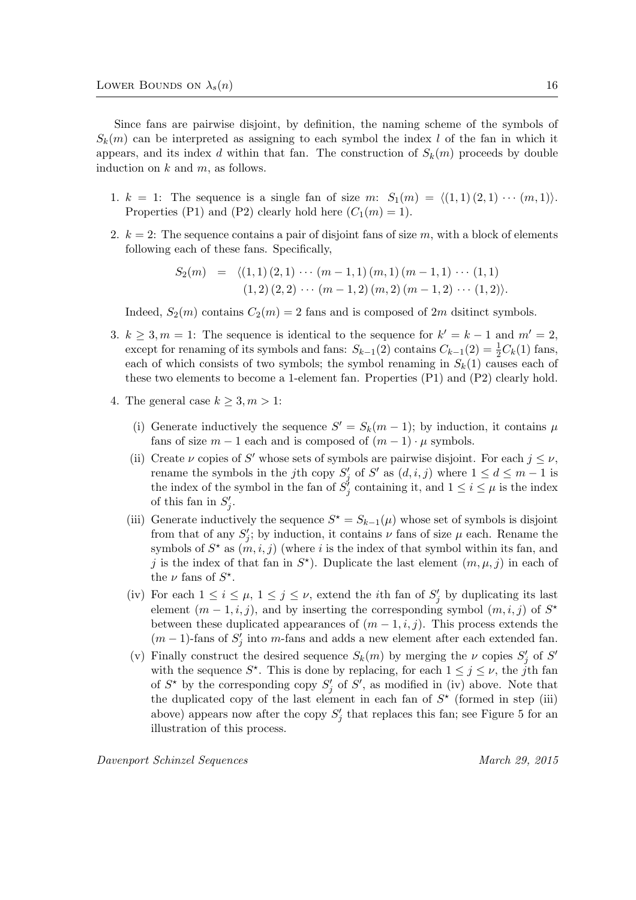Since fans are pairwise disjoint, by definition, the naming scheme of the symbols of $S_k(m)$ can be interpreted as assigning to each symbol the index $l$ of the fan in which it appears, and its index $d$ within that fan. The construction of $S_k(m)$ proceeds by double induction on $k$ and $m$, as follows.

1. $k = 1$: The sequence is a single fan of size $m$: $S_1(m) = \langle (1,1)\,(2,1)\,\cdots\,(m,1)\rangle$. Properties (P1) and (P2) clearly hold here ($C_1(m) = 1$).

2. $k = 2$: The sequence contains a pair of disjoint fans of size $m$, with a block of elements following each of these fans. Specifically,

$$
\begin{aligned}
S_2(m) \;=\; &\langle (1,1)\,(2,1)\,\cdots\,(m-1,1)\,(m,1)\,(m-1,1)\,\cdots\,(1,1) \\
&(1,2)\,(2,2)\,\cdots\,(m-1,2)\,(m,2)\,(m-1,2)\,\cdots\,(1,2)\rangle.
\end{aligned}
$$

   Indeed, $S_2(m)$ contains $C_2(m) = 2$ fans and is composed of $2m$ dsitinct symbols.

3. $k \geq 3, m = 1$: The sequence is identical to the sequence for $k' = k-1$ and $m' = 2$, except for renaming of its symbols and fans: $S_{k-1}(2)$ contains $C_{k-1}(2) = \frac{1}{2}C_k(1)$ fans, each of which consists of two symbols; the symbol renaming in $S_k(1)$ causes each of these two elements to become a 1-element fan. Properties (P1) and (P2) clearly hold.

4. The general case $k \geq 3, m > 1$:

   (i) Generate inductively the sequence $S' = S_k(m-1)$; by induction, it contains $\mu$ fans of size $m-1$ each and is composed of $(m-1)\cdot\mu$ symbols.

   (ii) Create $\nu$ copies of $S'$ whose sets of symbols are pairwise disjoint. For each $j \leq \nu$, rename the symbols in the $j$th copy $S'_j$ of $S'$ as $(d,i,j)$ where $1 \leq d \leq m-1$ is the index of the symbol in the fan of $S'_j$ containing it, and $1 \leq i \leq \mu$ is the index of this fan in $S'_j$.

   (iii) Generate inductively the sequence $S^\star = S_{k-1}(\mu)$ whose set of symbols is disjoint from that of any $S'_j$; by induction, it contains $\nu$ fans of size $\mu$ each. Rename the symbols of $S^\star$ as $(m,i,j)$ (where $i$ is the index of that symbol within its fan, and $j$ is the index of that fan in $S^\star$). Duplicate the last element $(m,\mu,j)$ in each of the $\nu$ fans of $S^\star$.

   (iv) For each $1 \leq i \leq \mu$, $1 \leq j \leq \nu$, extend the $i$th fan of $S'_j$ by duplicating its last element $(m-1,i,j)$, and by inserting the corresponding symbol $(m,i,j)$ of $S^\star$ between these duplicated appearances of $(m-1,i,j)$. This process extends the $(m-1)$-fans of $S'_j$ into $m$-fans and adds a new element after each extended fan.

   (v) Finally construct the desired sequence $S_k(m)$ by merging the $\nu$ copies $S'_j$ of $S'$ with the sequence $S^\star$. This is done by replacing, for each $1 \leq j \leq \nu$, the $j$th fan of $S^\star$ by the corresponding copy $S'_j$ of $S'$, as modified in (iv) above. Note that the duplicated copy of the last element in each fan of $S^\star$ (formed in step (iii) above) appears now after the copy $S'_j$ that replaces this fan; see Figure 5 for an illustration of this process.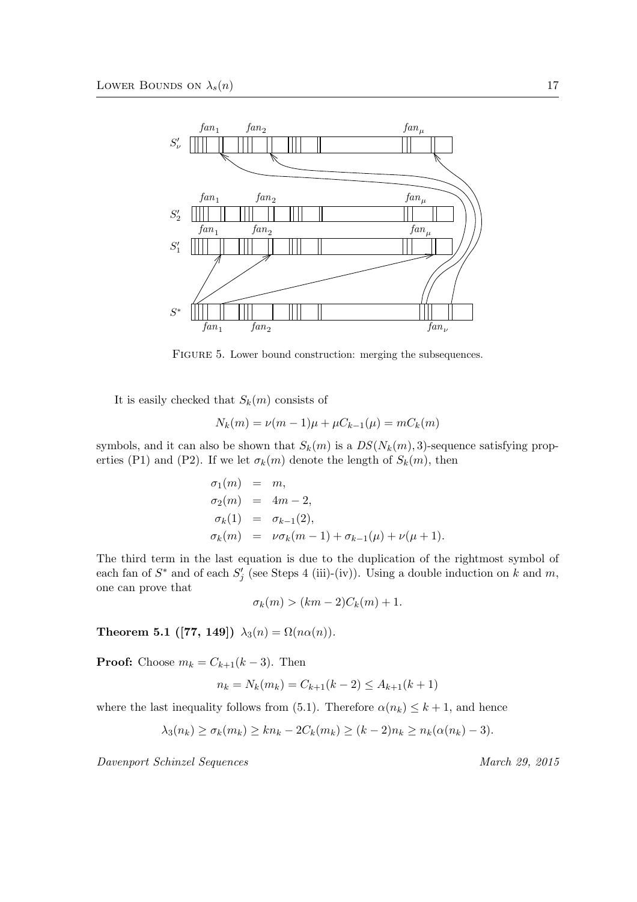FIGURE 5. Lower bound construction: merging the subsequences.

It is easily checked that $S_k(m)$ consists of

$$N_k(m) = \nu(m-1)\mu + \mu C_{k-1}(\mu) = mC_k(m)$$

symbols, and it can also be shown that $S_k(m)$ is a $DS(N_k(m), 3)$-sequence satisfying properties (P1) and (P2). If we let $\sigma_k(m)$ denote the length of $S_k(m)$, then

$$\begin{aligned}
\sigma_1(m) &= m, \\
\sigma_2(m) &= 4m - 2, \\
\sigma_k(1) &= \sigma_{k-1}(2), \\
\sigma_k(m) &= \nu\sigma_k(m-1) + \sigma_{k-1}(\mu) + \nu(\mu+1).
\end{aligned}$$

The third term in the last equation is due to the duplication of the rightmost symbol of each fan of $S^*$ and of each $S'_j$ (see Steps 4 (iii)-(iv)). Using a double induction on $k$ and $m$, one can prove that

$$\sigma_k(m) > (km - 2)C_k(m) + 1.$$

**Theorem 5.1 ([77, 149])** $\lambda_3(n) = \Omega(n\alpha(n))$.

**Proof:** Choose $m_k = C_{k+1}(k-3)$. Then

$$n_k = N_k(m_k) = C_{k+1}(k-2) \leq A_{k+1}(k+1)$$

where the last inequality follows from (5.1). Therefore $\alpha(n_k) \leq k+1$, and hence

$$\lambda_3(n_k) \geq \sigma_k(m_k) \geq kn_k - 2C_k(m_k) \geq (k-2)n_k \geq n_k(\alpha(n_k) - 3).$$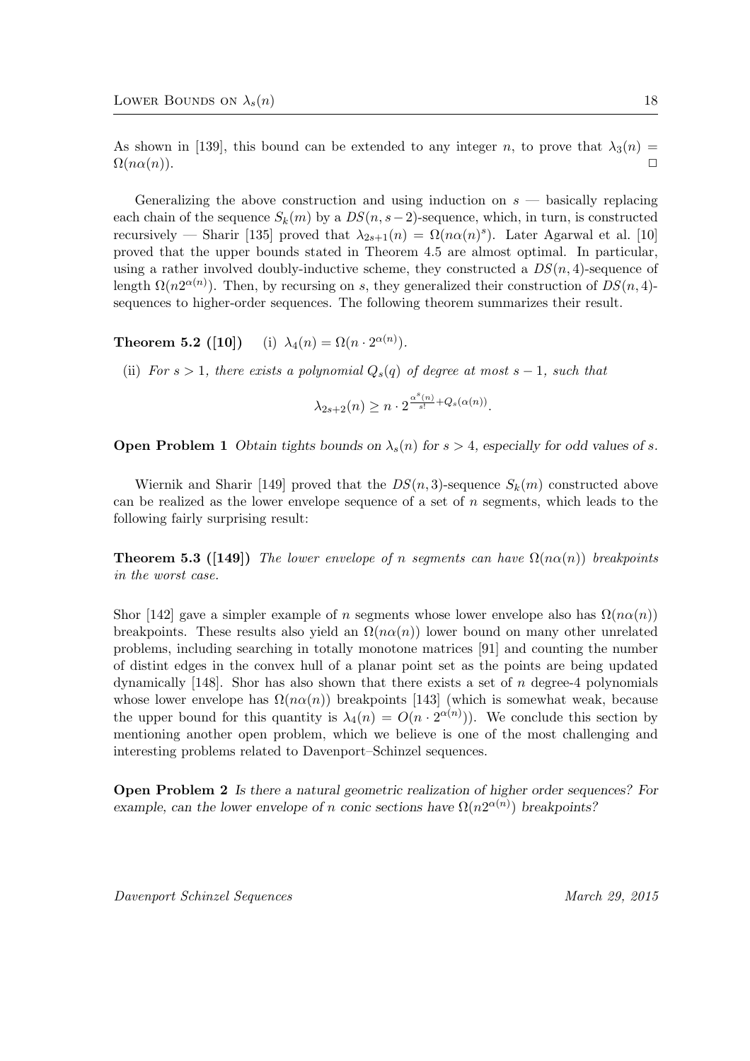As shown in [139], this bound can be extended to any integer $n$, to prove that $\lambda_3(n) = \Omega(n\alpha(n))$. □

Generalizing the above construction and using induction on $s$ — basically replacing each chain of the sequence $S_k(m)$ by a $DS(n, s-2)$-sequence, which, in turn, is constructed recursively — Sharir [135] proved that $\lambda_{2s+1}(n) = \Omega(n\alpha(n)^s)$. Later Agarwal et al. [10] proved that the upper bounds stated in Theorem 4.5 are almost optimal. In particular, using a rather involved doubly-inductive scheme, they constructed a $DS(n, 4)$-sequence of length $\Omega(n2^{\alpha(n)})$. Then, by recursing on $s$, they generalized their construction of $DS(n, 4)$-sequences to higher-order sequences. The following theorem summarizes their result.

**Theorem 5.2 ([10])** (i) $\lambda_4(n) = \Omega(n \cdot 2^{\alpha(n)})$.

(ii) *For $s > 1$, there exists a polynomial $Q_s(q)$ of degree at most $s-1$, such that*

$$\lambda_{2s+2}(n) \geq n \cdot 2^{\frac{\alpha^s(n)}{s!} + Q_s(\alpha(n))}.$$

**Open Problem 1** *Obtain tights bounds on $\lambda_s(n)$ for $s > 4$, especially for odd values of $s$.*

Wiernik and Sharir [149] proved that the $DS(n, 3)$-sequence $S_k(m)$ constructed above can be realized as the lower envelope sequence of a set of $n$ segments, which leads to the following fairly surprising result:

**Theorem 5.3 ([149])** *The lower envelope of $n$ segments can have $\Omega(n\alpha(n))$ breakpoints in the worst case.*

Shor [142] gave a simpler example of $n$ segments whose lower envelope also has $\Omega(n\alpha(n))$ breakpoints. These results also yield an $\Omega(n\alpha(n))$ lower bound on many other unrelated problems, including searching in totally monotone matrices [91] and counting the number of distint edges in the convex hull of a planar point set as the points are being updated dynamically [148]. Shor has also shown that there exists a set of $n$ degree-4 polynomials whose lower envelope has $\Omega(n\alpha(n))$ breakpoints [143] (which is somewhat weak, because the upper bound for this quantity is $\lambda_4(n) = O(n \cdot 2^{\alpha(n)})$). We conclude this section by mentioning another open problem, which we believe is one of the most challenging and interesting problems related to Davenport–Schinzel sequences.

**Open Problem 2** *Is there a natural geometric realization of higher order sequences? For example, can the lower envelope of $n$ conic sections have $\Omega(n2^{\alpha(n)})$ breakpoints?*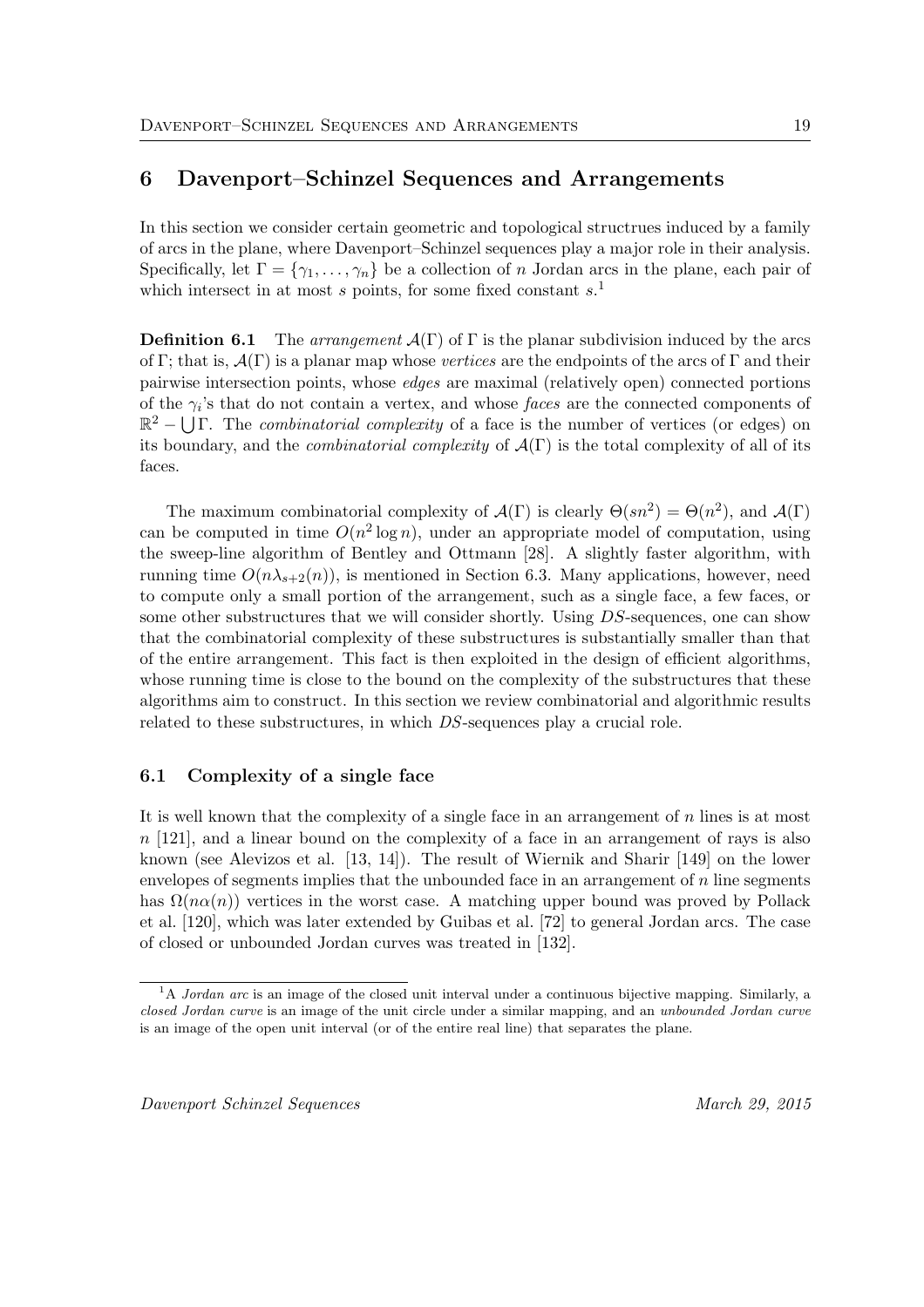# 6 Davenport–Schinzel Sequences and Arrangements

In this section we consider certain geometric and topological structrues induced by a family of arcs in the plane, where Davenport–Schinzel sequences play a major role in their analysis. Specifically, let $\Gamma = \{\gamma_1, \ldots, \gamma_n\}$ be a collection of $n$ Jordan arcs in the plane, each pair of which intersect in at most $s$ points, for some fixed constant $s$.[1]

**Definition 6.1** The *arrangement* $\mathcal{A}(\Gamma)$ of $\Gamma$ is the planar subdivision induced by the arcs of $\Gamma$; that is, $\mathcal{A}(\Gamma)$ is a planar map whose *vertices* are the endpoints of the arcs of $\Gamma$ and their pairwise intersection points, whose *edges* are maximal (relatively open) connected portions of the $\gamma_i$'s that do not contain a vertex, and whose *faces* are the connected components of $\mathbb{R}^2 - \bigcup \Gamma$. The *combinatorial complexity* of a face is the number of vertices (or edges) on its boundary, and the *combinatorial complexity* of $\mathcal{A}(\Gamma)$ is the total complexity of all of its faces.

The maximum combinatorial complexity of $\mathcal{A}(\Gamma)$ is clearly $\Theta(sn^2) = \Theta(n^2)$, and $\mathcal{A}(\Gamma)$ can be computed in time $O(n^2 \log n)$, under an appropriate model of computation, using the sweep-line algorithm of Bentley and Ottmann [28]. A slightly faster algorithm, with running time $O(n\lambda_{s+2}(n))$, is mentioned in Section 6.3. Many applications, however, need to compute only a small portion of the arrangement, such as a single face, a few faces, or some other substructures that we will consider shortly. Using *DS*-sequences, one can show that the combinatorial complexity of these substructures is substantially smaller than that of the entire arrangement. This fact is then exploited in the design of efficient algorithms, whose running time is close to the bound on the complexity of the substructures that these algorithms aim to construct. In this section we review combinatorial and algorithmic results related to these substructures, in which *DS*-sequences play a crucial role.

## 6.1 Complexity of a single face

It is well known that the complexity of a single face in an arrangement of $n$ lines is at most $n$ [121], and a linear bound on the complexity of a face in an arrangement of rays is also known (see Alevizos et al. [13, 14]). The result of Wiernik and Sharir [149] on the lower envelopes of segments implies that the unbounded face in an arrangement of $n$ line segments has $\Omega(n\alpha(n))$ vertices in the worst case. A matching upper bound was proved by Pollack et al. [120], which was later extended by Guibas et al. [72] to general Jordan arcs. The case of closed or unbounded Jordan curves was treated in [132].

[1] A *Jordan arc* is an image of the closed unit interval under a continuous bijective mapping. Similarly, a *closed Jordan curve* is an image of the unit circle under a similar mapping, and an *unbounded Jordan curve* is an image of the open unit interval (or of the entire real line) that separates the plane.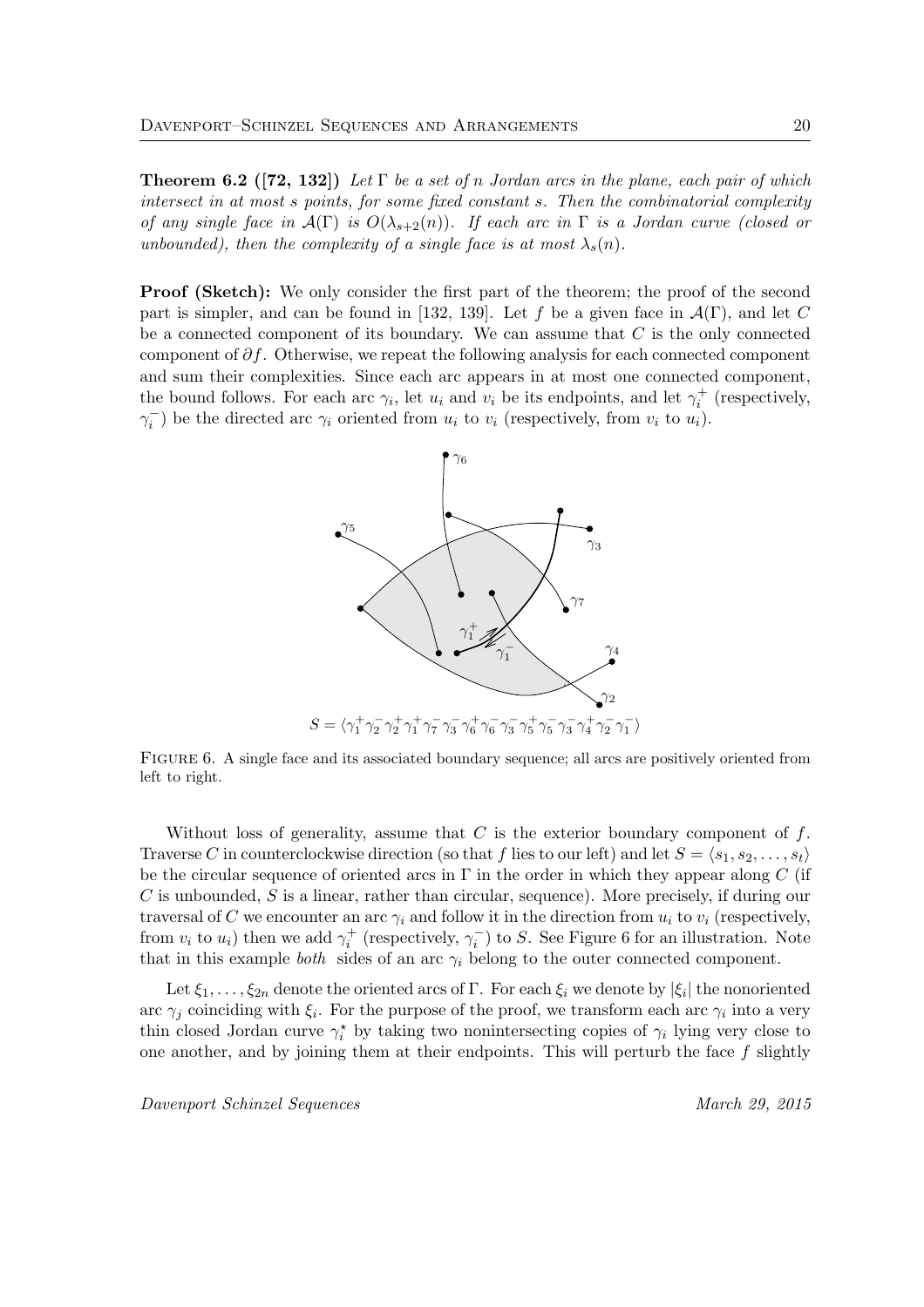**Theorem 6.2 ([72, 132])** *Let $\Gamma$ be a set of $n$ Jordan arcs in the plane, each pair of which intersect in at most $s$ points, for some fixed constant $s$. Then the combinatorial complexity of any single face in $\mathcal{A}(\Gamma)$ is $O(\lambda_{s+2}(n))$. If each arc in $\Gamma$ is a Jordan curve (closed or unbounded), then the complexity of a single face is at most $\lambda_s(n)$.*

**Proof (Sketch):** We only consider the first part of the theorem; the proof of the second part is simpler, and can be found in [132, 139]. Let $f$ be a given face in $\mathcal{A}(\Gamma)$, and let $C$ be a connected component of its boundary. We can assume that $C$ is the only connected component of $\partial f$. Otherwise, we repeat the following analysis for each connected component and sum their complexities. Since each arc appears in at most one connected component, the bound follows. For each arc $\gamma_i$, let $u_i$ and $v_i$ be its endpoints, and let $\gamma_i^+$ (respectively, $\gamma_i^-$) be the directed arc $\gamma_i$ oriented from $u_i$ to $v_i$ (respectively, from $v_i$ to $u_i$).

$$S = \langle \gamma_1^+ \gamma_2^- \gamma_2^+ \gamma_1^+ \gamma_7^- \gamma_3^- \gamma_6^+ \gamma_6^- \gamma_3^- \gamma_5^+ \gamma_5^- \gamma_3^- \gamma_4^+ \gamma_2^- \gamma_1^- \rangle$$

Figure 6. A single face and its associated boundary sequence; all arcs are positively oriented from left to right.

Without loss of generality, assume that $C$ is the exterior boundary component of $f$. Traverse $C$ in counterclockwise direction (so that $f$ lies to our left) and let $S = \langle s_1, s_2, \ldots, s_t \rangle$ be the circular sequence of oriented arcs in $\Gamma$ in the order in which they appear along $C$ (if $C$ is unbounded, $S$ is a linear, rather than circular, sequence). More precisely, if during our traversal of $C$ we encounter an arc $\gamma_i$ and follow it in the direction from $u_i$ to $v_i$ (respectively, from $v_i$ to $u_i$) then we add $\gamma_i^+$ (respectively, $\gamma_i^-$) to $S$. See Figure 6 for an illustration. Note that in this example *both* sides of an arc $\gamma_i$ belong to the outer connected component.

Let $\xi_1, \ldots, \xi_{2n}$ denote the oriented arcs of $\Gamma$. For each $\xi_i$ we denote by $|\xi_i|$ the nonoriented arc $\gamma_j$ coinciding with $\xi_i$. For the purpose of the proof, we transform each arc $\gamma_i$ into a very thin closed Jordan curve $\gamma_i^\star$ by taking two nonintersecting copies of $\gamma_i$ lying very close to one another, and by joining them at their endpoints. This will perturb the face $f$ slightly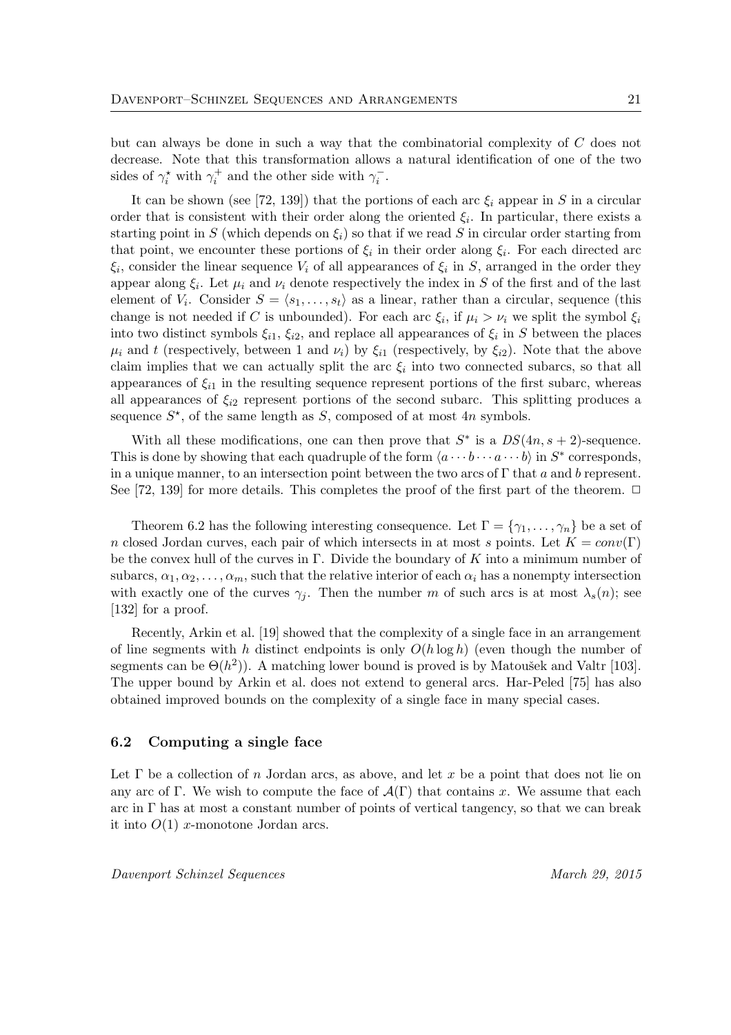but can always be done in such a way that the combinatorial complexity of $C$ does not decrease. Note that this transformation allows a natural identification of one of the two sides of $\gamma_i^\star$ with $\gamma_i^+$ and the other side with $\gamma_i^-$.

It can be shown (see [72, 139]) that the portions of each arc $\xi_i$ appear in $S$ in a circular order that is consistent with their order along the oriented $\xi_i$. In particular, there exists a starting point in $S$ (which depends on $\xi_i$) so that if we read $S$ in circular order starting from that point, we encounter these portions of $\xi_i$ in their order along $\xi_i$. For each directed arc $\xi_i$, consider the linear sequence $V_i$ of all appearances of $\xi_i$ in $S$, arranged in the order they appear along $\xi_i$. Let $\mu_i$ and $\nu_i$ denote respectively the index in $S$ of the first and of the last element of $V_i$. Consider $S = \langle s_1, \ldots, s_t \rangle$ as a linear, rather than a circular, sequence (this change is not needed if $C$ is unbounded). For each arc $\xi_i$, if $\mu_i > \nu_i$ we split the symbol $\xi_i$ into two distinct symbols $\xi_{i1}$, $\xi_{i2}$, and replace all appearances of $\xi_i$ in $S$ between the places $\mu_i$ and $t$ (respectively, between 1 and $\nu_i$) by $\xi_{i1}$ (respectively, by $\xi_{i2}$). Note that the above claim implies that we can actually split the arc $\xi_i$ into two connected subarcs, so that all appearances of $\xi_{i1}$ in the resulting sequence represent portions of the first subarc, whereas all appearances of $\xi_{i2}$ represent portions of the second subarc. This splitting produces a sequence $S^\star$, of the same length as $S$, composed of at most $4n$ symbols.

With all these modifications, one can then prove that $S^*$ is a $DS(4n, s+2)$-sequence. This is done by showing that each quadruple of the form $\langle a \cdots b \cdots a \cdots b \rangle$ in $S^*$ corresponds, in a unique manner, to an intersection point between the two arcs of $\Gamma$ that $a$ and $b$ represent. See [72, 139] for more details. This completes the proof of the first part of the theorem. □

Theorem 6.2 has the following interesting consequence. Let $\Gamma = \{\gamma_1, \ldots, \gamma_n\}$ be a set of $n$ closed Jordan curves, each pair of which intersects in at most $s$ points. Let $K = conv(\Gamma)$ be the convex hull of the curves in $\Gamma$. Divide the boundary of $K$ into a minimum number of subarcs, $\alpha_1, \alpha_2, \ldots, \alpha_m$, such that the relative interior of each $\alpha_i$ has a nonempty intersection with exactly one of the curves $\gamma_j$. Then the number $m$ of such arcs is at most $\lambda_s(n)$; see [132] for a proof.

Recently, Arkin et al. [19] showed that the complexity of a single face in an arrangement of line segments with $h$ distinct endpoints is only $O(h \log h)$ (even though the number of segments can be $\Theta(h^2)$). A matching lower bound is proved is by Matoušek and Valtr [103]. The upper bound by Arkin et al. does not extend to general arcs. Har-Peled [75] has also obtained improved bounds on the complexity of a single face in many special cases.

### 6.2 Computing a single face

Let $\Gamma$ be a collection of $n$ Jordan arcs, as above, and let $x$ be a point that does not lie on any arc of $\Gamma$. We wish to compute the face of $\mathcal{A}(\Gamma)$ that contains $x$. We assume that each arc in $\Gamma$ has at most a constant number of points of vertical tangency, so that we can break it into $O(1)$ $x$-monotone Jordan arcs.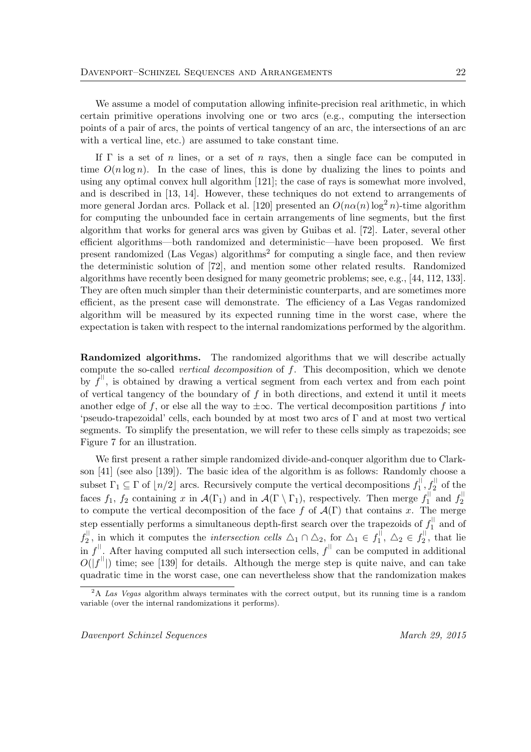We assume a model of computation allowing infinite-precision real arithmetic, in which certain primitive operations involving one or two arcs (e.g., computing the intersection points of a pair of arcs, the points of vertical tangency of an arc, the intersections of an arc with a vertical line, etc.) are assumed to take constant time.

If $\Gamma$ is a set of $n$ lines, or a set of $n$ rays, then a single face can be computed in time $O(n \log n)$. In the case of lines, this is done by dualizing the lines to points and using any optimal convex hull algorithm [121]; the case of rays is somewhat more involved, and is described in [13, 14]. However, these techniques do not extend to arrangements of more general Jordan arcs. Pollack et al. [120] presented an $O(n\alpha(n)\log^2 n)$-time algorithm for computing the unbounded face in certain arrangements of line segments, but the first algorithm that works for general arcs was given by Guibas et al. [72]. Later, several other efficient algorithms—both randomized and deterministic—have been proposed. We first present randomized (Las Vegas) algorithms[2] for computing a single face, and then review the deterministic solution of [72], and mention some other related results. Randomized algorithms have recently been designed for many geometric problems; see, e.g., [44, 112, 133]. They are often much simpler than their deterministic counterparts, and are sometimes more efficient, as the present case will demonstrate. The efficiency of a Las Vegas randomized algorithm will be measured by its expected running time in the worst case, where the expectation is taken with respect to the internal randomizations performed by the algorithm.

**Randomized algorithms.** The randomized algorithms that we will describe actually compute the so-called *vertical decomposition* of $f$. This decomposition, which we denote by $f^{||}$, is obtained by drawing a vertical segment from each vertex and from each point of vertical tangency of the boundary of $f$ in both directions, and extend it until it meets another edge of $f$, or else all the way to $\pm\infty$. The vertical decomposition partitions $f$ into 'pseudo-trapezoidal' cells, each bounded by at most two arcs of $\Gamma$ and at most two vertical segments. To simplify the presentation, we will refer to these cells simply as trapezoids; see Figure 7 for an illustration.

We first present a rather simple randomized divide-and-conquer algorithm due to Clarkson [41] (see also [139]). The basic idea of the algorithm is as follows: Randomly choose a subset $\Gamma_1 \subseteq \Gamma$ of $\lfloor n/2 \rfloor$ arcs. Recursively compute the vertical decompositions $f_1^{||}, f_2^{||}$ of the faces $f_1$, $f_2$ containing $x$ in $\mathcal{A}(\Gamma_1)$ and in $\mathcal{A}(\Gamma \setminus \Gamma_1)$, respectively. Then merge $f_1^{||}$ and $f_2^{||}$ to compute the vertical decomposition of the face $f$ of $\mathcal{A}(\Gamma)$ that contains $x$. The merge step essentially performs a simultaneous depth-first search over the trapezoids of $f_1^{||}$ and of $f_2^{||}$, in which it computes the *intersection cells* $\triangle_1 \cap \triangle_2$, for $\triangle_1 \in f_1^{||}$, $\triangle_2 \in f_2^{||}$, that lie in $f^{||}$. After having computed all such intersection cells, $f^{||}$ can be computed in additional $O(|f^{||}|)$ time; see [139] for details. Although the merge step is quite naive, and can take quadratic time in the worst case, one can nevertheless show that the randomization makes

[2] A *Las Vegas* algorithm always terminates with the correct output, but its running time is a random variable (over the internal randomizations it performs).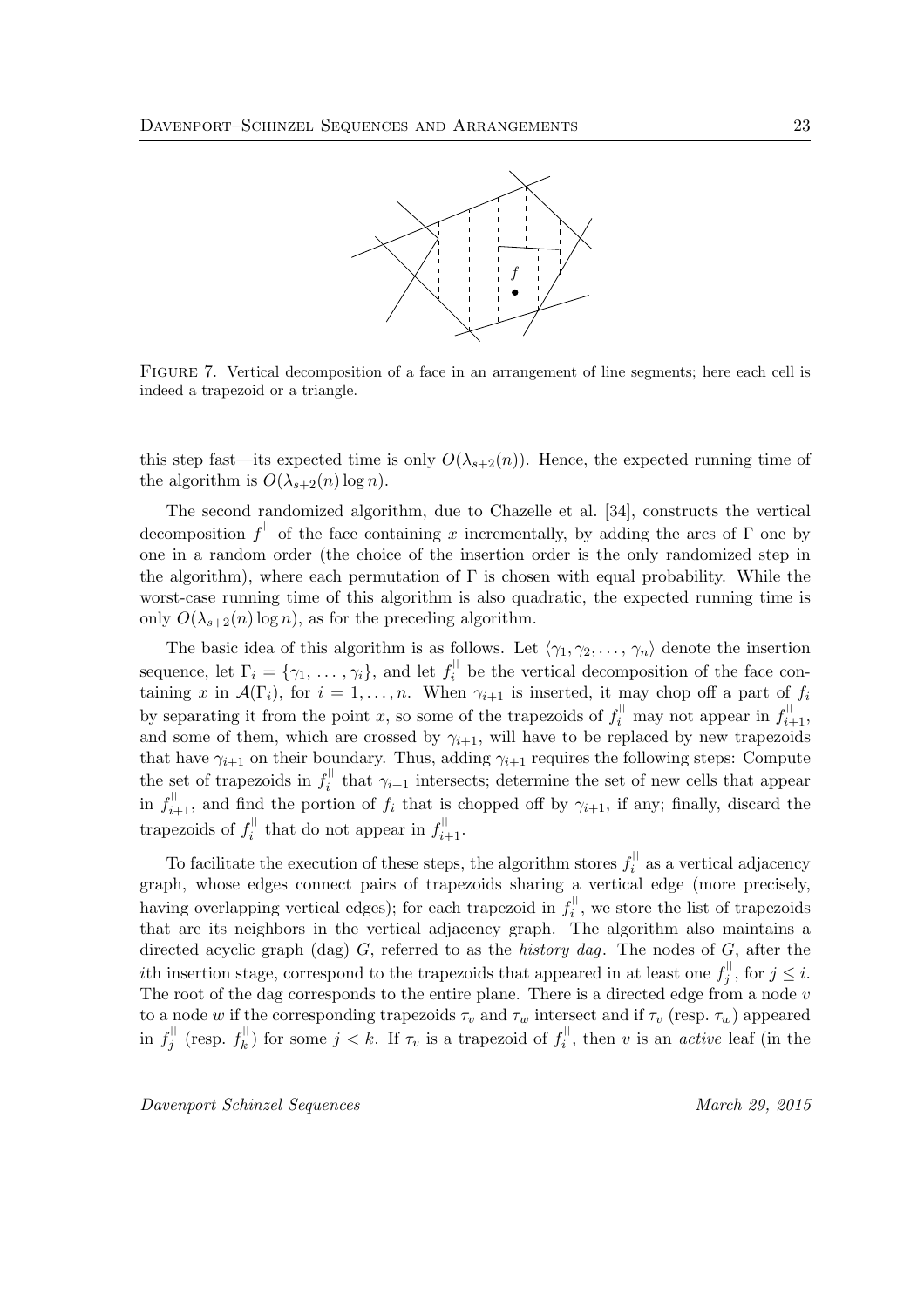FIGURE 7. Vertical decomposition of a face in an arrangement of line segments; here each cell is indeed a trapezoid or a triangle.

this step fast—its expected time is only $O(\lambda_{s+2}(n))$. Hence, the expected running time of the algorithm is $O(\lambda_{s+2}(n) \log n)$.

The second randomized algorithm, due to Chazelle et al. [34], constructs the vertical decomposition $f^{||}$ of the face containing $x$ incrementally, by adding the arcs of $\Gamma$ one by one in a random order (the choice of the insertion order is the only randomized step in the algorithm), where each permutation of $\Gamma$ is chosen with equal probability. While the worst-case running time of this algorithm is also quadratic, the expected running time is only $O(\lambda_{s+2}(n) \log n)$, as for the preceding algorithm.

The basic idea of this algorithm is as follows. Let $\langle \gamma_1, \gamma_2, \ldots, \gamma_n \rangle$ denote the insertion sequence, let $\Gamma_i = \{\gamma_1, \ldots, \gamma_i\}$, and let $f_i^{||}$ be the vertical decomposition of the face containing $x$ in $\mathcal{A}(\Gamma_i)$, for $i = 1, \ldots, n$. When $\gamma_{i+1}$ is inserted, it may chop off a part of $f_i$ by separating it from the point $x$, so some of the trapezoids of $f_i^{||}$ may not appear in $f_{i+1}^{||}$, and some of them, which are crossed by $\gamma_{i+1}$, will have to be replaced by new trapezoids that have $\gamma_{i+1}$ on their boundary. Thus, adding $\gamma_{i+1}$ requires the following steps: Compute the set of trapezoids in $f_i^{||}$ that $\gamma_{i+1}$ intersects; determine the set of new cells that appear in $f_{i+1}^{||}$, and find the portion of $f_i$ that is chopped off by $\gamma_{i+1}$, if any; finally, discard the trapezoids of $f_i^{||}$ that do not appear in $f_{i+1}^{||}$.

To facilitate the execution of these steps, the algorithm stores $f_i^{||}$ as a vertical adjacency graph, whose edges connect pairs of trapezoids sharing a vertical edge (more precisely, having overlapping vertical edges); for each trapezoid in $f_i^{||}$, we store the list of trapezoids that are its neighbors in the vertical adjacency graph. The algorithm also maintains a directed acyclic graph (dag) $G$, referred to as the *history dag*. The nodes of $G$, after the $i$th insertion stage, correspond to the trapezoids that appeared in at least one $f_j^{||}$, for $j \le i$. The root of the dag corresponds to the entire plane. There is a directed edge from a node $v$ to a node $w$ if the corresponding trapezoids $\tau_v$ and $\tau_w$ intersect and if $\tau_v$ (resp. $\tau_w$) appeared in $f_j^{||}$ (resp. $f_k^{||}$) for some $j < k$. If $\tau_v$ is a trapezoid of $f_i^{||}$, then $v$ is an *active* leaf (in the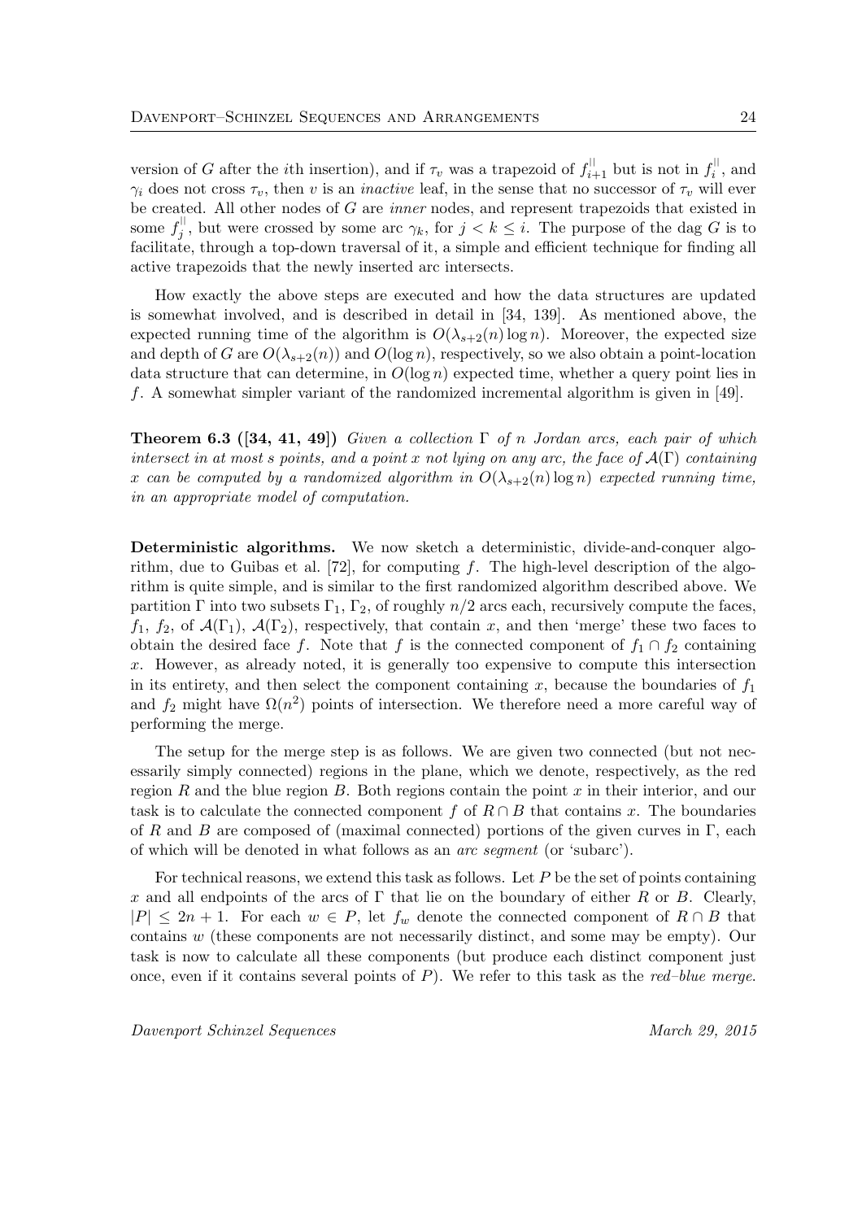version of $G$ after the $i$th insertion), and if $\tau_v$ was a trapezoid of $f_{i+1}^{||}$ but is not in $f_i^{||}$, and $\gamma_i$ does not cross $\tau_v$, then $v$ is an *inactive* leaf, in the sense that no successor of $\tau_v$ will ever be created. All other nodes of $G$ are *inner* nodes, and represent trapezoids that existed in some $f_j^{||}$, but were crossed by some arc $\gamma_k$, for $j < k \le i$. The purpose of the dag $G$ is to facilitate, through a top-down traversal of it, a simple and efficient technique for finding all active trapezoids that the newly inserted arc intersects.

How exactly the above steps are executed and how the data structures are updated is somewhat involved, and is described in detail in [34, 139]. As mentioned above, the expected running time of the algorithm is $O(\lambda_{s+2}(n) \log n)$. Moreover, the expected size and depth of $G$ are $O(\lambda_{s+2}(n))$ and $O(\log n)$, respectively, so we also obtain a point-location data structure that can determine, in $O(\log n)$ expected time, whether a query point lies in $f$. A somewhat simpler variant of the randomized incremental algorithm is given in [49].

**Theorem 6.3 ([34, 41, 49])** *Given a collection $\Gamma$ of $n$ Jordan arcs, each pair of which intersect in at most $s$ points, and a point $x$ not lying on any arc, the face of $\mathcal{A}(\Gamma)$ containing $x$ can be computed by a randomized algorithm in $O(\lambda_{s+2}(n) \log n)$ expected running time, in an appropriate model of computation.*

**Deterministic algorithms.** We now sketch a deterministic, divide-and-conquer algorithm, due to Guibas et al. [72], for computing $f$. The high-level description of the algorithm is quite simple, and is similar to the first randomized algorithm described above. We partition $\Gamma$ into two subsets $\Gamma_1$, $\Gamma_2$, of roughly $n/2$ arcs each, recursively compute the faces, $f_1$, $f_2$, of $\mathcal{A}(\Gamma_1)$, $\mathcal{A}(\Gamma_2)$, respectively, that contain $x$, and then 'merge' these two faces to obtain the desired face $f$. Note that $f$ is the connected component of $f_1 \cap f_2$ containing $x$. However, as already noted, it is generally too expensive to compute this intersection in its entirety, and then select the component containing $x$, because the boundaries of $f_1$ and $f_2$ might have $\Omega(n^2)$ points of intersection. We therefore need a more careful way of performing the merge.

The setup for the merge step is as follows. We are given two connected (but not necessarily simply connected) regions in the plane, which we denote, respectively, as the red region $R$ and the blue region $B$. Both regions contain the point $x$ in their interior, and our task is to calculate the connected component $f$ of $R \cap B$ that contains $x$. The boundaries of $R$ and $B$ are composed of (maximal connected) portions of the given curves in $\Gamma$, each of which will be denoted in what follows as an *arc segment* (or 'subarc').

For technical reasons, we extend this task as follows. Let $P$ be the set of points containing $x$ and all endpoints of the arcs of $\Gamma$ that lie on the boundary of either $R$ or $B$. Clearly, $|P| \le 2n + 1$. For each $w \in P$, let $f_w$ denote the connected component of $R \cap B$ that contains $w$ (these components are not necessarily distinct, and some may be empty). Our task is now to calculate all these components (but produce each distinct component just once, even if it contains several points of $P$). We refer to this task as the *red–blue merge*.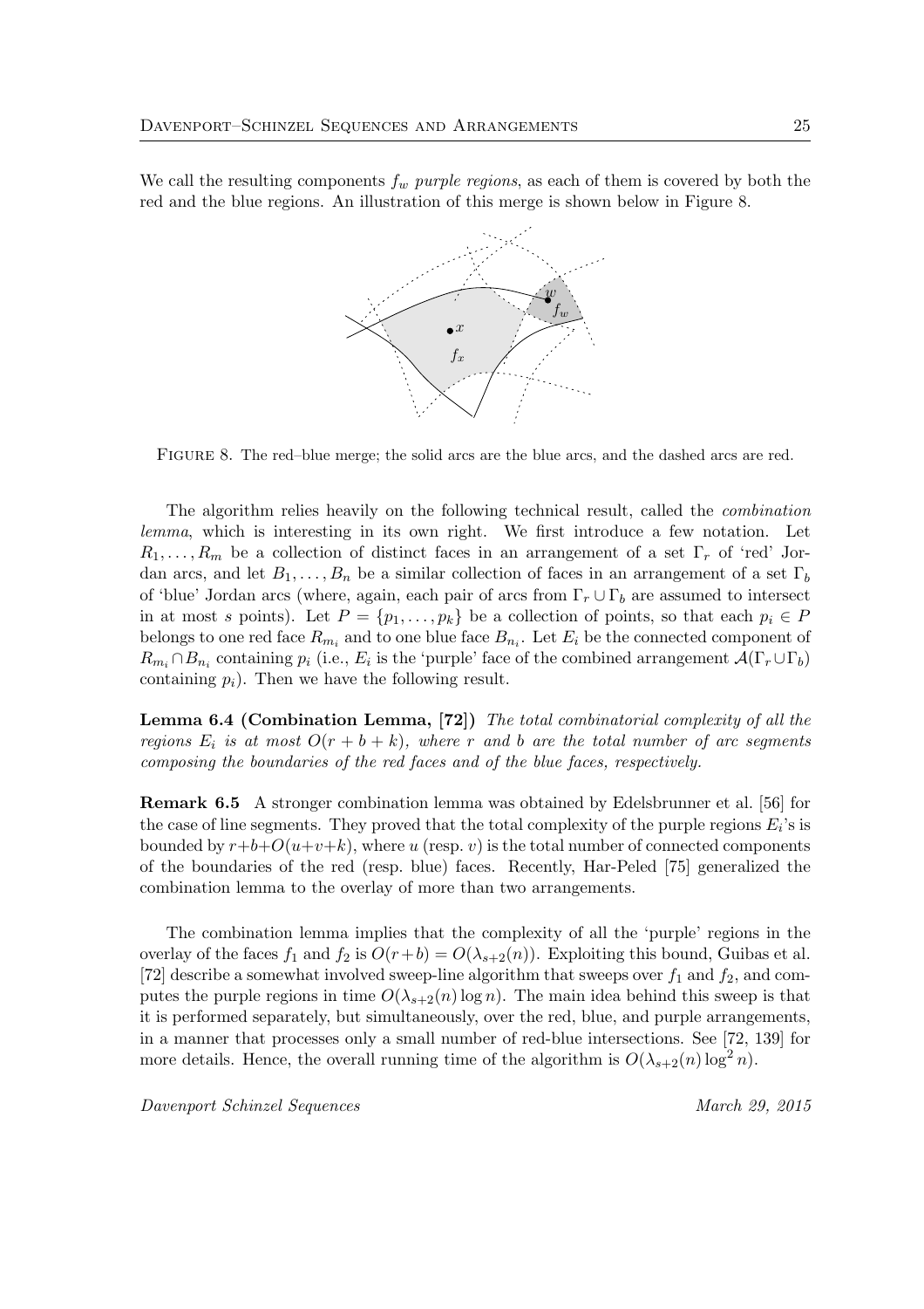We call the resulting components $f_w$ *purple regions*, as each of them is covered by both the red and the blue regions. An illustration of this merge is shown below in Figure 8.

FIGURE 8. The red–blue merge; the solid arcs are the blue arcs, and the dashed arcs are red.

The algorithm relies heavily on the following technical result, called the *combination lemma*, which is interesting in its own right. We first introduce a few notation. Let $R_1, \ldots, R_m$ be a collection of distinct faces in an arrangement of a set $\Gamma_r$ of 'red' Jordan arcs, and let $B_1, \ldots, B_n$ be a similar collection of faces in an arrangement of a set $\Gamma_b$ of 'blue' Jordan arcs (where, again, each pair of arcs from $\Gamma_r \cup \Gamma_b$ are assumed to intersect in at most $s$ points). Let $P = \{p_1, \ldots, p_k\}$ be a collection of points, so that each $p_i \in P$ belongs to one red face $R_{m_i}$ and to one blue face $B_{n_i}$. Let $E_i$ be the connected component of $R_{m_i} \cap B_{n_i}$ containing $p_i$ (i.e., $E_i$ is the 'purple' face of the combined arrangement $\mathcal{A}(\Gamma_r \cup \Gamma_b)$ containing $p_i$). Then we have the following result.

**Lemma 6.4 (Combination Lemma, [72])** *The total combinatorial complexity of all the regions $E_i$ is at most $O(r + b + k)$, where $r$ and $b$ are the total number of arc segments composing the boundaries of the red faces and of the blue faces, respectively.*

**Remark 6.5** A stronger combination lemma was obtained by Edelsbrunner et al. [56] for the case of line segments. They proved that the total complexity of the purple regions $E_i$'s is bounded by $r+b+O(u+v+k)$, where $u$ (resp. $v$) is the total number of connected components of the boundaries of the red (resp. blue) faces. Recently, Har-Peled [75] generalized the combination lemma to the overlay of more than two arrangements.

The combination lemma implies that the complexity of all the 'purple' regions in the overlay of the faces $f_1$ and $f_2$ is $O(r+b) = O(\lambda_{s+2}(n))$. Exploiting this bound, Guibas et al. [72] describe a somewhat involved sweep-line algorithm that sweeps over $f_1$ and $f_2$, and computes the purple regions in time $O(\lambda_{s+2}(n) \log n)$. The main idea behind this sweep is that it is performed separately, but simultaneously, over the red, blue, and purple arrangements, in a manner that processes only a small number of red-blue intersections. See [72, 139] for more details. Hence, the overall running time of the algorithm is $O(\lambda_{s+2}(n) \log^2 n)$.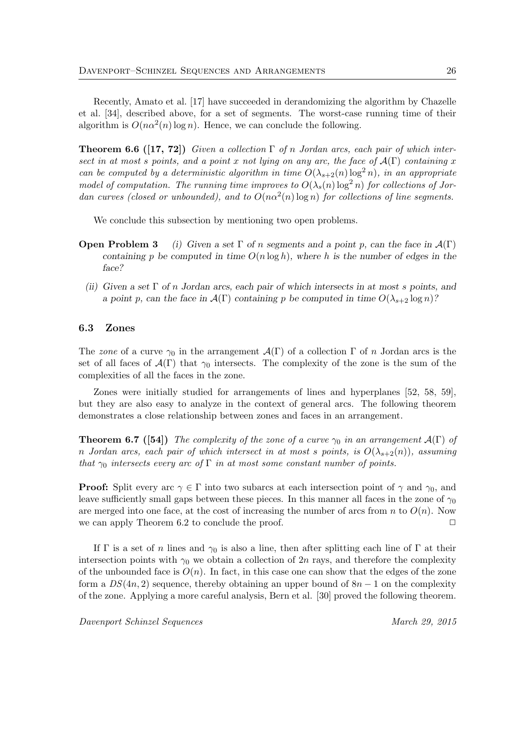Recently, Amato et al. [17] have succeeded in derandomizing the algorithm by Chazelle et al. [34], described above, for a set of segments. The worst-case running time of their algorithm is $O(n\alpha^2(n)\log n)$. Hence, we can conclude the following.

**Theorem 6.6 ([17, 72])** *Given a collection $\Gamma$ of $n$ Jordan arcs, each pair of which intersect in at most $s$ points, and a point $x$ not lying on any arc, the face of $\mathcal{A}(\Gamma)$ containing $x$ can be computed by a deterministic algorithm in time $O(\lambda_{s+2}(n)\log^2 n)$, in an appropriate model of computation. The running time improves to $O(\lambda_s(n)\log^2 n)$ for collections of Jordan curves (closed or unbounded), and to $O(n\alpha^2(n)\log n)$ for collections of line segments.*

We conclude this subsection by mentioning two open problems.

**Open Problem 3** *(i) Given a set $\Gamma$ of $n$ segments and a point $p$, can the face in $\mathcal{A}(\Gamma)$ containing $p$ be computed in time $O(n\log h)$, where $h$ is the number of edges in the face?*

*(ii) Given a set $\Gamma$ of $n$ Jordan arcs, each pair of which intersects in at most $s$ points, and a point $p$, can the face in $\mathcal{A}(\Gamma)$ containing $p$ be computed in time $O(\lambda_{s+2}\log n)$?*

### 6.3 Zones

The *zone* of a curve $\gamma_0$ in the arrangement $\mathcal{A}(\Gamma)$ of a collection $\Gamma$ of $n$ Jordan arcs is the set of all faces of $\mathcal{A}(\Gamma)$ that $\gamma_0$ intersects. The complexity of the zone is the sum of the complexities of all the faces in the zone.

Zones were initially studied for arrangements of lines and hyperplanes [52, 58, 59], but they are also easy to analyze in the context of general arcs. The following theorem demonstrates a close relationship between zones and faces in an arrangement.

**Theorem 6.7 ([54])** *The complexity of the zone of a curve $\gamma_0$ in an arrangement $\mathcal{A}(\Gamma)$ of $n$ Jordan arcs, each pair of which intersect in at most $s$ points, is $O(\lambda_{s+2}(n))$, assuming that $\gamma_0$ intersects every arc of $\Gamma$ in at most some constant number of points.*

**Proof:** Split every arc $\gamma \in \Gamma$ into two subarcs at each intersection point of $\gamma$ and $\gamma_0$, and leave sufficiently small gaps between these pieces. In this manner all faces in the zone of $\gamma_0$ are merged into one face, at the cost of increasing the number of arcs from $n$ to $O(n)$. Now we can apply Theorem 6.2 to conclude the proof. □

If $\Gamma$ is a set of $n$ lines and $\gamma_0$ is also a line, then after splitting each line of $\Gamma$ at their intersection points with $\gamma_0$ we obtain a collection of $2n$ rays, and therefore the complexity of the unbounded face is $O(n)$. In fact, in this case one can show that the edges of the zone form a $DS(4n, 2)$ sequence, thereby obtaining an upper bound of $8n - 1$ on the complexity of the zone. Applying a more careful analysis, Bern et al. [30] proved the following theorem.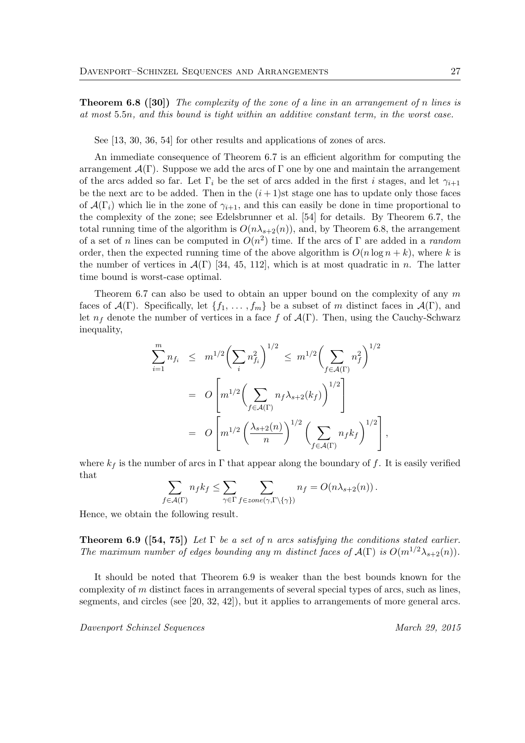**Theorem 6.8 ([30])** *The complexity of the zone of a line in an arrangement of $n$ lines is at most $5.5n$, and this bound is tight within an additive constant term, in the worst case.*

See [13, 30, 36, 54] for other results and applications of zones of arcs.

An immediate consequence of Theorem 6.7 is an efficient algorithm for computing the arrangement $\mathcal{A}(\Gamma)$. Suppose we add the arcs of $\Gamma$ one by one and maintain the arrangement of the arcs added so far. Let $\Gamma_i$ be the set of arcs added in the first $i$ stages, and let $\gamma_{i+1}$ be the next arc to be added. Then in the $(i+1)$st stage one has to update only those faces of $\mathcal{A}(\Gamma_i)$ which lie in the zone of $\gamma_{i+1}$, and this can easily be done in time proportional to the complexity of the zone; see Edelsbrunner et al. [54] for details. By Theorem 6.7, the total running time of the algorithm is $O(n\lambda_{s+2}(n))$, and, by Theorem 6.8, the arrangement of a set of $n$ lines can be computed in $O(n^2)$ time. If the arcs of $\Gamma$ are added in a *random* order, then the expected running time of the above algorithm is $O(n \log n + k)$, where $k$ is the number of vertices in $\mathcal{A}(\Gamma)$ [34, 45, 112], which is at most quadratic in $n$. The latter time bound is worst-case optimal.

Theorem 6.7 can also be used to obtain an upper bound on the complexity of any $m$ faces of $\mathcal{A}(\Gamma)$. Specifically, let $\{f_1, \ldots, f_m\}$ be a subset of $m$ distinct faces in $\mathcal{A}(\Gamma)$, and let $n_f$ denote the number of vertices in a face $f$ of $\mathcal{A}(\Gamma)$. Then, using the Cauchy-Schwarz inequality,

$$
\begin{aligned}
\sum_{i=1}^{m} n_{f_i} &\leq m^{1/2}\Big(\sum_i n_{f_i}^2\Big)^{1/2} \leq m^{1/2}\Big(\sum_{f\in\mathcal{A}(\Gamma)} n_f^2\Big)^{1/2} \\
&= O\left[m^{1/2}\Big(\sum_{f\in\mathcal{A}(\Gamma)} n_f \lambda_{s+2}(k_f)\Big)^{1/2}\right] \\
&= O\left[m^{1/2}\left(\frac{\lambda_{s+2}(n)}{n}\right)^{1/2}\Big(\sum_{f\in\mathcal{A}(\Gamma)} n_f k_f\Big)^{1/2}\right],
\end{aligned}
$$

where $k_f$ is the number of arcs in $\Gamma$ that appear along the boundary of $f$. It is easily verified that

$$
\sum_{f\in\mathcal{A}(\Gamma)} n_f k_f \leq \sum_{\gamma\in\Gamma} \sum_{f\in zone(\gamma,\Gamma\setminus\{\gamma\})} n_f = O(n\lambda_{s+2}(n)).
$$

Hence, we obtain the following result.

**Theorem 6.9 ([54, 75])** *Let $\Gamma$ be a set of $n$ arcs satisfying the conditions stated earlier. The maximum number of edges bounding any $m$ distinct faces of $\mathcal{A}(\Gamma)$ is $O(m^{1/2}\lambda_{s+2}(n))$.*

It should be noted that Theorem 6.9 is weaker than the best bounds known for the complexity of $m$ distinct faces in arrangements of several special types of arcs, such as lines, segments, and circles (see [20, 32, 42]), but it applies to arrangements of more general arcs.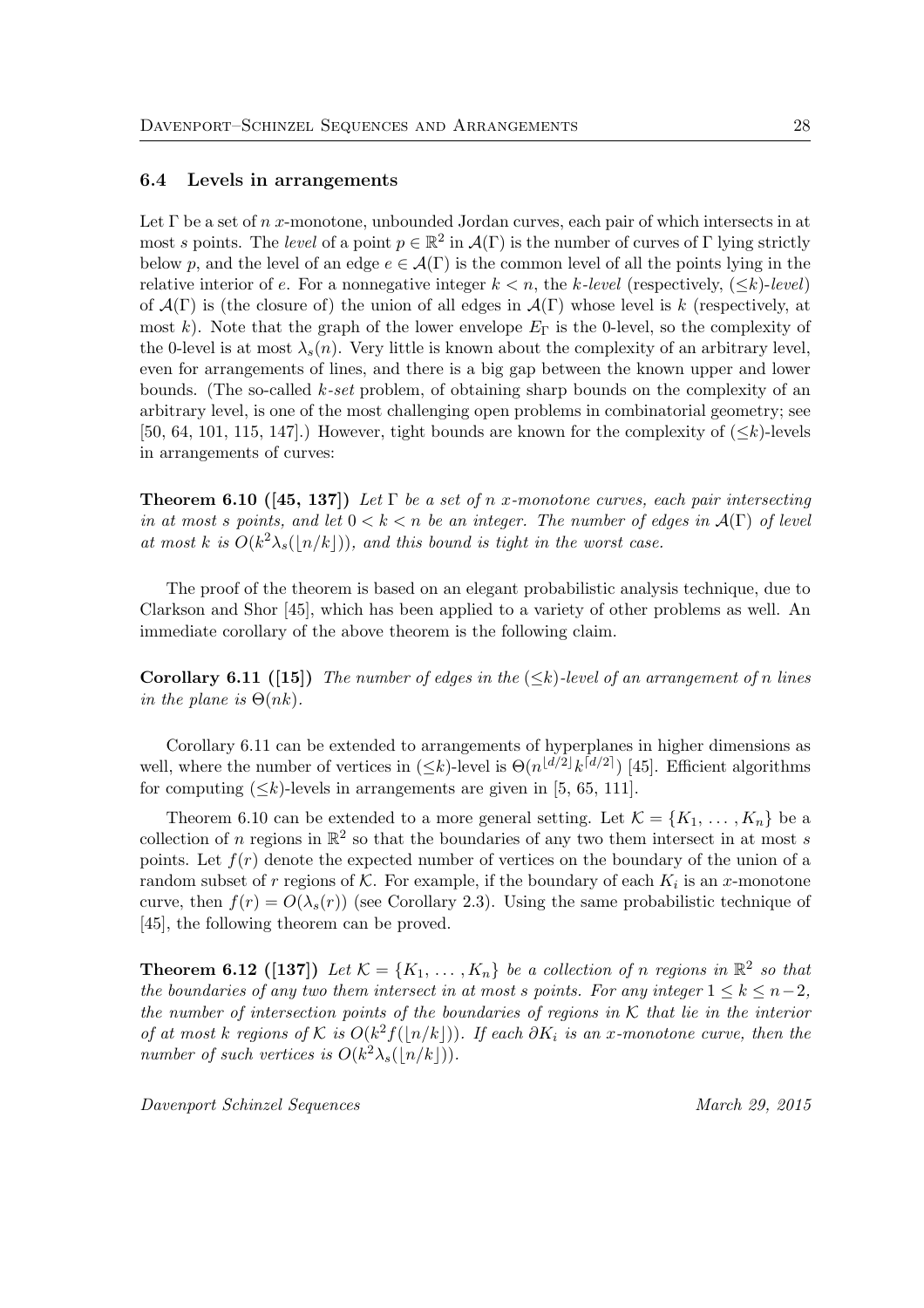### 6.4 Levels in arrangements

Let $\Gamma$ be a set of $n$ $x$-monotone, unbounded Jordan curves, each pair of which intersects in at most $s$ points. The *level* of a point $p \in \mathbb{R}^2$ in $\mathcal{A}(\Gamma)$ is the number of curves of $\Gamma$ lying strictly below $p$, and the level of an edge $e \in \mathcal{A}(\Gamma)$ is the common level of all the points lying in the relative interior of $e$. For a nonnegative integer $k < n$, the *k-level* (respectively, $(\leq k)$-*level*) of $\mathcal{A}(\Gamma)$ is (the closure of) the union of all edges in $\mathcal{A}(\Gamma)$ whose level is $k$ (respectively, at most $k$). Note that the graph of the lower envelope $E_\Gamma$ is the 0-level, so the complexity of the 0-level is at most $\lambda_s(n)$. Very little is known about the complexity of an arbitrary level, even for arrangements of lines, and there is a big gap between the known upper and lower bounds. (The so-called *k-set* problem, of obtaining sharp bounds on the complexity of an arbitrary level, is one of the most challenging open problems in combinatorial geometry; see [50, 64, 101, 115, 147].) However, tight bounds are known for the complexity of $(\leq k)$-levels in arrangements of curves:

**Theorem 6.10 ([45, 137])** *Let $\Gamma$ be a set of $n$ $x$-monotone curves, each pair intersecting in at most $s$ points, and let $0 < k < n$ be an integer. The number of edges in $\mathcal{A}(\Gamma)$ of level at most $k$ is $O(k^2 \lambda_s(\lfloor n/k \rfloor))$, and this bound is tight in the worst case.*

The proof of the theorem is based on an elegant probabilistic analysis technique, due to Clarkson and Shor [45], which has been applied to a variety of other problems as well. An immediate corollary of the above theorem is the following claim.

**Corollary 6.11 ([15])** *The number of edges in the $(\leq k)$-level of an arrangement of $n$ lines in the plane is $\Theta(nk)$.*

Corollary 6.11 can be extended to arrangements of hyperplanes in higher dimensions as well, where the number of vertices in $(\leq k)$-level is $\Theta(n^{\lfloor d/2 \rfloor} k^{\lceil d/2 \rceil})$ [45]. Efficient algorithms for computing $(\leq k)$-levels in arrangements are given in [5, 65, 111].

Theorem 6.10 can be extended to a more general setting. Let $\mathcal{K} = \{K_1, \ldots, K_n\}$ be a collection of $n$ regions in $\mathbb{R}^2$ so that the boundaries of any two them intersect in at most $s$ points. Let $f(r)$ denote the expected number of vertices on the boundary of the union of a random subset of $r$ regions of $\mathcal{K}$. For example, if the boundary of each $K_i$ is an $x$-monotone curve, then $f(r) = O(\lambda_s(r))$ (see Corollary 2.3). Using the same probabilistic technique of [45], the following theorem can be proved.

**Theorem 6.12 ([137])** *Let $\mathcal{K} = \{K_1, \ldots, K_n\}$ be a collection of $n$ regions in $\mathbb{R}^2$ so that the boundaries of any two them intersect in at most $s$ points. For any integer $1 \leq k \leq n-2$, the number of intersection points of the boundaries of regions in $\mathcal{K}$ that lie in the interior of at most $k$ regions of $\mathcal{K}$ is $O(k^2 f(\lfloor n/k \rfloor))$. If each $\partial K_i$ is an $x$-monotone curve, then the number of such vertices is $O(k^2 \lambda_s(\lfloor n/k \rfloor))$.*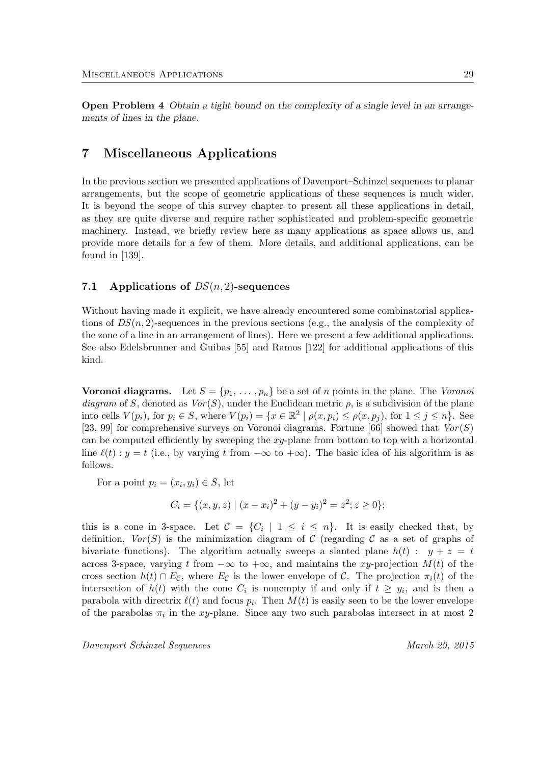**Open Problem 4** *Obtain a tight bound on the complexity of a single level in an arrangements of lines in the plane.*

# 7 Miscellaneous Applications

In the previous section we presented applications of Davenport–Schinzel sequences to planar arrangements, but the scope of geometric applications of these sequences is much wider. It is beyond the scope of this survey chapter to present all these applications in detail, as they are quite diverse and require rather sophisticated and problem-specific geometric machinery. Instead, we briefly review here as many applications as space allows us, and provide more details for a few of them. More details, and additional applications, can be found in [139].

## 7.1 Applications of $DS(n, 2)$-sequences

Without having made it explicit, we have already encountered some combinatorial applications of $DS(n, 2)$-sequences in the previous sections (e.g., the analysis of the complexity of the zone of a line in an arrangement of lines). Here we present a few additional applications. See also Edelsbrunner and Guibas [55] and Ramos [122] for additional applications of this kind.

**Voronoi diagrams.** Let $S = \{p_1, \ldots, p_n\}$ be a set of $n$ points in the plane. The *Voronoi diagram* of $S$, denoted as $Vor(S)$, under the Euclidean metric $\rho$, is a subdivision of the plane into cells $V(p_i)$, for $p_i \in S$, where $V(p_i) = \{x \in \mathbb{R}^2 \mid \rho(x, p_i) \leq \rho(x, p_j), \text{ for } 1 \leq j \leq n\}$. See [23, 99] for comprehensive surveys on Voronoi diagrams. Fortune [66] showed that $Vor(S)$ can be computed efficiently by sweeping the $xy$-plane from bottom to top with a horizontal line $\ell(t) : y = t$ (i.e., by varying $t$ from $-\infty$ to $+\infty$). The basic idea of his algorithm is as follows.

For a point $p_i = (x_i, y_i) \in S$, let

$$C_i = \{(x, y, z) \mid (x - x_i)^2 + (y - y_i)^2 = z^2; z \geq 0\};$$

this is a cone in 3-space. Let $\mathcal{C} = \{C_i \mid 1 \leq i \leq n\}$. It is easily checked that, by definition, $Vor(S)$ is the minimization diagram of $\mathcal{C}$ (regarding $\mathcal{C}$ as a set of graphs of bivariate functions). The algorithm actually sweeps a slanted plane $h(t) : \ y + z = t$ across 3-space, varying $t$ from $-\infty$ to $+\infty$, and maintains the $xy$-projection $M(t)$ of the cross section $h(t) \cap E_{\mathcal{C}}$, where $E_{\mathcal{C}}$ is the lower envelope of $\mathcal{C}$. The projection $\pi_i(t)$ of the intersection of $h(t)$ with the cone $C_i$ is nonempty if and only if $t \geq y_i$, and is then a parabola with directrix $\ell(t)$ and focus $p_i$. Then $M(t)$ is easily seen to be the lower envelope of the parabolas $\pi_i$ in the $xy$-plane. Since any two such parabolas intersect in at most 2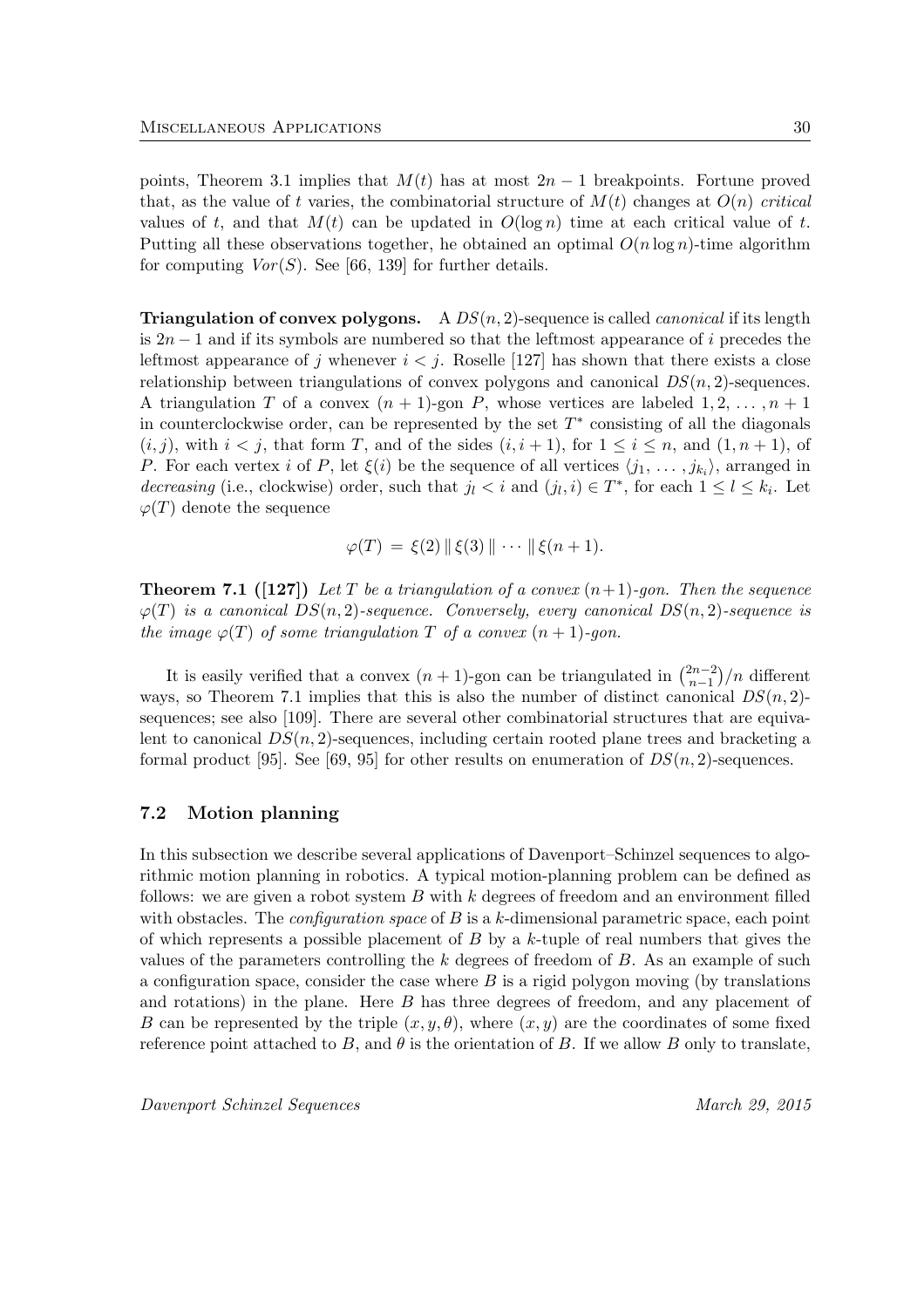points, Theorem 3.1 implies that $M(t)$ has at most $2n-1$ breakpoints. Fortune proved that, as the value of $t$ varies, the combinatorial structure of $M(t)$ changes at $O(n)$ *critical* values of $t$, and that $M(t)$ can be updated in $O(\log n)$ time at each critical value of $t$. Putting all these observations together, he obtained an optimal $O(n \log n)$-time algorithm for computing $Vor(S)$. See [66, 139] for further details.

**Triangulation of convex polygons.** A $DS(n,2)$-sequence is called *canonical* if its length is $2n-1$ and if its symbols are numbered so that the leftmost appearance of $i$ precedes the leftmost appearance of $j$ whenever $i < j$. Roselle [127] has shown that there exists a close relationship between triangulations of convex polygons and canonical $DS(n,2)$-sequences. A triangulation $T$ of a convex $(n+1)$-gon $P$, whose vertices are labeled $1, 2, \ldots, n+1$ in counterclockwise order, can be represented by the set $T^*$ consisting of all the diagonals $(i,j)$, with $i < j$, that form $T$, and of the sides $(i, i+1)$, for $1 \le i \le n$, and $(1, n+1)$, of $P$. For each vertex $i$ of $P$, let $\xi(i)$ be the sequence of all vertices $\langle j_1, \ldots, j_{k_i} \rangle$, arranged in *decreasing* (i.e., clockwise) order, such that $j_l < i$ and $(j_l, i) \in T^*$, for each $1 \le l \le k_i$. Let $\varphi(T)$ denote the sequence

$$\varphi(T) = \xi(2) \,\|\, \xi(3) \,\|\, \cdots \,\|\, \xi(n+1).$$

**Theorem 7.1 ([127])** *Let $T$ be a triangulation of a convex $(n+1)$-gon. Then the sequence $\varphi(T)$ is a canonical $DS(n,2)$-sequence. Conversely, every canonical $DS(n,2)$-sequence is the image $\varphi(T)$ of some triangulation $T$ of a convex $(n+1)$-gon.*

It is easily verified that a convex $(n+1)$-gon can be triangulated in $\binom{2n-2}{n-1}/n$ different ways, so Theorem 7.1 implies that this is also the number of distinct canonical $DS(n,2)$-sequences; see also [109]. There are several other combinatorial structures that are equivalent to canonical $DS(n,2)$-sequences, including certain rooted plane trees and bracketing a formal product [95]. See [69, 95] for other results on enumeration of $DS(n,2)$-sequences.

### 7.2 Motion planning

In this subsection we describe several applications of Davenport–Schinzel sequences to algorithmic motion planning in robotics. A typical motion-planning problem can be defined as follows: we are given a robot system $B$ with $k$ degrees of freedom and an environment filled with obstacles. The *configuration space* of $B$ is a $k$-dimensional parametric space, each point of which represents a possible placement of $B$ by a $k$-tuple of real numbers that gives the values of the parameters controlling the $k$ degrees of freedom of $B$. As an example of such a configuration space, consider the case where $B$ is a rigid polygon moving (by translations and rotations) in the plane. Here $B$ has three degrees of freedom, and any placement of $B$ can be represented by the triple $(x, y, \theta)$, where $(x, y)$ are the coordinates of some fixed reference point attached to $B$, and $\theta$ is the orientation of $B$. If we allow $B$ only to translate,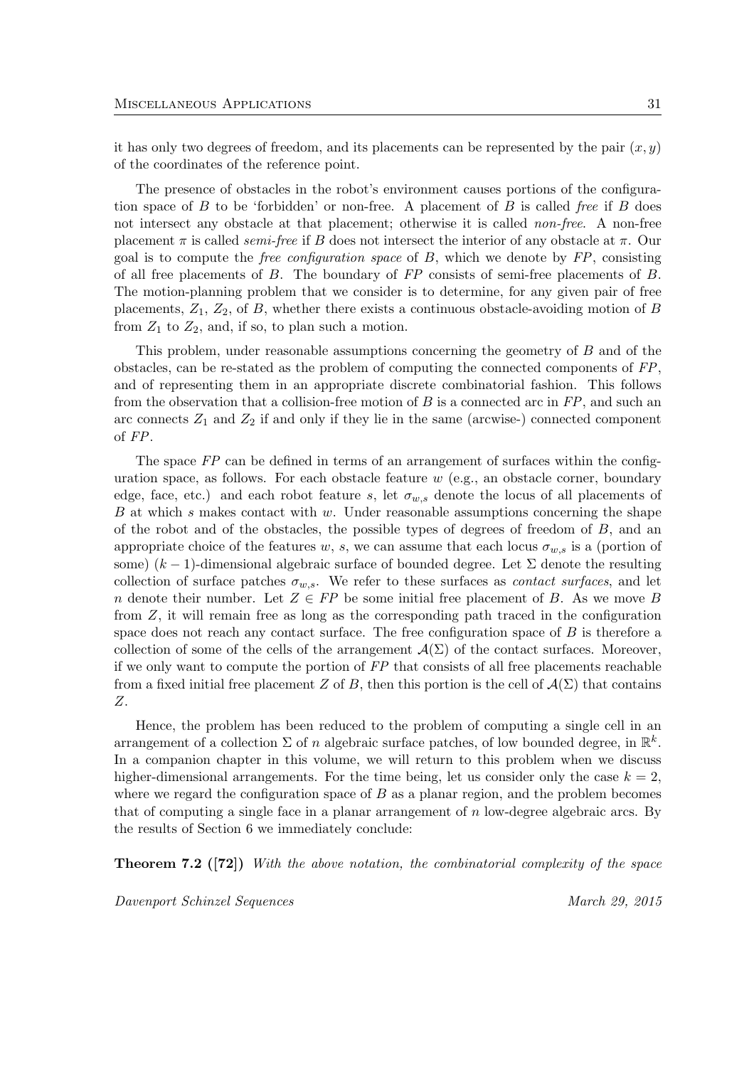it has only two degrees of freedom, and its placements can be represented by the pair $(x, y)$ of the coordinates of the reference point.

The presence of obstacles in the robot's environment causes portions of the configuration space of $B$ to be 'forbidden' or non-free. A placement of $B$ is called *free* if $B$ does not intersect any obstacle at that placement; otherwise it is called *non-free*. A non-free placement $\pi$ is called *semi-free* if $B$ does not intersect the interior of any obstacle at $\pi$. Our goal is to compute the *free configuration space* of $B$, which we denote by $FP$, consisting of all free placements of $B$. The boundary of $FP$ consists of semi-free placements of $B$. The motion-planning problem that we consider is to determine, for any given pair of free placements, $Z_1$, $Z_2$, of $B$, whether there exists a continuous obstacle-avoiding motion of $B$ from $Z_1$ to $Z_2$, and, if so, to plan such a motion.

This problem, under reasonable assumptions concerning the geometry of $B$ and of the obstacles, can be re-stated as the problem of computing the connected components of $FP$, and of representing them in an appropriate discrete combinatorial fashion. This follows from the observation that a collision-free motion of $B$ is a connected arc in $FP$, and such an arc connects $Z_1$ and $Z_2$ if and only if they lie in the same (arcwise-) connected component of $FP$.

The space $FP$ can be defined in terms of an arrangement of surfaces within the configuration space, as follows. For each obstacle feature $w$ (e.g., an obstacle corner, boundary edge, face, etc.) and each robot feature $s$, let $\sigma_{w,s}$ denote the locus of all placements of $B$ at which $s$ makes contact with $w$. Under reasonable assumptions concerning the shape of the robot and of the obstacles, the possible types of degrees of freedom of $B$, and an appropriate choice of the features $w$, $s$, we can assume that each locus $\sigma_{w,s}$ is a (portion of some) $(k-1)$-dimensional algebraic surface of bounded degree. Let $\Sigma$ denote the resulting collection of surface patches $\sigma_{w,s}$. We refer to these surfaces as *contact surfaces*, and let $n$ denote their number. Let $Z \in FP$ be some initial free placement of $B$. As we move $B$ from $Z$, it will remain free as long as the corresponding path traced in the configuration space does not reach any contact surface. The free configuration space of $B$ is therefore a collection of some of the cells of the arrangement $\mathcal{A}(\Sigma)$ of the contact surfaces. Moreover, if we only want to compute the portion of $FP$ that consists of all free placements reachable from a fixed initial free placement $Z$ of $B$, then this portion is the cell of $\mathcal{A}(\Sigma)$ that contains $Z$.

Hence, the problem has been reduced to the problem of computing a single cell in an arrangement of a collection $\Sigma$ of $n$ algebraic surface patches, of low bounded degree, in $\mathbb{R}^k$. In a companion chapter in this volume, we will return to this problem when we discuss higher-dimensional arrangements. For the time being, let us consider only the case $k = 2$, where we regard the configuration space of $B$ as a planar region, and the problem becomes that of computing a single face in a planar arrangement of $n$ low-degree algebraic arcs. By the results of Section 6 we immediately conclude:

**Theorem 7.2 ([72])** *With the above notation, the combinatorial complexity of the space*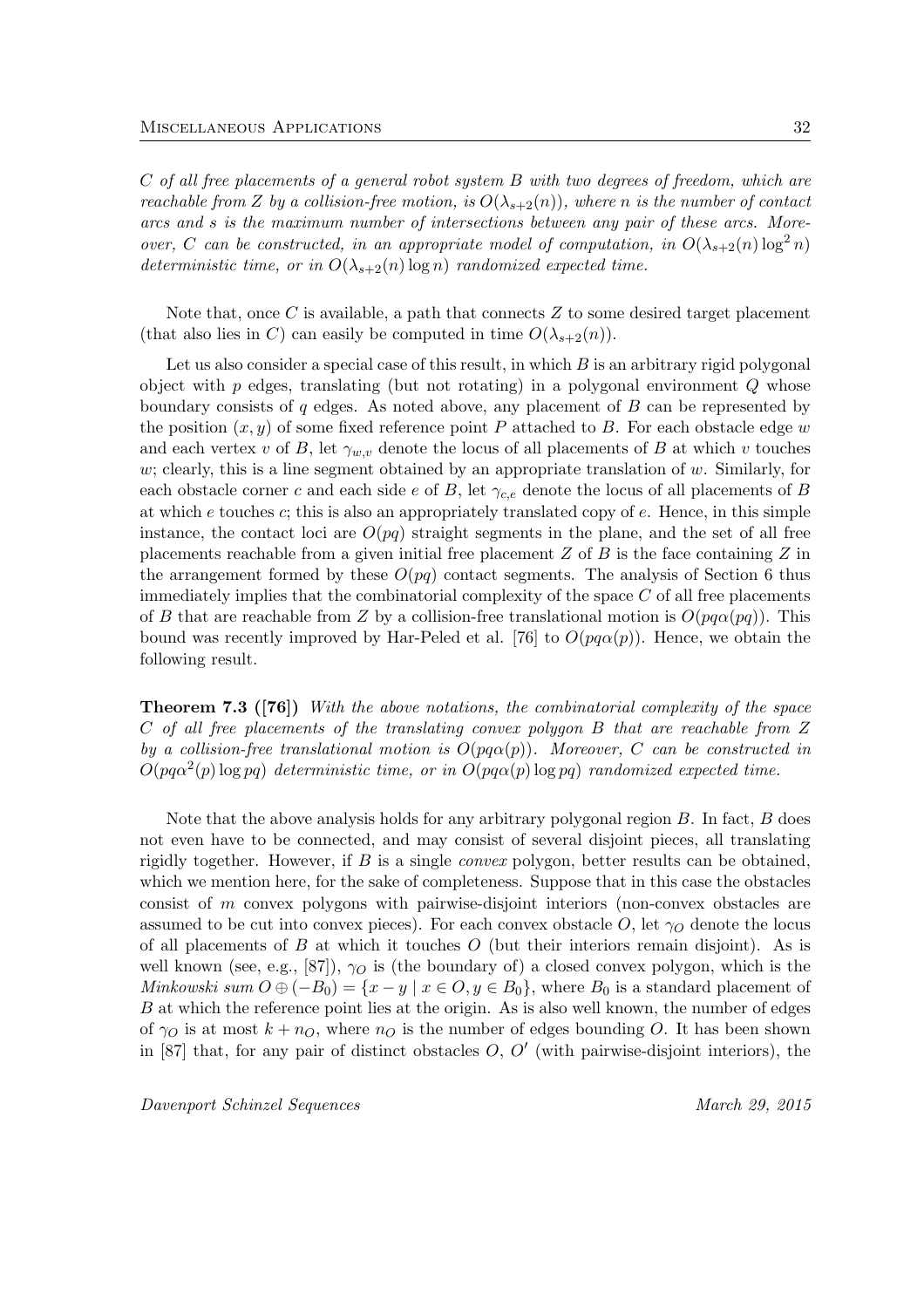*$C$ of all free placements of a general robot system $B$ with two degrees of freedom, which are reachable from $Z$ by a collision-free motion, is $O(\lambda_{s+2}(n))$, where $n$ is the number of contact arcs and $s$ is the maximum number of intersections between any pair of these arcs. Moreover, $C$ can be constructed, in an appropriate model of computation, in $O(\lambda_{s+2}(n) \log^2 n)$ deterministic time, or in $O(\lambda_{s+2}(n) \log n)$ randomized expected time.*

Note that, once $C$ is available, a path that connects $Z$ to some desired target placement (that also lies in $C$) can easily be computed in time $O(\lambda_{s+2}(n))$.

Let us also consider a special case of this result, in which $B$ is an arbitrary rigid polygonal object with $p$ edges, translating (but not rotating) in a polygonal environment $Q$ whose boundary consists of $q$ edges. As noted above, any placement of $B$ can be represented by the position $(x, y)$ of some fixed reference point $P$ attached to $B$. For each obstacle edge $w$ and each vertex $v$ of $B$, let $\gamma_{w,v}$ denote the locus of all placements of $B$ at which $v$ touches $w$; clearly, this is a line segment obtained by an appropriate translation of $w$. Similarly, for each obstacle corner $c$ and each side $e$ of $B$, let $\gamma_{c,e}$ denote the locus of all placements of $B$ at which $e$ touches $c$; this is also an appropriately translated copy of $e$. Hence, in this simple instance, the contact loci are $O(pq)$ straight segments in the plane, and the set of all free placements reachable from a given initial free placement $Z$ of $B$ is the face containing $Z$ in the arrangement formed by these $O(pq)$ contact segments. The analysis of Section 6 thus immediately implies that the combinatorial complexity of the space $C$ of all free placements of $B$ that are reachable from $Z$ by a collision-free translational motion is $O(pq\alpha(pq))$. This bound was recently improved by Har-Peled et al. [76] to $O(pq\alpha(p))$. Hence, we obtain the following result.

**Theorem 7.3 ([76])** *With the above notations, the combinatorial complexity of the space $C$ of all free placements of the translating convex polygon $B$ that are reachable from $Z$ by a collision-free translational motion is $O(pq\alpha(p))$. Moreover, $C$ can be constructed in $O(pq\alpha^2(p) \log pq)$ deterministic time, or in $O(pq\alpha(p) \log pq)$ randomized expected time.*

Note that the above analysis holds for any arbitrary polygonal region $B$. In fact, $B$ does not even have to be connected, and may consist of several disjoint pieces, all translating rigidly together. However, if $B$ is a single *convex* polygon, better results can be obtained, which we mention here, for the sake of completeness. Suppose that in this case the obstacles consist of $m$ convex polygons with pairwise-disjoint interiors (non-convex obstacles are assumed to be cut into convex pieces). For each convex obstacle $O$, let $\gamma_O$ denote the locus of all placements of $B$ at which it touches $O$ (but their interiors remain disjoint). As is well known (see, e.g., [87]), $\gamma_O$ is (the boundary of) a closed convex polygon, which is the *Minkowski sum* $O \oplus (-B_0) = \{x - y \mid x \in O, y \in B_0\}$, where $B_0$ is a standard placement of $B$ at which the reference point lies at the origin. As is also well known, the number of edges of $\gamma_O$ is at most $k + n_O$, where $n_O$ is the number of edges bounding $O$. It has been shown in [87] that, for any pair of distinct obstacles $O$, $O'$ (with pairwise-disjoint interiors), the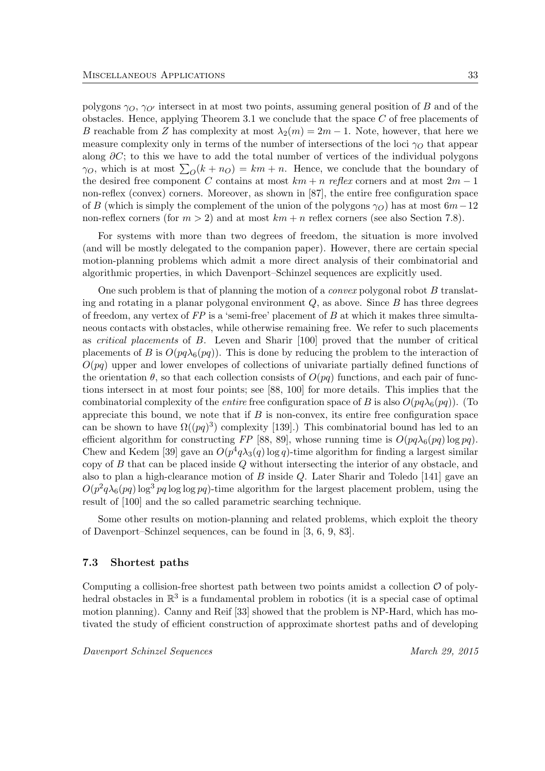polygons $\gamma_O$, $\gamma_{O'}$ intersect in at most two points, assuming general position of $B$ and of the obstacles. Hence, applying Theorem 3.1 we conclude that the space $C$ of free placements of $B$ reachable from $Z$ has complexity at most $\lambda_2(m) = 2m - 1$. Note, however, that here we measure complexity only in terms of the number of intersections of the loci $\gamma_O$ that appear along $\partial C$; to this we have to add the total number of vertices of the individual polygons $\gamma_O$, which is at most $\sum_O (k + n_O) = km + n$. Hence, we conclude that the boundary of the desired free component $C$ contains at most $km + n$ *reflex* corners and at most $2m - 1$ non-reflex (convex) corners. Moreover, as shown in [87], the entire free configuration space of $B$ (which is simply the complement of the union of the polygons $\gamma_O$) has at most $6m - 12$ non-reflex corners (for $m > 2$) and at most $km + n$ reflex corners (see also Section 7.8).

For systems with more than two degrees of freedom, the situation is more involved (and will be mostly delegated to the companion paper). However, there are certain special motion-planning problems which admit a more direct analysis of their combinatorial and algorithmic properties, in which Davenport–Schinzel sequences are explicitly used.

One such problem is that of planning the motion of a *convex* polygonal robot $B$ translating and rotating in a planar polygonal environment $Q$, as above. Since $B$ has three degrees of freedom, any vertex of $FP$ is a 'semi-free' placement of $B$ at which it makes three simultaneous contacts with obstacles, while otherwise remaining free. We refer to such placements as *critical placements* of $B$. Leven and Sharir [100] proved that the number of critical placements of $B$ is $O(pq\lambda_6(pq))$. This is done by reducing the problem to the interaction of $O(pq)$ upper and lower envelopes of collections of univariate partially defined functions of the orientation $\theta$, so that each collection consists of $O(pq)$ functions, and each pair of functions intersect in at most four points; see [88, 100] for more details. This implies that the combinatorial complexity of the *entire* free configuration space of $B$ is also $O(pq\lambda_6(pq))$. (To appreciate this bound, we note that if $B$ is non-convex, its entire free configuration space can be shown to have $\Omega((pq)^3)$ complexity [139].) This combinatorial bound has led to an efficient algorithm for constructing $FP$ [88, 89], whose running time is $O(pq\lambda_6(pq)\log pq)$. Chew and Kedem [39] gave an $O(p^4 q\lambda_3(q)\log q)$-time algorithm for finding a largest similar copy of $B$ that can be placed inside $Q$ without intersecting the interior of any obstacle, and also to plan a high-clearance motion of $B$ inside $Q$. Later Sharir and Toledo [141] gave an $O(p^2 q\lambda_6(pq)\log^3 pq\log\log pq)$-time algorithm for the largest placement problem, using the result of [100] and the so called parametric searching technique.

Some other results on motion-planning and related problems, which exploit the theory of Davenport–Schinzel sequences, can be found in [3, 6, 9, 83].

### 7.3 Shortest paths

Computing a collision-free shortest path between two points amidst a collection $\mathcal{O}$ of polyhedral obstacles in $\mathbb{R}^3$ is a fundamental problem in robotics (it is a special case of optimal motion planning). Canny and Reif [33] showed that the problem is NP-Hard, which has motivated the study of efficient construction of approximate shortest paths and of developing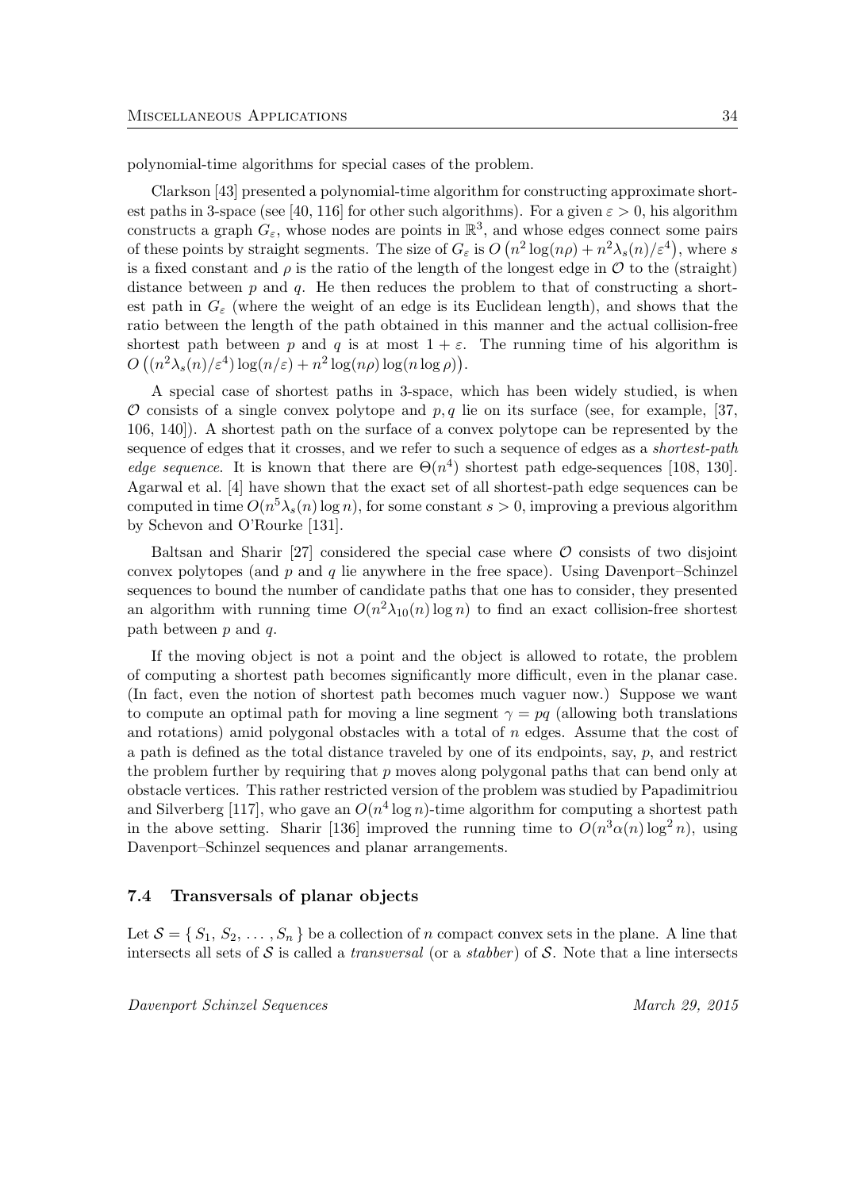polynomial-time algorithms for special cases of the problem.

Clarkson [43] presented a polynomial-time algorithm for constructing approximate shortest paths in 3-space (see [40, 116] for other such algorithms). For a given $\varepsilon > 0$, his algorithm constructs a graph $G_\varepsilon$, whose nodes are points in $\mathbb{R}^3$, and whose edges connect some pairs of these points by straight segments. The size of $G_\varepsilon$ is $O\left(n^2 \log(n\rho) + n^2\lambda_s(n)/\varepsilon^4\right)$, where $s$ is a fixed constant and $\rho$ is the ratio of the length of the longest edge in $\mathcal{O}$ to the (straight) distance between $p$ and $q$. He then reduces the problem to that of constructing a shortest path in $G_\varepsilon$ (where the weight of an edge is its Euclidean length), and shows that the ratio between the length of the path obtained in this manner and the actual collision-free shortest path between $p$ and $q$ is at most $1 + \varepsilon$. The running time of his algorithm is $O\left((n^2\lambda_s(n)/\varepsilon^4)\log(n/\varepsilon) + n^2 \log(n\rho)\log(n \log \rho)\right)$.

A special case of shortest paths in 3-space, which has been widely studied, is when $\mathcal{O}$ consists of a single convex polytope and $p, q$ lie on its surface (see, for example, [37, 106, 140]). A shortest path on the surface of a convex polytope can be represented by the sequence of edges that it crosses, and we refer to such a sequence of edges as a *shortest-path edge sequence*. It is known that there are $\Theta(n^4)$ shortest path edge-sequences [108, 130]. Agarwal et al. [4] have shown that the exact set of all shortest-path edge sequences can be computed in time $O(n^5\lambda_s(n)\log n)$, for some constant $s > 0$, improving a previous algorithm by Schevon and O'Rourke [131].

Baltsan and Sharir [27] considered the special case where $\mathcal{O}$ consists of two disjoint convex polytopes (and $p$ and $q$ lie anywhere in the free space). Using Davenport–Schinzel sequences to bound the number of candidate paths that one has to consider, they presented an algorithm with running time $O(n^2\lambda_{10}(n)\log n)$ to find an exact collision-free shortest path between $p$ and $q$.

If the moving object is not a point and the object is allowed to rotate, the problem of computing a shortest path becomes significantly more difficult, even in the planar case. (In fact, even the notion of shortest path becomes much vaguer now.) Suppose we want to compute an optimal path for moving a line segment $\gamma = pq$ (allowing both translations and rotations) amid polygonal obstacles with a total of $n$ edges. Assume that the cost of a path is defined as the total distance traveled by one of its endpoints, say, $p$, and restrict the problem further by requiring that $p$ moves along polygonal paths that can bend only at obstacle vertices. This rather restricted version of the problem was studied by Papadimitriou and Silverberg [117], who gave an $O(n^4 \log n)$-time algorithm for computing a shortest path in the above setting. Sharir [136] improved the running time to $O(n^3\alpha(n)\log^2 n)$, using Davenport–Schinzel sequences and planar arrangements.

### 7.4 Transversals of planar objects

Let $\mathcal{S} = \{ S_1, S_2, \ldots, S_n \}$ be a collection of $n$ compact convex sets in the plane. A line that intersects all sets of $\mathcal{S}$ is called a *transversal* (or a *stabber*) of $\mathcal{S}$. Note that a line intersects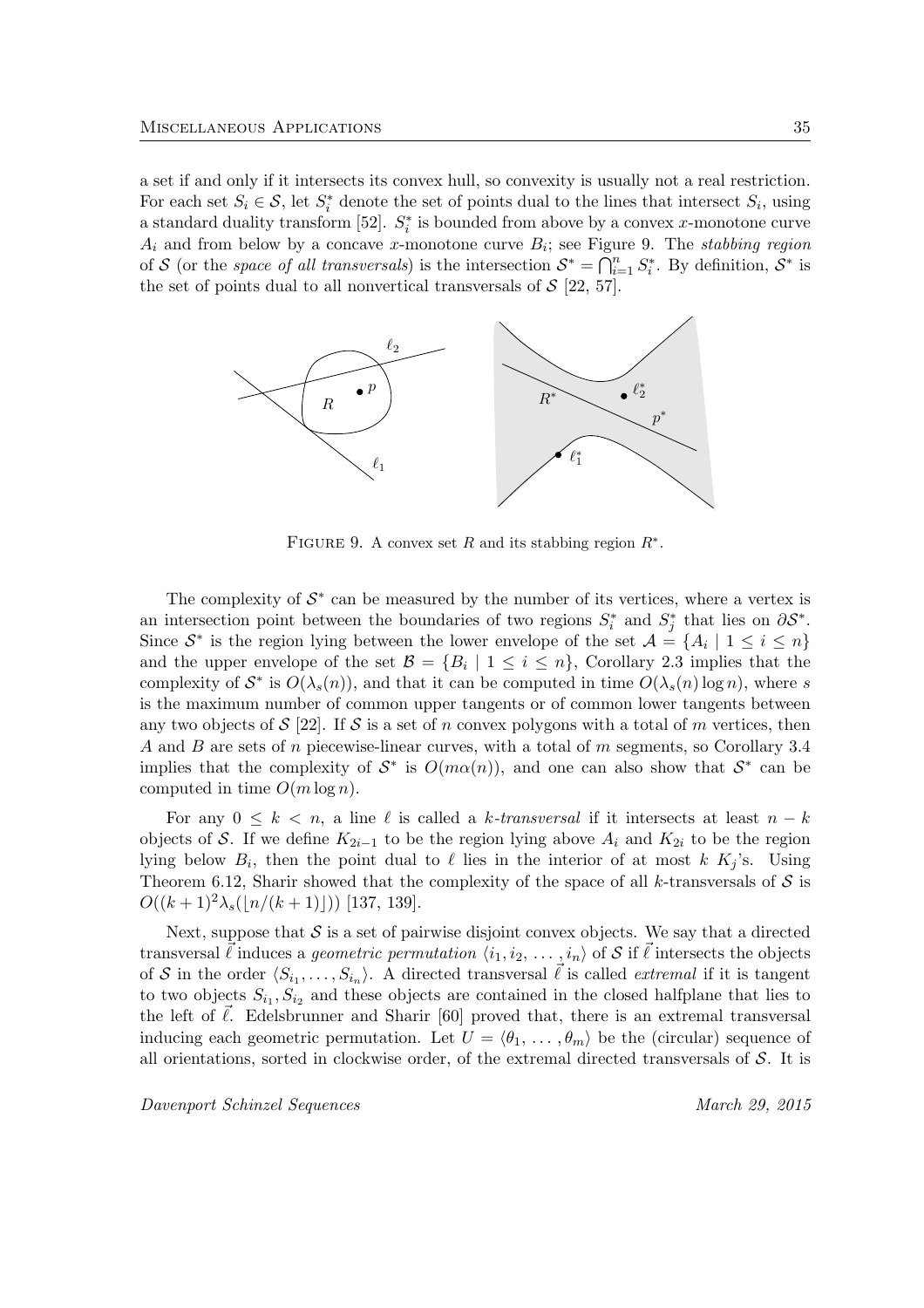a set if and only if it intersects its convex hull, so convexity is usually not a real restriction. For each set $S_i \in \mathcal{S}$, let $S_i^*$ denote the set of points dual to the lines that intersect $S_i$, using a standard duality transform [52]. $S_i^*$ is bounded from above by a convex $x$-monotone curve $A_i$ and from below by a concave $x$-monotone curve $B_i$; see Figure 9. The *stabbing region* of $\mathcal{S}$ (or the *space of all transversals*) is the intersection $\mathcal{S}^* = \bigcap_{i=1}^n S_i^*$. By definition, $\mathcal{S}^*$ is the set of points dual to all nonvertical transversals of $\mathcal{S}$ [22, 57].

FIGURE 9. A convex set $R$ and its stabbing region $R^*$.

The complexity of $\mathcal{S}^*$ can be measured by the number of its vertices, where a vertex is an intersection point between the boundaries of two regions $S_i^*$ and $S_j^*$ that lies on $\partial\mathcal{S}^*$. Since $\mathcal{S}^*$ is the region lying between the lower envelope of the set $\mathcal{A} = \{A_i \mid 1 \le i \le n\}$ and the upper envelope of the set $\mathcal{B} = \{B_i \mid 1 \le i \le n\}$, Corollary 2.3 implies that the complexity of $\mathcal{S}^*$ is $O(\lambda_s(n))$, and that it can be computed in time $O(\lambda_s(n)\log n)$, where $s$ is the maximum number of common upper tangents or of common lower tangents between any two objects of $\mathcal{S}$ [22]. If $\mathcal{S}$ is a set of $n$ convex polygons with a total of $m$ vertices, then $A$ and $B$ are sets of $n$ piecewise-linear curves, with a total of $m$ segments, so Corollary 3.4 implies that the complexity of $\mathcal{S}^*$ is $O(m\alpha(n))$, and one can also show that $\mathcal{S}^*$ can be computed in time $O(m \log n)$.

For any $0 \le k < n$, a line $\ell$ is called a *k-transversal* if it intersects at least $n - k$ objects of $\mathcal{S}$. If we define $K_{2i-1}$ to be the region lying above $A_i$ and $K_{2i}$ to be the region lying below $B_i$, then the point dual to $\ell$ lies in the interior of at most $k$ $K_j$'s. Using Theorem 6.12, Sharir showed that the complexity of the space of all $k$-transversals of $\mathcal{S}$ is $O((k+1)^2\lambda_s(\lfloor n/(k+1)\rfloor))$ [137, 139].

Next, suppose that $\mathcal{S}$ is a set of pairwise disjoint convex objects. We say that a directed transversal $\vec{\ell}$ induces a *geometric permutation* $\langle i_1, i_2, \ldots, i_n\rangle$ of $\mathcal{S}$ if $\vec{\ell}$ intersects the objects of $\mathcal{S}$ in the order $\langle S_{i_1}, \ldots, S_{i_n}\rangle$. A directed transversal $\vec{\ell}$ is called *extremal* if it is tangent to two objects $S_{i_1}, S_{i_2}$ and these objects are contained in the closed halfplane that lies to the left of $\vec{\ell}$. Edelsbrunner and Sharir [60] proved that, there is an extremal transversal inducing each geometric permutation. Let $U = \langle \theta_1, \ldots, \theta_m\rangle$ be the (circular) sequence of all orientations, sorted in clockwise order, of the extremal directed transversals of $\mathcal{S}$. It is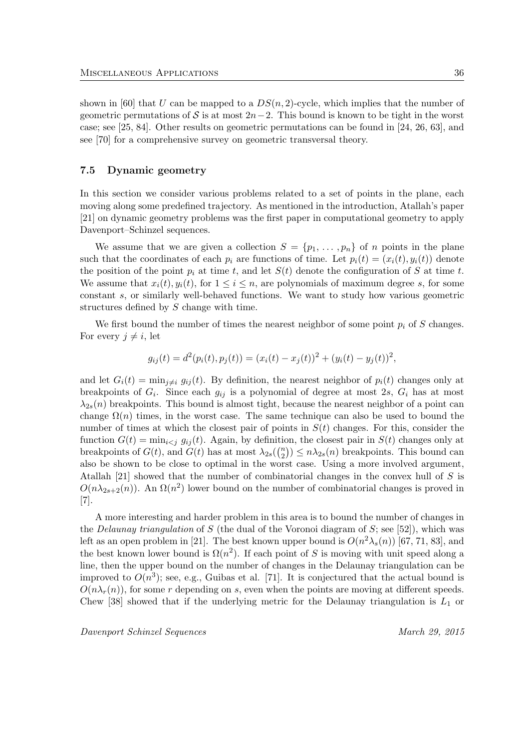shown in [60] that $U$ can be mapped to a $DS(n, 2)$-cycle, which implies that the number of geometric permutations of $\mathcal{S}$ is at most $2n-2$. This bound is known to be tight in the worst case; see [25, 84]. Other results on geometric permutations can be found in [24, 26, 63], and see [70] for a comprehensive survey on geometric transversal theory.

### 7.5 Dynamic geometry

In this section we consider various problems related to a set of points in the plane, each moving along some predefined trajectory. As mentioned in the introduction, Atallah's paper [21] on dynamic geometry problems was the first paper in computational geometry to apply Davenport–Schinzel sequences.

We assume that we are given a collection $S = \{p_1, \ldots, p_n\}$ of $n$ points in the plane such that the coordinates of each $p_i$ are functions of time. Let $p_i(t) = (x_i(t), y_i(t))$ denote the position of the point $p_i$ at time $t$, and let $S(t)$ denote the configuration of $S$ at time $t$. We assume that $x_i(t), y_i(t)$, for $1 \le i \le n$, are polynomials of maximum degree $s$, for some constant $s$, or similarly well-behaved functions. We want to study how various geometric structures defined by $S$ change with time.

We first bound the number of times the nearest neighbor of some point $p_i$ of $S$ changes. For every $j \ne i$, let

$$g_{ij}(t) = d^2(p_i(t), p_j(t)) = (x_i(t) - x_j(t))^2 + (y_i(t) - y_j(t))^2,$$

and let $G_i(t) = \min_{j \ne i} g_{ij}(t)$. By definition, the nearest neighbor of $p_i(t)$ changes only at breakpoints of $G_i$. Since each $g_{ij}$ is a polynomial of degree at most $2s$, $G_i$ has at most $\lambda_{2s}(n)$ breakpoints. This bound is almost tight, because the nearest neighbor of a point can change $\Omega(n)$ times, in the worst case. The same technique can also be used to bound the number of times at which the closest pair of points in $S(t)$ changes. For this, consider the function $G(t) = \min_{i<j} g_{ij}(t)$. Again, by definition, the closest pair in $S(t)$ changes only at breakpoints of $G(t)$, and $G(t)$ has at most $\lambda_{2s}(\binom{n}{2}) \le n\lambda_{2s}(n)$ breakpoints. This bound can also be shown to be close to optimal in the worst case. Using a more involved argument, Atallah [21] showed that the number of combinatorial changes in the convex hull of $S$ is $O(n\lambda_{2s+2}(n))$. An $\Omega(n^2)$ lower bound on the number of combinatorial changes is proved in [7].

A more interesting and harder problem in this area is to bound the number of changes in the *Delaunay triangulation* of $S$ (the dual of the Voronoi diagram of $S$; see [52]), which was left as an open problem in [21]. The best known upper bound is $O(n^2\lambda_s(n))$ [67, 71, 83], and the best known lower bound is $\Omega(n^2)$. If each point of $S$ is moving with unit speed along a line, then the upper bound on the number of changes in the Delaunay triangulation can be improved to $O(n^3)$; see, e.g., Guibas et al. [71]. It is conjectured that the actual bound is $O(n\lambda_r(n))$, for some $r$ depending on $s$, even when the points are moving at different speeds. Chew [38] showed that if the underlying metric for the Delaunay triangulation is $L_1$ or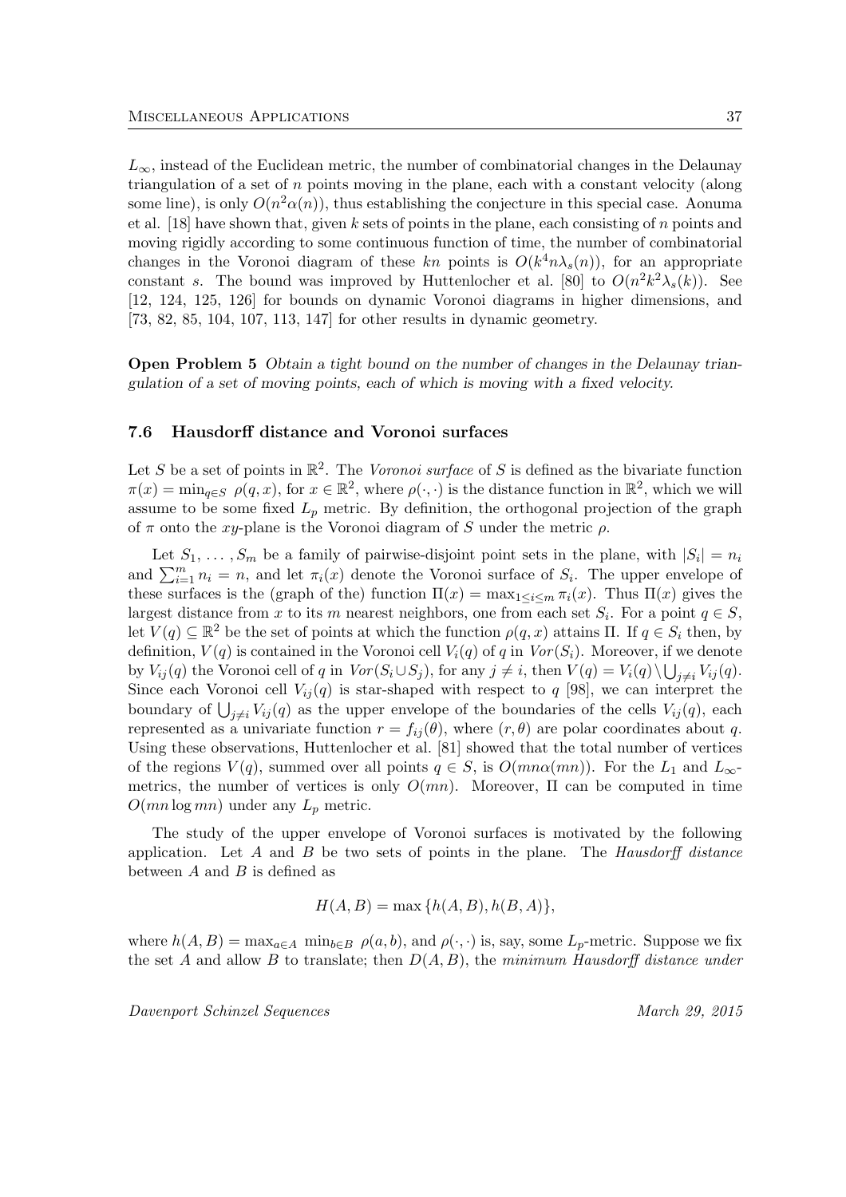$L_\infty$, instead of the Euclidean metric, the number of combinatorial changes in the Delaunay triangulation of a set of $n$ points moving in the plane, each with a constant velocity (along some line), is only $O(n^2\alpha(n))$, thus establishing the conjecture in this special case. Aonuma et al. [18] have shown that, given $k$ sets of points in the plane, each consisting of $n$ points and moving rigidly according to some continuous function of time, the number of combinatorial changes in the Voronoi diagram of these $kn$ points is $O(k^4 n\lambda_s(n))$, for an appropriate constant $s$. The bound was improved by Huttenlocher et al. [80] to $O(n^2k^2\lambda_s(k))$. See [12, 124, 125, 126] for bounds on dynamic Voronoi diagrams in higher dimensions, and [73, 82, 85, 104, 107, 113, 147] for other results in dynamic geometry.

**Open Problem 5** *Obtain a tight bound on the number of changes in the Delaunay triangulation of a set of moving points, each of which is moving with a fixed velocity.*

### 7.6 Hausdorff distance and Voronoi surfaces

Let $S$ be a set of points in $\mathbb{R}^2$. The *Voronoi surface* of $S$ is defined as the bivariate function $\pi(x) = \min_{q \in S} \rho(q, x)$, for $x \in \mathbb{R}^2$, where $\rho(\cdot,\cdot)$ is the distance function in $\mathbb{R}^2$, which we will assume to be some fixed $L_p$ metric. By definition, the orthogonal projection of the graph of $\pi$ onto the $xy$-plane is the Voronoi diagram of $S$ under the metric $\rho$.

Let $S_1, \ldots, S_m$ be a family of pairwise-disjoint point sets in the plane, with $|S_i| = n_i$ and $\sum_{i=1}^m n_i = n$, and let $\pi_i(x)$ denote the Voronoi surface of $S_i$. The upper envelope of these surfaces is the (graph of the) function $\Pi(x) = \max_{1 \le i \le m} \pi_i(x)$. Thus $\Pi(x)$ gives the largest distance from $x$ to its $m$ nearest neighbors, one from each set $S_i$. For a point $q \in S$, let $V(q) \subseteq \mathbb{R}^2$ be the set of points at which the function $\rho(q, x)$ attains $\Pi$. If $q \in S_i$ then, by definition, $V(q)$ is contained in the Voronoi cell $V_i(q)$ of $q$ in $Vor(S_i)$. Moreover, if we denote by $V_{ij}(q)$ the Voronoi cell of $q$ in $Vor(S_i \cup S_j)$, for any $j \neq i$, then $V(q) = V_i(q) \setminus \bigcup_{j \neq i} V_{ij}(q)$. Since each Voronoi cell $V_{ij}(q)$ is star-shaped with respect to $q$ [98], we can interpret the boundary of $\bigcup_{j \neq i} V_{ij}(q)$ as the upper envelope of the boundaries of the cells $V_{ij}(q)$, each represented as a univariate function $r = f_{ij}(\theta)$, where $(r, \theta)$ are polar coordinates about $q$. Using these observations, Huttenlocher et al. [81] showed that the total number of vertices of the regions $V(q)$, summed over all points $q \in S$, is $O(mn\alpha(mn))$. For the $L_1$ and $L_\infty$-metrics, the number of vertices is only $O(mn)$. Moreover, $\Pi$ can be computed in time $O(mn \log mn)$ under any $L_p$ metric.

The study of the upper envelope of Voronoi surfaces is motivated by the following application. Let $A$ and $B$ be two sets of points in the plane. The *Hausdorff distance* between $A$ and $B$ is defined as

$$H(A, B) = \max\{h(A, B), h(B, A)\},$$

where $h(A, B) = \max_{a \in A} \min_{b \in B} \rho(a, b)$, and $\rho(\cdot,\cdot)$ is, say, some $L_p$-metric. Suppose we fix the set $A$ and allow $B$ to translate; then $D(A, B)$, the *minimum Hausdorff distance under*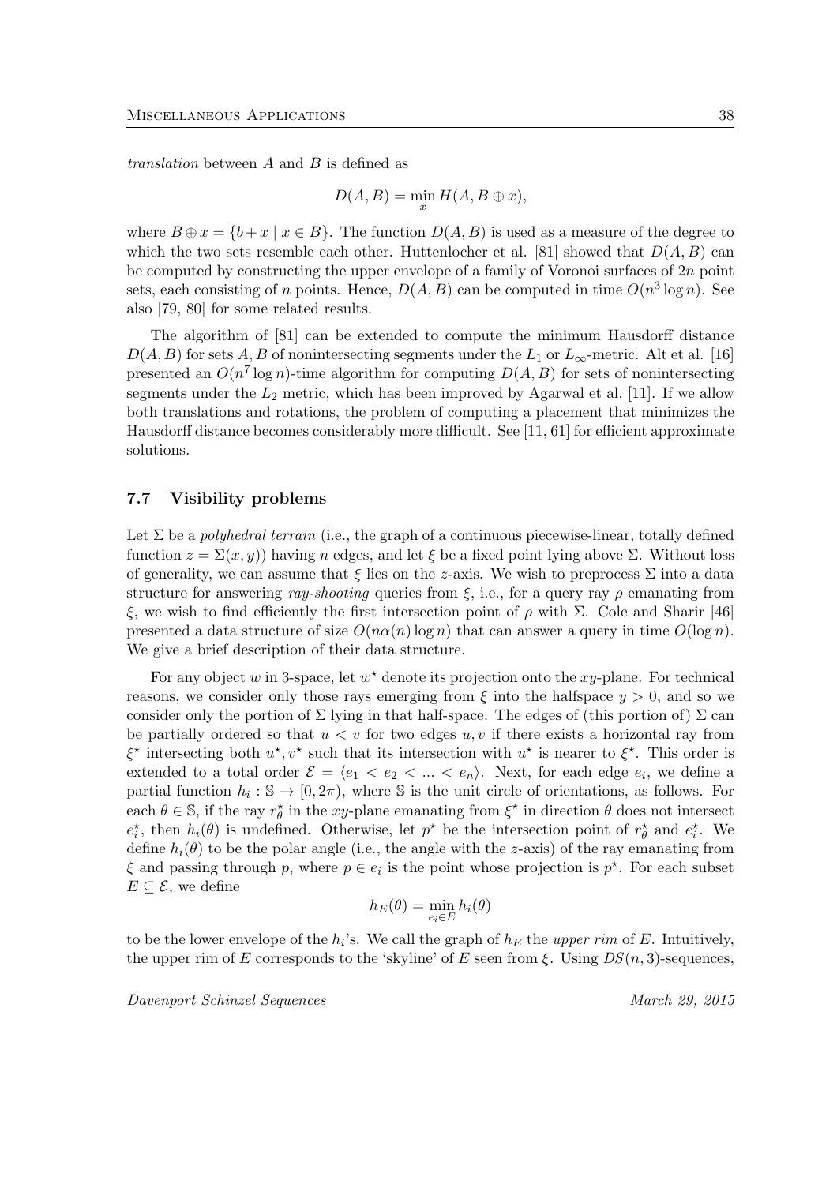*translation* between $A$ and $B$ is defined as

$$D(A, B) = \min_x H(A, B \oplus x),$$

where $B \oplus x = \{b + x \mid x \in B\}$. The function $D(A, B)$ is used as a measure of the degree to which the two sets resemble each other. Huttenlocher et al. [81] showed that $D(A, B)$ can be computed by constructing the upper envelope of a family of Voronoi surfaces of $2n$ point sets, each consisting of $n$ points. Hence, $D(A, B)$ can be computed in time $O(n^3 \log n)$. See also [79, 80] for some related results.

The algorithm of [81] can be extended to compute the minimum Hausdorff distance $D(A, B)$ for sets $A, B$ of nonintersecting segments under the $L_1$ or $L_\infty$-metric. Alt et al. [16] presented an $O(n^7 \log n)$-time algorithm for computing $D(A, B)$ for sets of nonintersecting segments under the $L_2$ metric, which has been improved by Agarwal et al. [11]. If we allow both translations and rotations, the problem of computing a placement that minimizes the Hausdorff distance becomes considerably more difficult. See [11, 61] for efficient approximate solutions.

### 7.7 Visibility problems

Let $\Sigma$ be a *polyhedral terrain* (i.e., the graph of a continuous piecewise-linear, totally defined function $z = \Sigma(x, y)$) having $n$ edges, and let $\xi$ be a fixed point lying above $\Sigma$. Without loss of generality, we can assume that $\xi$ lies on the $z$-axis. We wish to preprocess $\Sigma$ into a data structure for answering *ray-shooting* queries from $\xi$, i.e., for a query ray $\rho$ emanating from $\xi$, we wish to find efficiently the first intersection point of $\rho$ with $\Sigma$. Cole and Sharir [46] presented a data structure of size $O(n\alpha(n) \log n)$ that can answer a query in time $O(\log n)$. We give a brief description of their data structure.

For any object $w$ in 3-space, let $w^\star$ denote its projection onto the $xy$-plane. For technical reasons, we consider only those rays emerging from $\xi$ into the halfspace $y > 0$, and so we consider only the portion of $\Sigma$ lying in that half-space. The edges of (this portion of) $\Sigma$ can be partially ordered so that $u < v$ for two edges $u, v$ if there exists a horizontal ray from $\xi^\star$ intersecting both $u^\star, v^\star$ such that its intersection with $u^\star$ is nearer to $\xi^\star$. This order is extended to a total order $\mathcal{E} = \langle e_1 < e_2 < \ldots < e_n \rangle$. Next, for each edge $e_i$, we define a partial function $h_i : \mathbb{S} \to [0, 2\pi)$, where $\mathbb{S}$ is the unit circle of orientations, as follows. For each $\theta \in \mathbb{S}$, if the ray $r_\theta^\star$ in the $xy$-plane emanating from $\xi^\star$ in direction $\theta$ does not intersect $e_i^\star$, then $h_i(\theta)$ is undefined. Otherwise, let $p^\star$ be the intersection point of $r_\theta^\star$ and $e_i^\star$. We define $h_i(\theta)$ to be the polar angle (i.e., the angle with the $z$-axis) of the ray emanating from $\xi$ and passing through $p$, where $p \in e_i$ is the point whose projection is $p^\star$. For each subset $E \subseteq \mathcal{E}$, we define

$$h_E(\theta) = \min_{e_i \in E} h_i(\theta)$$

to be the lower envelope of the $h_i$'s. We call the graph of $h_E$ the *upper rim* of $E$. Intuitively, the upper rim of $E$ corresponds to the 'skyline' of $E$ seen from $\xi$. Using $DS(n, 3)$-sequences,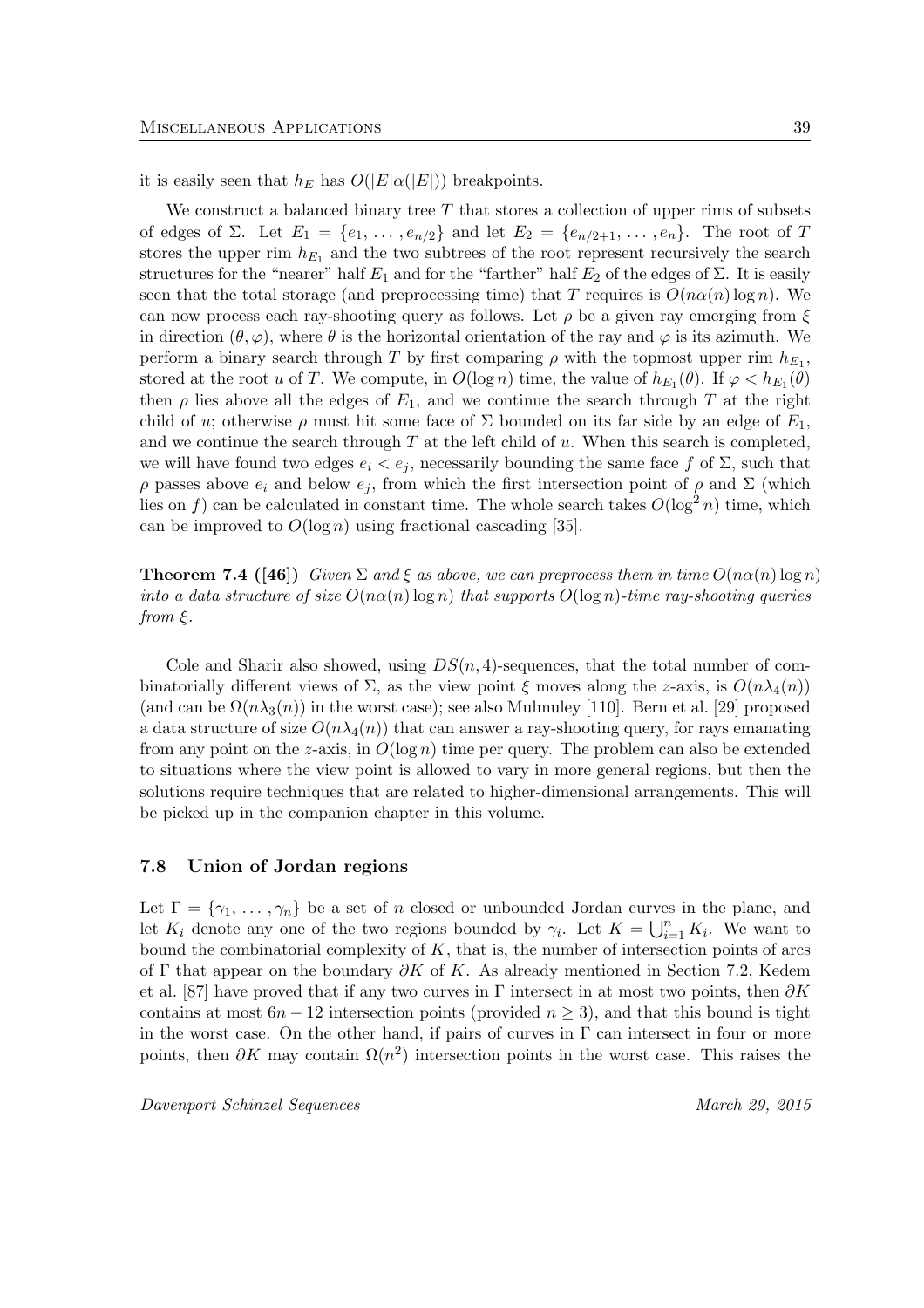it is easily seen that $h_E$ has $O(|E|\alpha(|E|))$ breakpoints.

We construct a balanced binary tree $T$ that stores a collection of upper rims of subsets of edges of $\Sigma$. Let $E_1 = \{e_1, \ldots, e_{n/2}\}$ and let $E_2 = \{e_{n/2+1}, \ldots, e_n\}$. The root of $T$ stores the upper rim $h_{E_1}$ and the two subtrees of the root represent recursively the search structures for the "nearer" half $E_1$ and for the "farther" half $E_2$ of the edges of $\Sigma$. It is easily seen that the total storage (and preprocessing time) that $T$ requires is $O(n\alpha(n)\log n)$. We can now process each ray-shooting query as follows. Let $\rho$ be a given ray emerging from $\xi$ in direction $(\theta, \varphi)$, where $\theta$ is the horizontal orientation of the ray and $\varphi$ is its azimuth. We perform a binary search through $T$ by first comparing $\rho$ with the topmost upper rim $h_{E_1}$, stored at the root $u$ of $T$. We compute, in $O(\log n)$ time, the value of $h_{E_1}(\theta)$. If $\varphi < h_{E_1}(\theta)$ then $\rho$ lies above all the edges of $E_1$, and we continue the search through $T$ at the right child of $u$; otherwise $\rho$ must hit some face of $\Sigma$ bounded on its far side by an edge of $E_1$, and we continue the search through $T$ at the left child of $u$. When this search is completed, we will have found two edges $e_i < e_j$, necessarily bounding the same face $f$ of $\Sigma$, such that $\rho$ passes above $e_i$ and below $e_j$, from which the first intersection point of $\rho$ and $\Sigma$ (which lies on $f$) can be calculated in constant time. The whole search takes $O(\log^2 n)$ time, which can be improved to $O(\log n)$ using fractional cascading [35].

**Theorem 7.4 ([46])** *Given $\Sigma$ and $\xi$ as above, we can preprocess them in time $O(n\alpha(n)\log n)$ into a data structure of size $O(n\alpha(n)\log n)$ that supports $O(\log n)$-time ray-shooting queries from $\xi$.*

Cole and Sharir also showed, using $DS(n, 4)$-sequences, that the total number of combinatorially different views of $\Sigma$, as the view point $\xi$ moves along the $z$-axis, is $O(n\lambda_4(n))$ (and can be $\Omega(n\lambda_3(n))$ in the worst case); see also Mulmuley [110]. Bern et al. [29] proposed a data structure of size $O(n\lambda_4(n))$ that can answer a ray-shooting query, for rays emanating from any point on the $z$-axis, in $O(\log n)$ time per query. The problem can also be extended to situations where the view point is allowed to vary in more general regions, but then the solutions require techniques that are related to higher-dimensional arrangements. This will be picked up in the companion chapter in this volume.

### 7.8 Union of Jordan regions

Let $\Gamma = \{\gamma_1, \ldots, \gamma_n\}$ be a set of $n$ closed or unbounded Jordan curves in the plane, and let $K_i$ denote any one of the two regions bounded by $\gamma_i$. Let $K = \bigcup_{i=1}^{n} K_i$. We want to bound the combinatorial complexity of $K$, that is, the number of intersection points of arcs of $\Gamma$ that appear on the boundary $\partial K$ of $K$. As already mentioned in Section 7.2, Kedem et al. [87] have proved that if any two curves in $\Gamma$ intersect in at most two points, then $\partial K$ contains at most $6n - 12$ intersection points (provided $n \geq 3$), and that this bound is tight in the worst case. On the other hand, if pairs of curves in $\Gamma$ can intersect in four or more points, then $\partial K$ may contain $\Omega(n^2)$ intersection points in the worst case. This raises the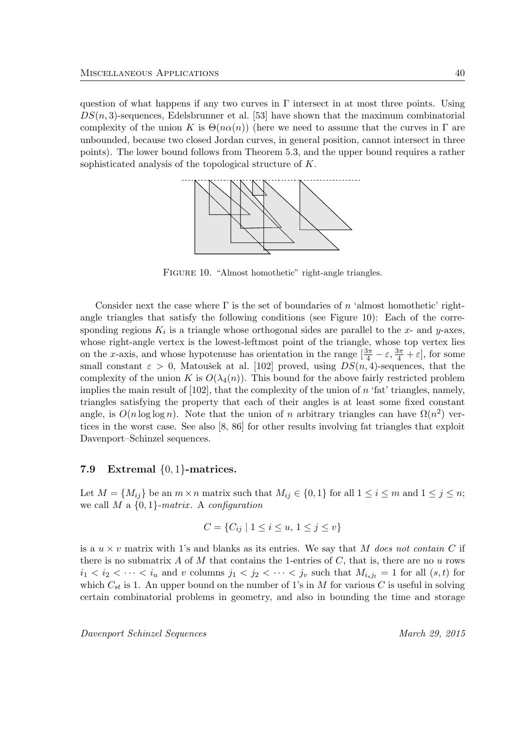question of what happens if any two curves in $\Gamma$ intersect in at most three points. Using $DS(n,3)$-sequences, Edelsbrunner et al. [53] have shown that the maximum combinatorial complexity of the union $K$ is $\Theta(n\alpha(n))$ (here we need to assume that the curves in $\Gamma$ are unbounded, because two closed Jordan curves, in general position, cannot intersect in three points). The lower bound follows from Theorem 5.3, and the upper bound requires a rather sophisticated analysis of the topological structure of $K$.

FIGURE 10. "Almost homothetic" right-angle triangles.

Consider next the case where $\Gamma$ is the set of boundaries of $n$ 'almost homothetic' right-angle triangles that satisfy the following conditions (see Figure 10): Each of the corresponding regions $K_i$ is a triangle whose orthogonal sides are parallel to the $x$- and $y$-axes, whose right-angle vertex is the lowest-leftmost point of the triangle, whose top vertex lies on the $x$-axis, and whose hypotenuse has orientation in the range $[\frac{3\pi}{4} - \varepsilon, \frac{3\pi}{4} + \varepsilon]$, for some small constant $\varepsilon > 0$, Matoušek at al. [102] proved, using $DS(n,4)$-sequences, that the complexity of the union $K$ is $O(\lambda_4(n))$. This bound for the above fairly restricted problem implies the main result of [102], that the complexity of the union of $n$ 'fat' triangles, namely, triangles satisfying the property that each of their angles is at least some fixed constant angle, is $O(n \log\log n)$. Note that the union of $n$ arbitrary triangles can have $\Omega(n^2)$ vertices in the worst case. See also [8, 86] for other results involving fat triangles that exploit Davenport–Schinzel sequences.

### 7.9 Extremal $\{0,1\}$-matrices.

Let $M = \{M_{ij}\}$ be an $m \times n$ matrix such that $M_{ij} \in \{0,1\}$ for all $1 \le i \le m$ and $1 \le j \le n$; we call $M$ a *$\{0,1\}$-matrix*. A *configuration*

$$C = \{C_{ij} \mid 1 \le i \le u,\ 1 \le j \le v\}$$

is a $u \times v$ matrix with 1's and blanks as its entries. We say that $M$ *does not contain* $C$ if there is no submatrix $A$ of $M$ that contains the 1-entries of $C$, that is, there are no $u$ rows $i_1 < i_2 < \cdots < i_u$ and $v$ columns $j_1 < j_2 < \cdots < j_v$ such that $M_{i_s j_t} = 1$ for all $(s,t)$ for which $C_{st}$ is 1. An upper bound on the number of 1's in $M$ for various $C$ is useful in solving certain combinatorial problems in geometry, and also in bounding the time and storage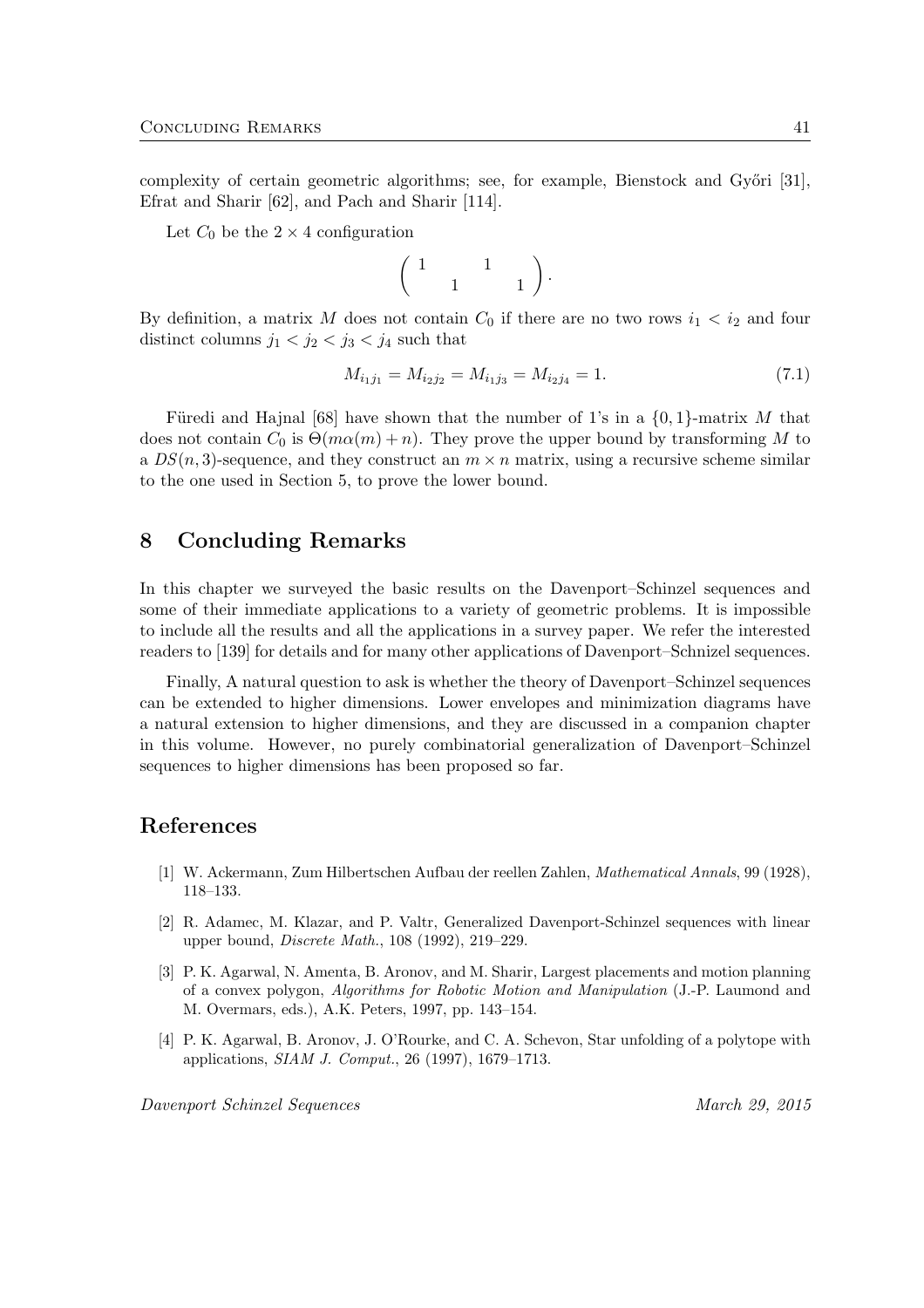complexity of certain geometric algorithms; see, for example, Bienstock and Győri [31], Efrat and Sharir [62], and Pach and Sharir [114].

Let $C_0$ be the $2 \times 4$ configuration

$$\begin{pmatrix} 1 & & 1 & \\ & 1 & & 1 \end{pmatrix}.$$

By definition, a matrix $M$ does not contain $C_0$ if there are no two rows $i_1 < i_2$ and four distinct columns $j_1 < j_2 < j_3 < j_4$ such that

$$M_{i_1 j_1} = M_{i_2 j_2} = M_{i_1 j_3} = M_{i_2 j_4} = 1. \tag{7.1}$$

Füredi and Hajnal [68] have shown that the number of 1's in a $\{0, 1\}$-matrix $M$ that does not contain $C_0$ is $\Theta(m\alpha(m) + n)$. They prove the upper bound by transforming $M$ to a $DS(n, 3)$-sequence, and they construct an $m \times n$ matrix, using a recursive scheme similar to the one used in Section 5, to prove the lower bound.

# 8 Concluding Remarks

In this chapter we surveyed the basic results on the Davenport–Schinzel sequences and some of their immediate applications to a variety of geometric problems. It is impossible to include all the results and all the applications in a survey paper. We refer the interested readers to [139] for details and for many other applications of Davenport–Schnizel sequences.

Finally, A natural question to ask is whether the theory of Davenport–Schinzel sequences can be extended to higher dimensions. Lower envelopes and minimization diagrams have a natural extension to higher dimensions, and they are discussed in a companion chapter in this volume. However, no purely combinatorial generalization of Davenport–Schinzel sequences to higher dimensions has been proposed so far.

# References

[1] W. Ackermann, Zum Hilbertschen Aufbau der reellen Zahlen, *Mathematical Annals*, 99 (1928), 118–133.

[2] R. Adamec, M. Klazar, and P. Valtr, Generalized Davenport-Schinzel sequences with linear upper bound, *Discrete Math.*, 108 (1992), 219–229.

[3] P. K. Agarwal, N. Amenta, B. Aronov, and M. Sharir, Largest placements and motion planning of a convex polygon, *Algorithms for Robotic Motion and Manipulation* (J.-P. Laumond and M. Overmars, eds.), A.K. Peters, 1997, pp. 143–154.

[4] P. K. Agarwal, B. Aronov, J. O'Rourke, and C. A. Schevon, Star unfolding of a polytope with applications, *SIAM J. Comput.*, 26 (1997), 1679–1713.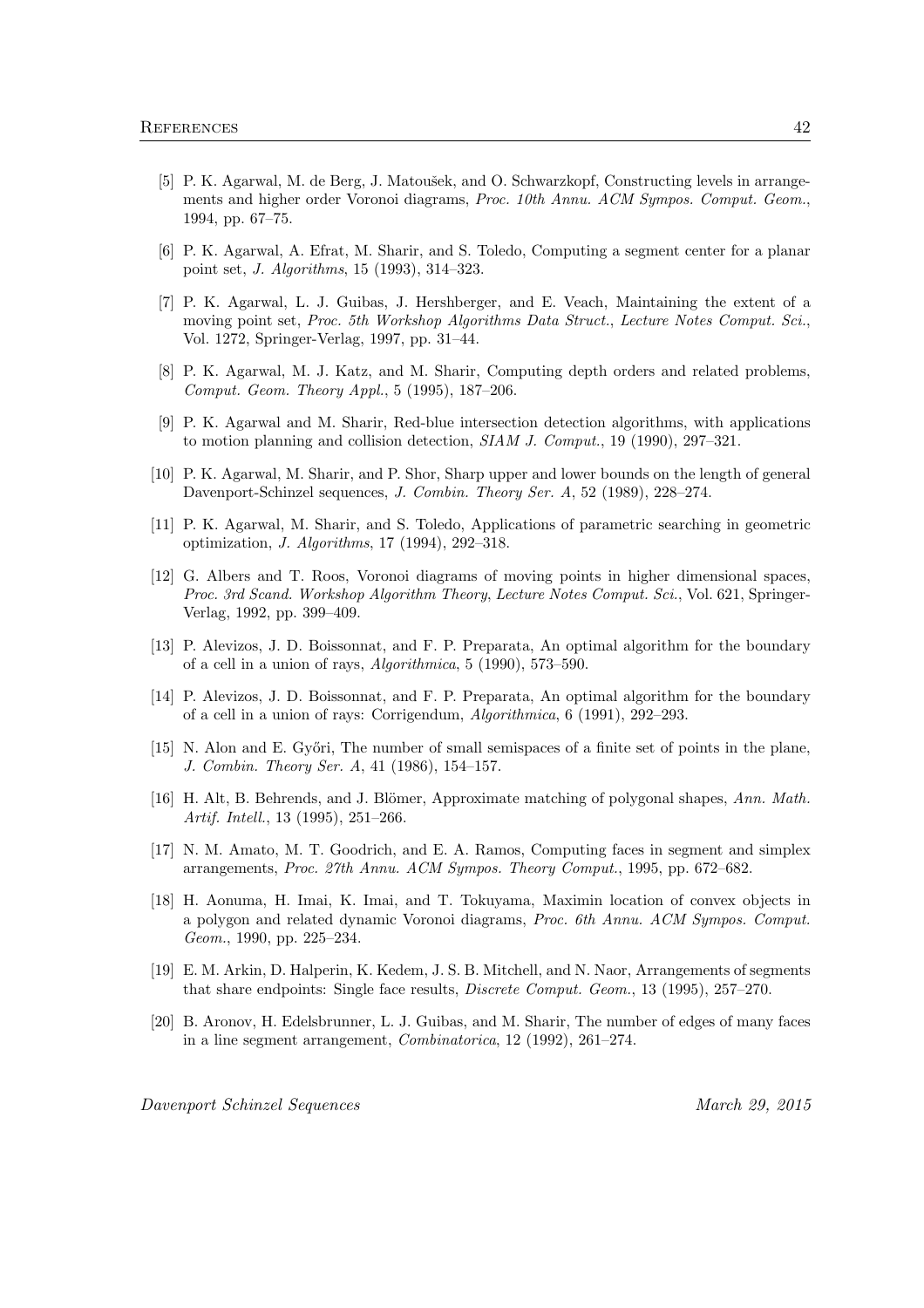[5] P. K. Agarwal, M. de Berg, J. Matoušek, and O. Schwarzkopf, Constructing levels in arrangements and higher order Voronoi diagrams, *Proc. 10th Annu. ACM Sympos. Comput. Geom.*, 1994, pp. 67–75.

[6] P. K. Agarwal, A. Efrat, M. Sharir, and S. Toledo, Computing a segment center for a planar point set, *J. Algorithms*, 15 (1993), 314–323.

[7] P. K. Agarwal, L. J. Guibas, J. Hershberger, and E. Veach, Maintaining the extent of a moving point set, *Proc. 5th Workshop Algorithms Data Struct.*, *Lecture Notes Comput. Sci.*, Vol. 1272, Springer-Verlag, 1997, pp. 31–44.

[8] P. K. Agarwal, M. J. Katz, and M. Sharir, Computing depth orders and related problems, *Comput. Geom. Theory Appl.*, 5 (1995), 187–206.

[9] P. K. Agarwal and M. Sharir, Red-blue intersection detection algorithms, with applications to motion planning and collision detection, *SIAM J. Comput.*, 19 (1990), 297–321.

[10] P. K. Agarwal, M. Sharir, and P. Shor, Sharp upper and lower bounds on the length of general Davenport-Schinzel sequences, *J. Combin. Theory Ser. A*, 52 (1989), 228–274.

[11] P. K. Agarwal, M. Sharir, and S. Toledo, Applications of parametric searching in geometric optimization, *J. Algorithms*, 17 (1994), 292–318.

[12] G. Albers and T. Roos, Voronoi diagrams of moving points in higher dimensional spaces, *Proc. 3rd Scand. Workshop Algorithm Theory*, *Lecture Notes Comput. Sci.*, Vol. 621, Springer-Verlag, 1992, pp. 399–409.

[13] P. Alevizos, J. D. Boissonnat, and F. P. Preparata, An optimal algorithm for the boundary of a cell in a union of rays, *Algorithmica*, 5 (1990), 573–590.

[14] P. Alevizos, J. D. Boissonnat, and F. P. Preparata, An optimal algorithm for the boundary of a cell in a union of rays: Corrigendum, *Algorithmica*, 6 (1991), 292–293.

[15] N. Alon and E. Győri, The number of small semispaces of a finite set of points in the plane, *J. Combin. Theory Ser. A*, 41 (1986), 154–157.

[16] H. Alt, B. Behrends, and J. Blömer, Approximate matching of polygonal shapes, *Ann. Math. Artif. Intell.*, 13 (1995), 251–266.

[17] N. M. Amato, M. T. Goodrich, and E. A. Ramos, Computing faces in segment and simplex arrangements, *Proc. 27th Annu. ACM Sympos. Theory Comput.*, 1995, pp. 672–682.

[18] H. Aonuma, H. Imai, K. Imai, and T. Tokuyama, Maximin location of convex objects in a polygon and related dynamic Voronoi diagrams, *Proc. 6th Annu. ACM Sympos. Comput. Geom.*, 1990, pp. 225–234.

[19] E. M. Arkin, D. Halperin, K. Kedem, J. S. B. Mitchell, and N. Naor, Arrangements of segments that share endpoints: Single face results, *Discrete Comput. Geom.*, 13 (1995), 257–270.

[20] B. Aronov, H. Edelsbrunner, L. J. Guibas, and M. Sharir, The number of edges of many faces in a line segment arrangement, *Combinatorica*, 12 (1992), 261–274.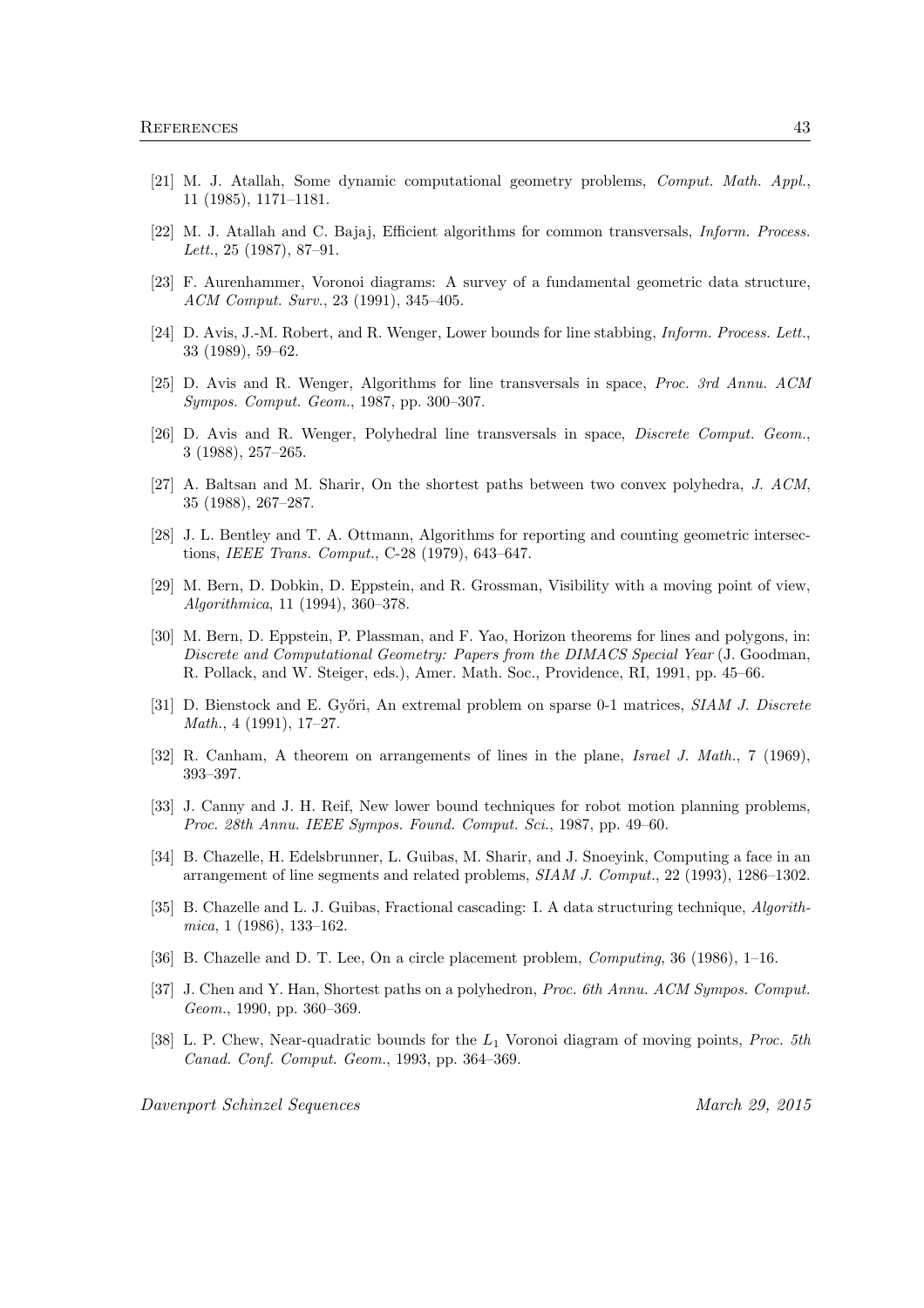[21] M. J. Atallah, Some dynamic computational geometry problems, *Comput. Math. Appl.*, 11 (1985), 1171–1181.

[22] M. J. Atallah and C. Bajaj, Efficient algorithms for common transversals, *Inform. Process. Lett.*, 25 (1987), 87–91.

[23] F. Aurenhammer, Voronoi diagrams: A survey of a fundamental geometric data structure, *ACM Comput. Surv.*, 23 (1991), 345–405.

[24] D. Avis, J.-M. Robert, and R. Wenger, Lower bounds for line stabbing, *Inform. Process. Lett.*, 33 (1989), 59–62.

[25] D. Avis and R. Wenger, Algorithms for line transversals in space, *Proc. 3rd Annu. ACM Sympos. Comput. Geom.*, 1987, pp. 300–307.

[26] D. Avis and R. Wenger, Polyhedral line transversals in space, *Discrete Comput. Geom.*, 3 (1988), 257–265.

[27] A. Baltsan and M. Sharir, On the shortest paths between two convex polyhedra, *J. ACM*, 35 (1988), 267–287.

[28] J. L. Bentley and T. A. Ottmann, Algorithms for reporting and counting geometric intersections, *IEEE Trans. Comput.*, C-28 (1979), 643–647.

[29] M. Bern, D. Dobkin, D. Eppstein, and R. Grossman, Visibility with a moving point of view, *Algorithmica*, 11 (1994), 360–378.

[30] M. Bern, D. Eppstein, P. Plassman, and F. Yao, Horizon theorems for lines and polygons, in: *Discrete and Computational Geometry: Papers from the DIMACS Special Year* (J. Goodman, R. Pollack, and W. Steiger, eds.), Amer. Math. Soc., Providence, RI, 1991, pp. 45–66.

[31] D. Bienstock and E. Győri, An extremal problem on sparse 0-1 matrices, *SIAM J. Discrete Math.*, 4 (1991), 17–27.

[32] R. Canham, A theorem on arrangements of lines in the plane, *Israel J. Math.*, 7 (1969), 393–397.

[33] J. Canny and J. H. Reif, New lower bound techniques for robot motion planning problems, *Proc. 28th Annu. IEEE Sympos. Found. Comput. Sci.*, 1987, pp. 49–60.

[34] B. Chazelle, H. Edelsbrunner, L. Guibas, M. Sharir, and J. Snoeyink, Computing a face in an arrangement of line segments and related problems, *SIAM J. Comput.*, 22 (1993), 1286–1302.

[35] B. Chazelle and L. J. Guibas, Fractional cascading: I. A data structuring technique, *Algorithmica*, 1 (1986), 133–162.

[36] B. Chazelle and D. T. Lee, On a circle placement problem, *Computing*, 36 (1986), 1–16.

[37] J. Chen and Y. Han, Shortest paths on a polyhedron, *Proc. 6th Annu. ACM Sympos. Comput. Geom.*, 1990, pp. 360–369.

[38] L. P. Chew, Near-quadratic bounds for the $L_1$ Voronoi diagram of moving points, *Proc. 5th Canad. Conf. Comput. Geom.*, 1993, pp. 364–369.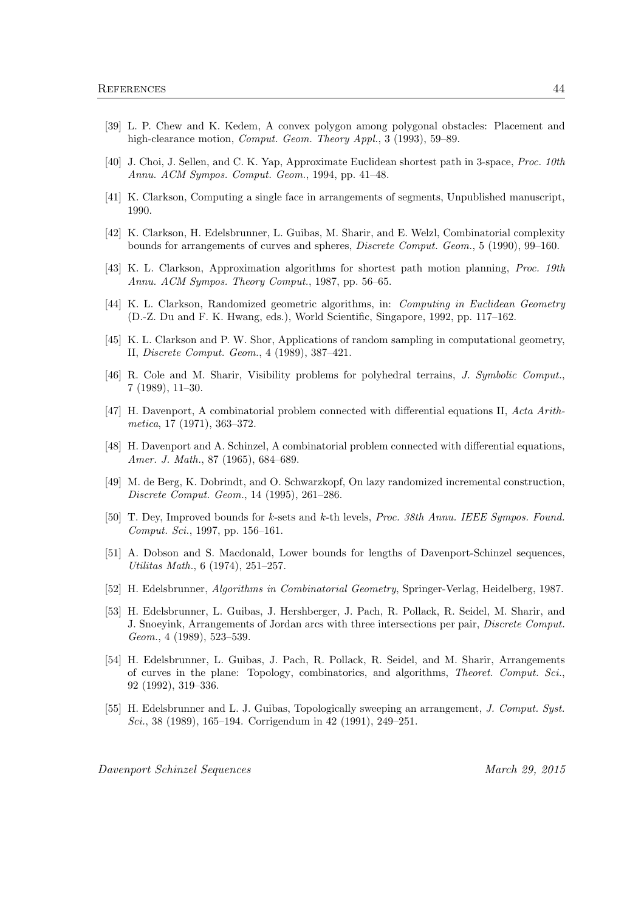[39] L. P. Chew and K. Kedem, A convex polygon among polygonal obstacles: Placement and high-clearance motion, *Comput. Geom. Theory Appl.*, 3 (1993), 59–89.

[40] J. Choi, J. Sellen, and C. K. Yap, Approximate Euclidean shortest path in 3-space, *Proc. 10th Annu. ACM Sympos. Comput. Geom.*, 1994, pp. 41–48.

[41] K. Clarkson, Computing a single face in arrangements of segments, Unpublished manuscript, 1990.

[42] K. Clarkson, H. Edelsbrunner, L. Guibas, M. Sharir, and E. Welzl, Combinatorial complexity bounds for arrangements of curves and spheres, *Discrete Comput. Geom.*, 5 (1990), 99–160.

[43] K. L. Clarkson, Approximation algorithms for shortest path motion planning, *Proc. 19th Annu. ACM Sympos. Theory Comput.*, 1987, pp. 56–65.

[44] K. L. Clarkson, Randomized geometric algorithms, in: *Computing in Euclidean Geometry* (D.-Z. Du and F. K. Hwang, eds.), World Scientific, Singapore, 1992, pp. 117–162.

[45] K. L. Clarkson and P. W. Shor, Applications of random sampling in computational geometry, II, *Discrete Comput. Geom.*, 4 (1989), 387–421.

[46] R. Cole and M. Sharir, Visibility problems for polyhedral terrains, *J. Symbolic Comput.*, 7 (1989), 11–30.

[47] H. Davenport, A combinatorial problem connected with differential equations II, *Acta Arithmetica*, 17 (1971), 363–372.

[48] H. Davenport and A. Schinzel, A combinatorial problem connected with differential equations, *Amer. J. Math.*, 87 (1965), 684–689.

[49] M. de Berg, K. Dobrindt, and O. Schwarzkopf, On lazy randomized incremental construction, *Discrete Comput. Geom.*, 14 (1995), 261–286.

[50] T. Dey, Improved bounds for $k$-sets and $k$-th levels, *Proc. 38th Annu. IEEE Sympos. Found. Comput. Sci.*, 1997, pp. 156–161.

[51] A. Dobson and S. Macdonald, Lower bounds for lengths of Davenport-Schinzel sequences, *Utilitas Math.*, 6 (1974), 251–257.

[52] H. Edelsbrunner, *Algorithms in Combinatorial Geometry*, Springer-Verlag, Heidelberg, 1987.

[53] H. Edelsbrunner, L. Guibas, J. Hershberger, J. Pach, R. Pollack, R. Seidel, M. Sharir, and J. Snoeyink, Arrangements of Jordan arcs with three intersections per pair, *Discrete Comput. Geom.*, 4 (1989), 523–539.

[54] H. Edelsbrunner, L. Guibas, J. Pach, R. Pollack, R. Seidel, and M. Sharir, Arrangements of curves in the plane: Topology, combinatorics, and algorithms, *Theoret. Comput. Sci.*, 92 (1992), 319–336.

[55] H. Edelsbrunner and L. J. Guibas, Topologically sweeping an arrangement, *J. Comput. Syst. Sci.*, 38 (1989), 165–194. Corrigendum in 42 (1991), 249–251.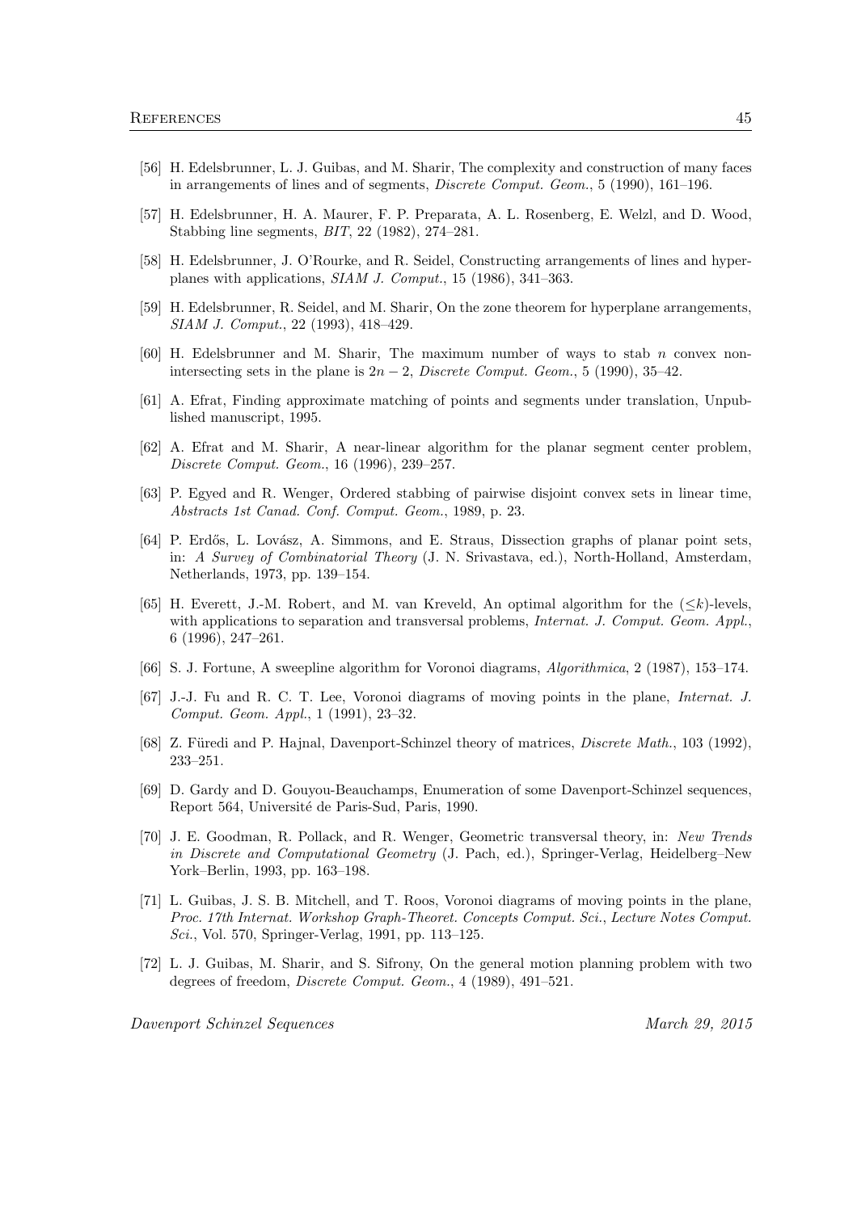[56] H. Edelsbrunner, L. J. Guibas, and M. Sharir, The complexity and construction of many faces in arrangements of lines and of segments, *Discrete Comput. Geom.*, 5 (1990), 161–196.

[57] H. Edelsbrunner, H. A. Maurer, F. P. Preparata, A. L. Rosenberg, E. Welzl, and D. Wood, Stabbing line segments, *BIT*, 22 (1982), 274–281.

[58] H. Edelsbrunner, J. O'Rourke, and R. Seidel, Constructing arrangements of lines and hyperplanes with applications, *SIAM J. Comput.*, 15 (1986), 341–363.

[59] H. Edelsbrunner, R. Seidel, and M. Sharir, On the zone theorem for hyperplane arrangements, *SIAM J. Comput.*, 22 (1993), 418–429.

[60] H. Edelsbrunner and M. Sharir, The maximum number of ways to stab $n$ convex nonintersecting sets in the plane is $2n-2$, *Discrete Comput. Geom.*, 5 (1990), 35–42.

[61] A. Efrat, Finding approximate matching of points and segments under translation, Unpublished manuscript, 1995.

[62] A. Efrat and M. Sharir, A near-linear algorithm for the planar segment center problem, *Discrete Comput. Geom.*, 16 (1996), 239–257.

[63] P. Egyed and R. Wenger, Ordered stabbing of pairwise disjoint convex sets in linear time, *Abstracts 1st Canad. Conf. Comput. Geom.*, 1989, p. 23.

[64] P. Erdős, L. Lovász, A. Simmons, and E. Straus, Dissection graphs of planar point sets, in: *A Survey of Combinatorial Theory* (J. N. Srivastava, ed.), North-Holland, Amsterdam, Netherlands, 1973, pp. 139–154.

[65] H. Everett, J.-M. Robert, and M. van Kreveld, An optimal algorithm for the ($\leq k$)-levels, with applications to separation and transversal problems, *Internat. J. Comput. Geom. Appl.*, 6 (1996), 247–261.

[66] S. J. Fortune, A sweepline algorithm for Voronoi diagrams, *Algorithmica*, 2 (1987), 153–174.

[67] J.-J. Fu and R. C. T. Lee, Voronoi diagrams of moving points in the plane, *Internat. J. Comput. Geom. Appl.*, 1 (1991), 23–32.

[68] Z. Füredi and P. Hajnal, Davenport-Schinzel theory of matrices, *Discrete Math.*, 103 (1992), 233–251.

[69] D. Gardy and D. Gouyou-Beauchamps, Enumeration of some Davenport-Schinzel sequences, Report 564, Université de Paris-Sud, Paris, 1990.

[70] J. E. Goodman, R. Pollack, and R. Wenger, Geometric transversal theory, in: *New Trends in Discrete and Computational Geometry* (J. Pach, ed.), Springer-Verlag, Heidelberg–New York–Berlin, 1993, pp. 163–198.

[71] L. Guibas, J. S. B. Mitchell, and T. Roos, Voronoi diagrams of moving points in the plane, *Proc. 17th Internat. Workshop Graph-Theoret. Concepts Comput. Sci.*, *Lecture Notes Comput. Sci.*, Vol. 570, Springer-Verlag, 1991, pp. 113–125.

[72] L. J. Guibas, M. Sharir, and S. Sifrony, On the general motion planning problem with two degrees of freedom, *Discrete Comput. Geom.*, 4 (1989), 491–521.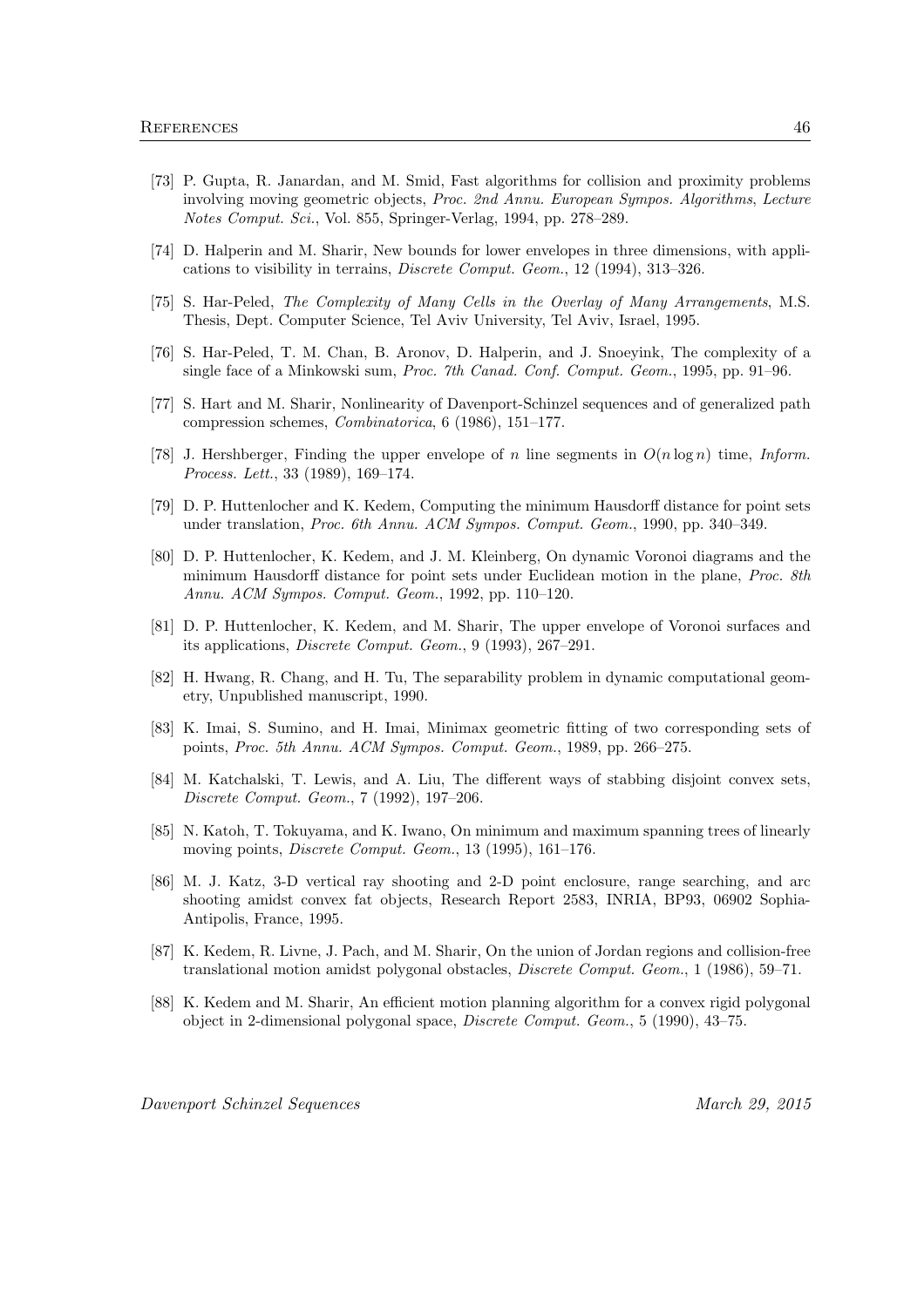[73] P. Gupta, R. Janardan, and M. Smid, Fast algorithms for collision and proximity problems involving moving geometric objects, *Proc. 2nd Annu. European Sympos. Algorithms*, *Lecture Notes Comput. Sci.*, Vol. 855, Springer-Verlag, 1994, pp. 278–289.

[74] D. Halperin and M. Sharir, New bounds for lower envelopes in three dimensions, with applications to visibility in terrains, *Discrete Comput. Geom.*, 12 (1994), 313–326.

[75] S. Har-Peled, *The Complexity of Many Cells in the Overlay of Many Arrangements*, M.S. Thesis, Dept. Computer Science, Tel Aviv University, Tel Aviv, Israel, 1995.

[76] S. Har-Peled, T. M. Chan, B. Aronov, D. Halperin, and J. Snoeyink, The complexity of a single face of a Minkowski sum, *Proc. 7th Canad. Conf. Comput. Geom.*, 1995, pp. 91–96.

[77] S. Hart and M. Sharir, Nonlinearity of Davenport-Schinzel sequences and of generalized path compression schemes, *Combinatorica*, 6 (1986), 151–177.

[78] J. Hershberger, Finding the upper envelope of $n$ line segments in $O(n \log n)$ time, *Inform. Process. Lett.*, 33 (1989), 169–174.

[79] D. P. Huttenlocher and K. Kedem, Computing the minimum Hausdorff distance for point sets under translation, *Proc. 6th Annu. ACM Sympos. Comput. Geom.*, 1990, pp. 340–349.

[80] D. P. Huttenlocher, K. Kedem, and J. M. Kleinberg, On dynamic Voronoi diagrams and the minimum Hausdorff distance for point sets under Euclidean motion in the plane, *Proc. 8th Annu. ACM Sympos. Comput. Geom.*, 1992, pp. 110–120.

[81] D. P. Huttenlocher, K. Kedem, and M. Sharir, The upper envelope of Voronoi surfaces and its applications, *Discrete Comput. Geom.*, 9 (1993), 267–291.

[82] H. Hwang, R. Chang, and H. Tu, The separability problem in dynamic computational geometry, Unpublished manuscript, 1990.

[83] K. Imai, S. Sumino, and H. Imai, Minimax geometric fitting of two corresponding sets of points, *Proc. 5th Annu. ACM Sympos. Comput. Geom.*, 1989, pp. 266–275.

[84] M. Katchalski, T. Lewis, and A. Liu, The different ways of stabbing disjoint convex sets, *Discrete Comput. Geom.*, 7 (1992), 197–206.

[85] N. Katoh, T. Tokuyama, and K. Iwano, On minimum and maximum spanning trees of linearly moving points, *Discrete Comput. Geom.*, 13 (1995), 161–176.

[86] M. J. Katz, 3-D vertical ray shooting and 2-D point enclosure, range searching, and arc shooting amidst convex fat objects, Research Report 2583, INRIA, BP93, 06902 Sophia-Antipolis, France, 1995.

[87] K. Kedem, R. Livne, J. Pach, and M. Sharir, On the union of Jordan regions and collision-free translational motion amidst polygonal obstacles, *Discrete Comput. Geom.*, 1 (1986), 59–71.

[88] K. Kedem and M. Sharir, An efficient motion planning algorithm for a convex rigid polygonal object in 2-dimensional polygonal space, *Discrete Comput. Geom.*, 5 (1990), 43–75.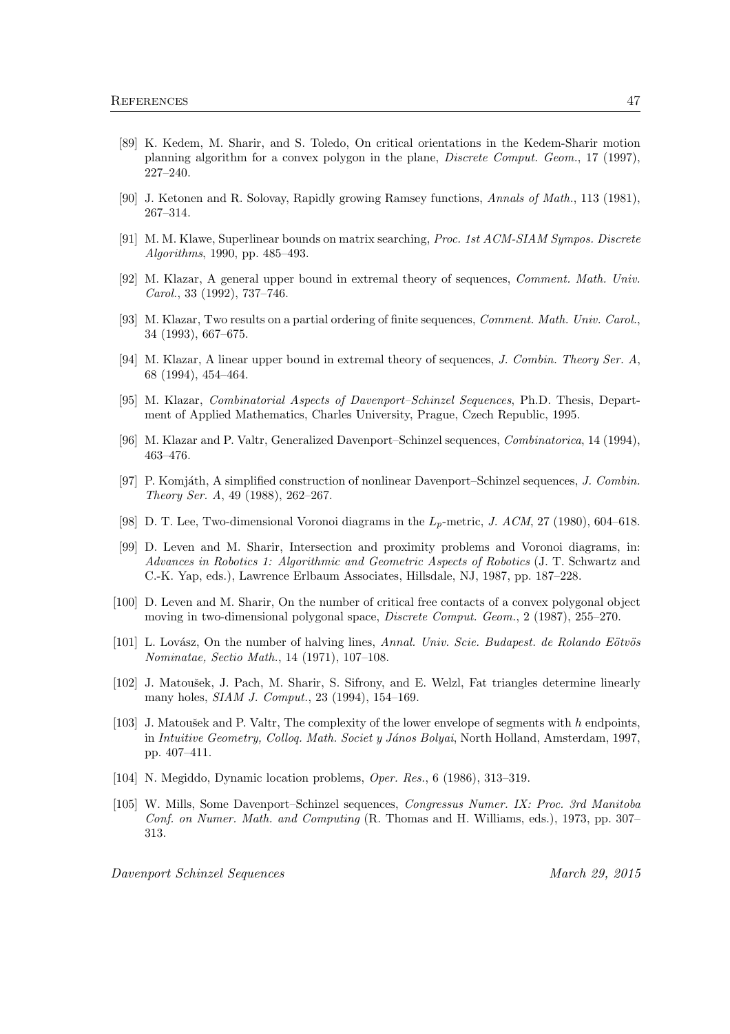[89] K. Kedem, M. Sharir, and S. Toledo, On critical orientations in the Kedem-Sharir motion planning algorithm for a convex polygon in the plane, *Discrete Comput. Geom.*, 17 (1997), 227–240.

[90] J. Ketonen and R. Solovay, Rapidly growing Ramsey functions, *Annals of Math.*, 113 (1981), 267–314.

[91] M. M. Klawe, Superlinear bounds on matrix searching, *Proc. 1st ACM-SIAM Sympos. Discrete Algorithms*, 1990, pp. 485–493.

[92] M. Klazar, A general upper bound in extremal theory of sequences, *Comment. Math. Univ. Carol.*, 33 (1992), 737–746.

[93] M. Klazar, Two results on a partial ordering of finite sequences, *Comment. Math. Univ. Carol.*, 34 (1993), 667–675.

[94] M. Klazar, A linear upper bound in extremal theory of sequences, *J. Combin. Theory Ser. A*, 68 (1994), 454–464.

[95] M. Klazar, *Combinatorial Aspects of Davenport–Schinzel Sequences*, Ph.D. Thesis, Department of Applied Mathematics, Charles University, Prague, Czech Republic, 1995.

[96] M. Klazar and P. Valtr, Generalized Davenport–Schinzel sequences, *Combinatorica*, 14 (1994), 463–476.

[97] P. Komjáth, A simplified construction of nonlinear Davenport–Schinzel sequences, *J. Combin. Theory Ser. A*, 49 (1988), 262–267.

[98] D. T. Lee, Two-dimensional Voronoi diagrams in the $L_p$-metric, *J. ACM*, 27 (1980), 604–618.

[99] D. Leven and M. Sharir, Intersection and proximity problems and Voronoi diagrams, in: *Advances in Robotics 1: Algorithmic and Geometric Aspects of Robotics* (J. T. Schwartz and C.-K. Yap, eds.), Lawrence Erlbaum Associates, Hillsdale, NJ, 1987, pp. 187–228.

[100] D. Leven and M. Sharir, On the number of critical free contacts of a convex polygonal object moving in two-dimensional polygonal space, *Discrete Comput. Geom.*, 2 (1987), 255–270.

[101] L. Lovász, On the number of halving lines, *Annal. Univ. Scie. Budapest. de Rolando Eötvös Nominatae, Sectio Math.*, 14 (1971), 107–108.

[102] J. Matoušek, J. Pach, M. Sharir, S. Sifrony, and E. Welzl, Fat triangles determine linearly many holes, *SIAM J. Comput.*, 23 (1994), 154–169.

[103] J. Matoušek and P. Valtr, The complexity of the lower envelope of segments with $h$ endpoints, in *Intuitive Geometry, Colloq. Math. Societ y János Bolyai*, North Holland, Amsterdam, 1997, pp. 407–411.

[104] N. Megiddo, Dynamic location problems, *Oper. Res.*, 6 (1986), 313–319.

[105] W. Mills, Some Davenport–Schinzel sequences, *Congressus Numer. IX: Proc. 3rd Manitoba Conf. on Numer. Math. and Computing* (R. Thomas and H. Williams, eds.), 1973, pp. 307–313.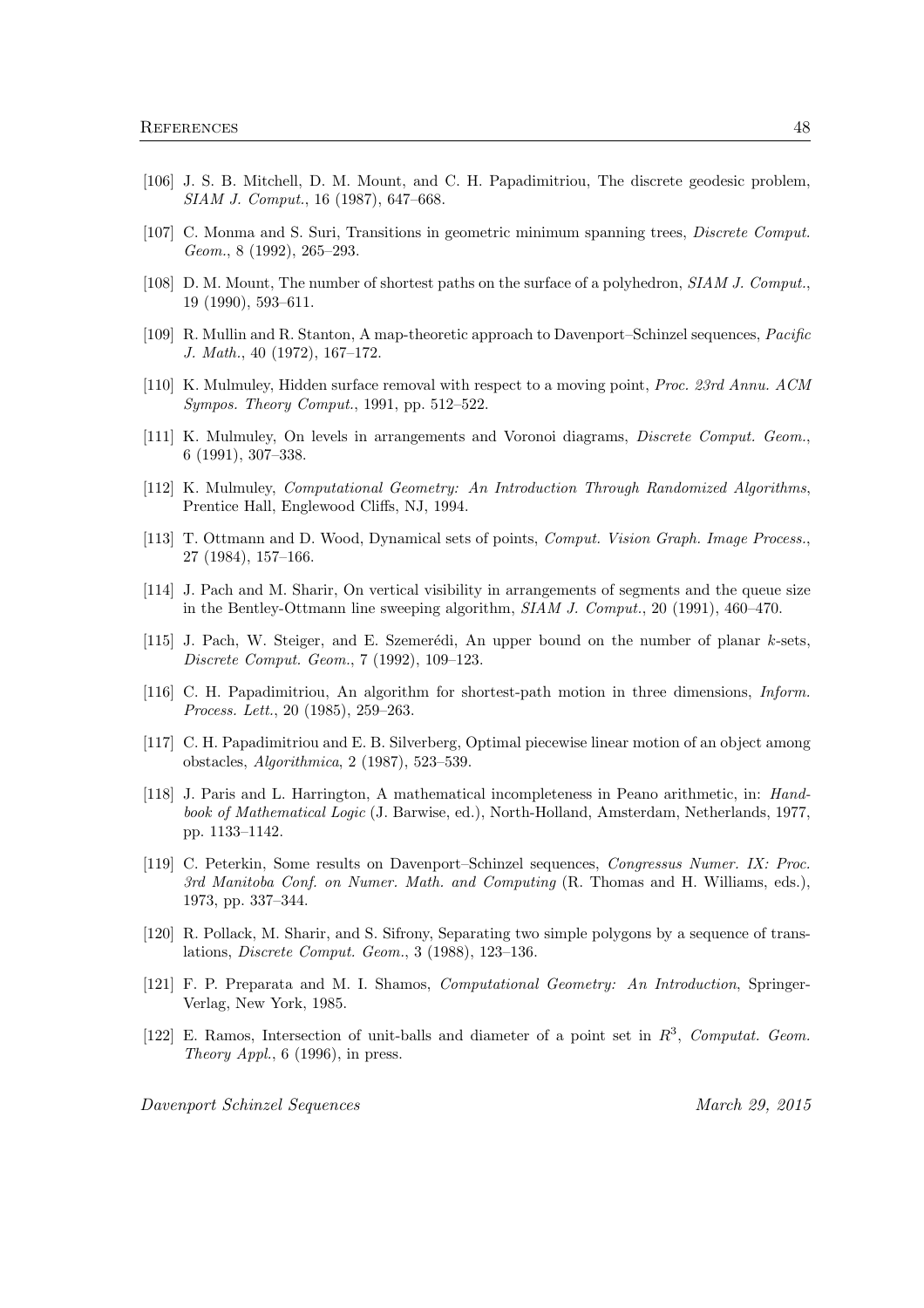[106] J. S. B. Mitchell, D. M. Mount, and C. H. Papadimitriou, The discrete geodesic problem, *SIAM J. Comput.*, 16 (1987), 647–668.

[107] C. Monma and S. Suri, Transitions in geometric minimum spanning trees, *Discrete Comput. Geom.*, 8 (1992), 265–293.

[108] D. M. Mount, The number of shortest paths on the surface of a polyhedron, *SIAM J. Comput.*, 19 (1990), 593–611.

[109] R. Mullin and R. Stanton, A map-theoretic approach to Davenport–Schinzel sequences, *Pacific J. Math.*, 40 (1972), 167–172.

[110] K. Mulmuley, Hidden surface removal with respect to a moving point, *Proc. 23rd Annu. ACM Sympos. Theory Comput.*, 1991, pp. 512–522.

[111] K. Mulmuley, On levels in arrangements and Voronoi diagrams, *Discrete Comput. Geom.*, 6 (1991), 307–338.

[112] K. Mulmuley, *Computational Geometry: An Introduction Through Randomized Algorithms*, Prentice Hall, Englewood Cliffs, NJ, 1994.

[113] T. Ottmann and D. Wood, Dynamical sets of points, *Comput. Vision Graph. Image Process.*, 27 (1984), 157–166.

[114] J. Pach and M. Sharir, On vertical visibility in arrangements of segments and the queue size in the Bentley-Ottmann line sweeping algorithm, *SIAM J. Comput.*, 20 (1991), 460–470.

[115] J. Pach, W. Steiger, and E. Szemerédi, An upper bound on the number of planar $k$-sets, *Discrete Comput. Geom.*, 7 (1992), 109–123.

[116] C. H. Papadimitriou, An algorithm for shortest-path motion in three dimensions, *Inform. Process. Lett.*, 20 (1985), 259–263.

[117] C. H. Papadimitriou and E. B. Silverberg, Optimal piecewise linear motion of an object among obstacles, *Algorithmica*, 2 (1987), 523–539.

[118] J. Paris and L. Harrington, A mathematical incompleteness in Peano arithmetic, in: *Handbook of Mathematical Logic* (J. Barwise, ed.), North-Holland, Amsterdam, Netherlands, 1977, pp. 1133–1142.

[119] C. Peterkin, Some results on Davenport–Schinzel sequences, *Congressus Numer. IX: Proc. 3rd Manitoba Conf. on Numer. Math. and Computing* (R. Thomas and H. Williams, eds.), 1973, pp. 337–344.

[120] R. Pollack, M. Sharir, and S. Sifrony, Separating two simple polygons by a sequence of translations, *Discrete Comput. Geom.*, 3 (1988), 123–136.

[121] F. P. Preparata and M. I. Shamos, *Computational Geometry: An Introduction*, Springer-Verlag, New York, 1985.

[122] E. Ramos, Intersection of unit-balls and diameter of a point set in $R^3$, *Computat. Geom. Theory Appl.*, 6 (1996), in press.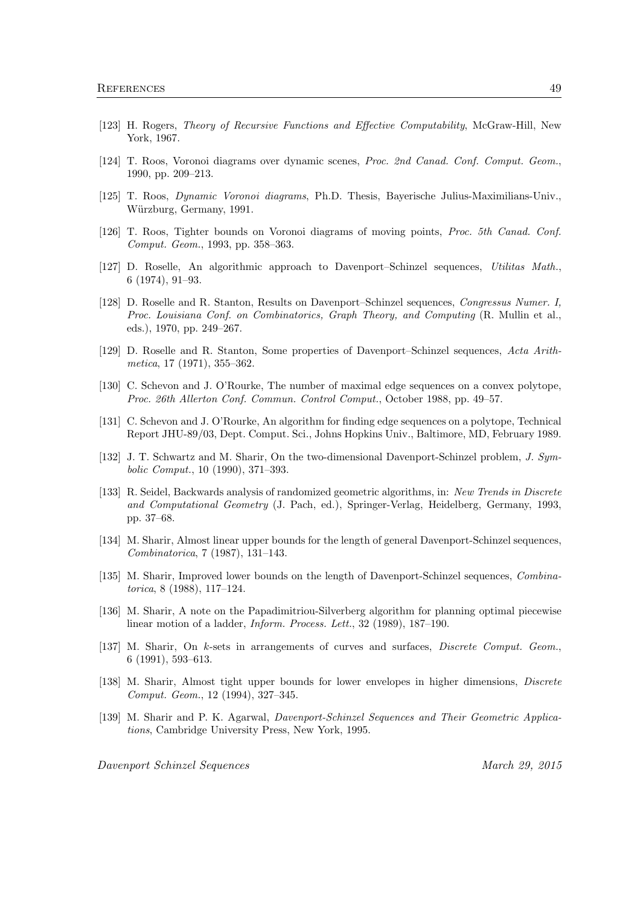[123] H. Rogers, *Theory of Recursive Functions and Effective Computability*, McGraw-Hill, New York, 1967.

[124] T. Roos, Voronoi diagrams over dynamic scenes, *Proc. 2nd Canad. Conf. Comput. Geom.*, 1990, pp. 209–213.

[125] T. Roos, *Dynamic Voronoi diagrams*, Ph.D. Thesis, Bayerische Julius-Maximilians-Univ., Würzburg, Germany, 1991.

[126] T. Roos, Tighter bounds on Voronoi diagrams of moving points, *Proc. 5th Canad. Conf. Comput. Geom.*, 1993, pp. 358–363.

[127] D. Roselle, An algorithmic approach to Davenport–Schinzel sequences, *Utilitas Math.*, 6 (1974), 91–93.

[128] D. Roselle and R. Stanton, Results on Davenport–Schinzel sequences, *Congressus Numer. I, Proc. Louisiana Conf. on Combinatorics, Graph Theory, and Computing* (R. Mullin et al., eds.), 1970, pp. 249–267.

[129] D. Roselle and R. Stanton, Some properties of Davenport–Schinzel sequences, *Acta Arithmetica*, 17 (1971), 355–362.

[130] C. Schevon and J. O'Rourke, The number of maximal edge sequences on a convex polytope, *Proc. 26th Allerton Conf. Commun. Control Comput.*, October 1988, pp. 49–57.

[131] C. Schevon and J. O'Rourke, An algorithm for finding edge sequences on a polytope, Technical Report JHU-89/03, Dept. Comput. Sci., Johns Hopkins Univ., Baltimore, MD, February 1989.

[132] J. T. Schwartz and M. Sharir, On the two-dimensional Davenport-Schinzel problem, *J. Symbolic Comput.*, 10 (1990), 371–393.

[133] R. Seidel, Backwards analysis of randomized geometric algorithms, in: *New Trends in Discrete and Computational Geometry* (J. Pach, ed.), Springer-Verlag, Heidelberg, Germany, 1993, pp. 37–68.

[134] M. Sharir, Almost linear upper bounds for the length of general Davenport-Schinzel sequences, *Combinatorica*, 7 (1987), 131–143.

[135] M. Sharir, Improved lower bounds on the length of Davenport-Schinzel sequences, *Combinatorica*, 8 (1988), 117–124.

[136] M. Sharir, A note on the Papadimitriou-Silverberg algorithm for planning optimal piecewise linear motion of a ladder, *Inform. Process. Lett.*, 32 (1989), 187–190.

[137] M. Sharir, On $k$-sets in arrangements of curves and surfaces, *Discrete Comput. Geom.*, 6 (1991), 593–613.

[138] M. Sharir, Almost tight upper bounds for lower envelopes in higher dimensions, *Discrete Comput. Geom.*, 12 (1994), 327–345.

[139] M. Sharir and P. K. Agarwal, *Davenport-Schinzel Sequences and Their Geometric Applications*, Cambridge University Press, New York, 1995.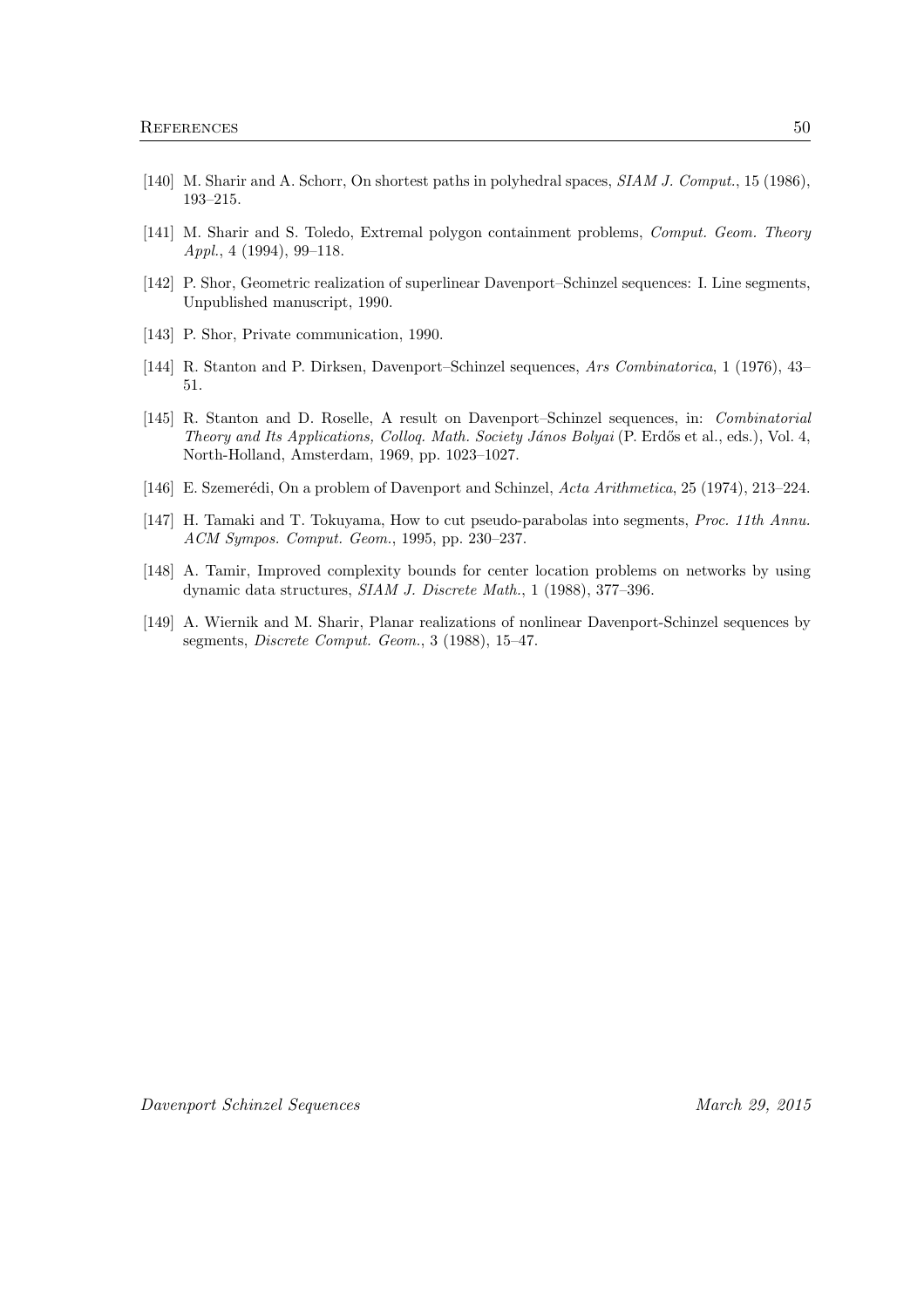[140] M. Sharir and A. Schorr, On shortest paths in polyhedral spaces, *SIAM J. Comput.*, 15 (1986), 193–215.

[141] M. Sharir and S. Toledo, Extremal polygon containment problems, *Comput. Geom. Theory Appl.*, 4 (1994), 99–118.

[142] P. Shor, Geometric realization of superlinear Davenport–Schinzel sequences: I. Line segments, Unpublished manuscript, 1990.

[143] P. Shor, Private communication, 1990.

[144] R. Stanton and P. Dirksen, Davenport–Schinzel sequences, *Ars Combinatorica*, 1 (1976), 43–51.

[145] R. Stanton and D. Roselle, A result on Davenport–Schinzel sequences, in: *Combinatorial Theory and Its Applications, Colloq. Math. Society János Bolyai* (P. Erdős et al., eds.), Vol. 4, North-Holland, Amsterdam, 1969, pp. 1023–1027.

[146] E. Szemerédi, On a problem of Davenport and Schinzel, *Acta Arithmetica*, 25 (1974), 213–224.

[147] H. Tamaki and T. Tokuyama, How to cut pseudo-parabolas into segments, *Proc. 11th Annu. ACM Sympos. Comput. Geom.*, 1995, pp. 230–237.

[148] A. Tamir, Improved complexity bounds for center location problems on networks by using dynamic data structures, *SIAM J. Discrete Math.*, 1 (1988), 377–396.

[149] A. Wiernik and M. Sharir, Planar realizations of nonlinear Davenport-Schinzel sequences by segments, *Discrete Comput. Geom.*, 3 (1988), 15–47.